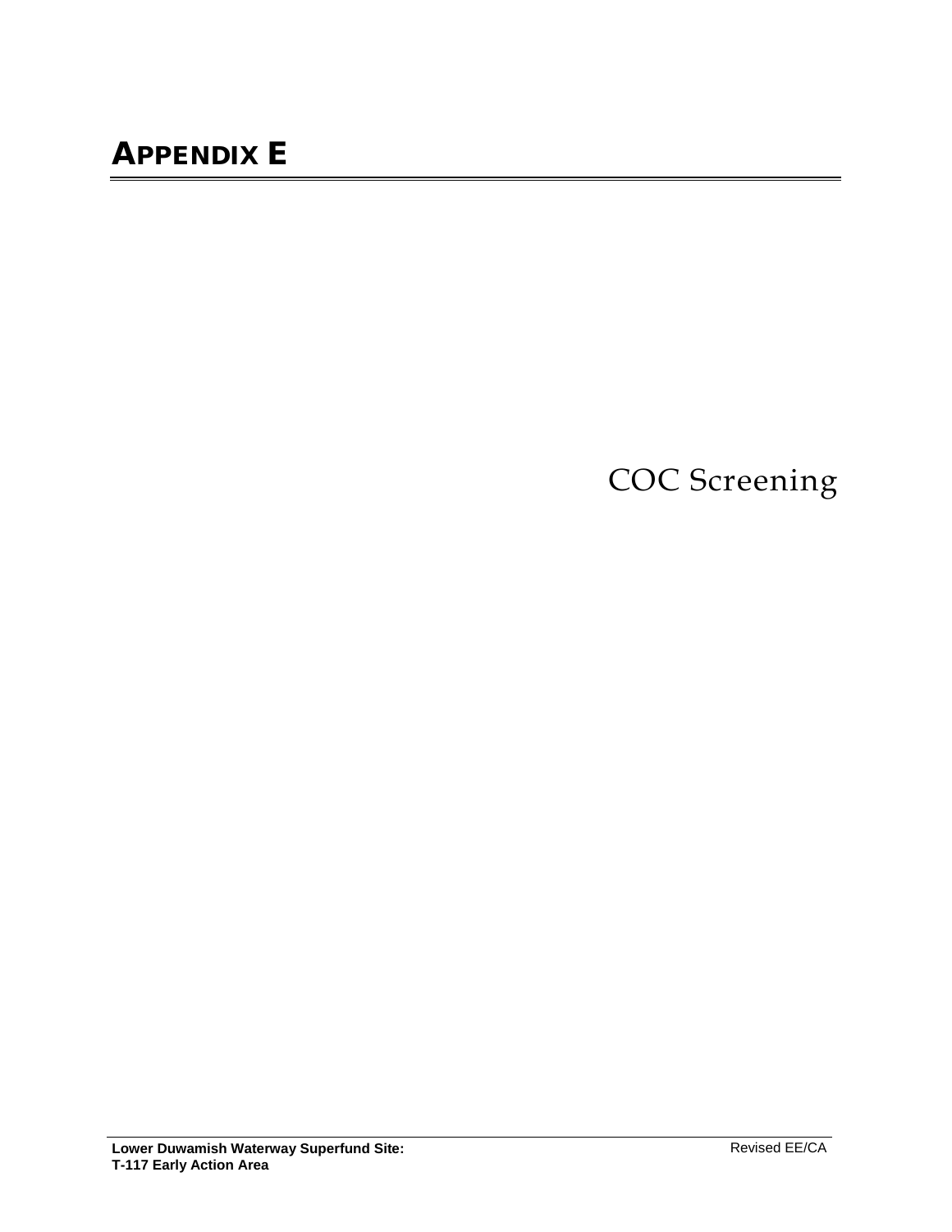# APPENDIX E

COC Screening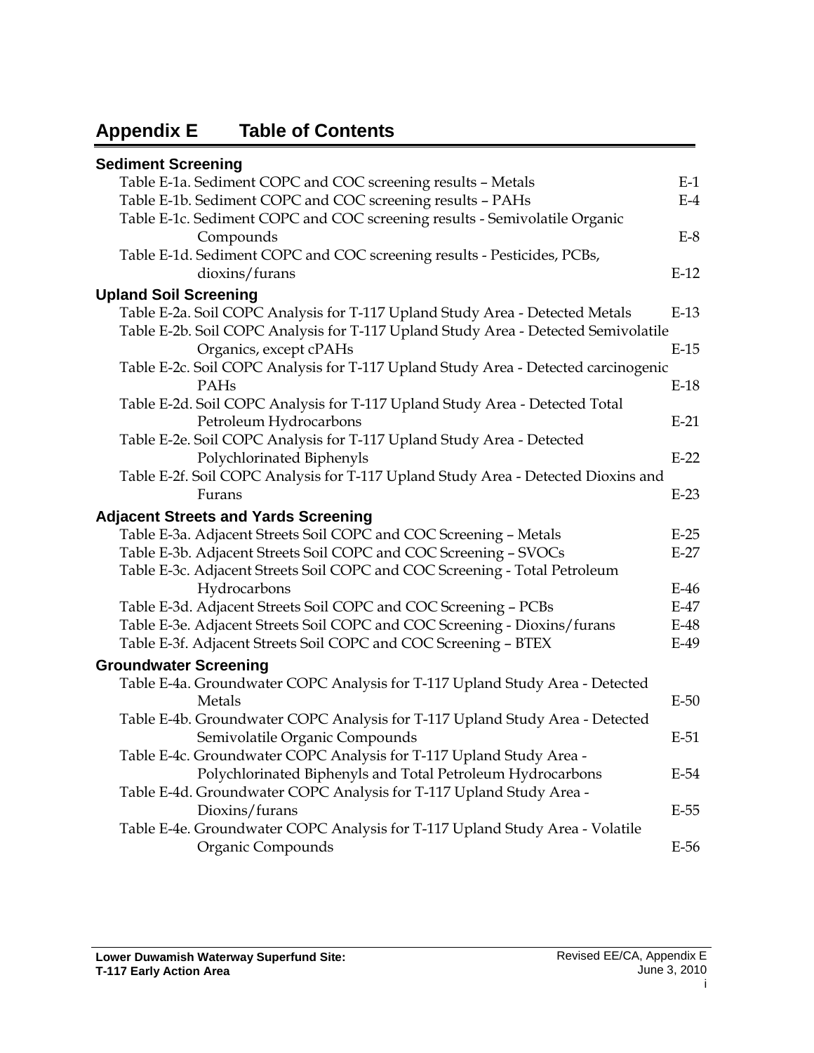# Appendix E Table of Contents

## Sediment Screening

| | |
|---|---|
| Table E-1a. Sediment COPC and COC screening results – Metals | E-1 |
| Table E-1b. Sediment COPC and COC screening results – PAHs | E-4 |
| Table E-1c. Sediment COPC and COC screening results - Semivolatile Organic Compounds | E-8 |
| Table E-1d. Sediment COPC and COC screening results - Pesticides, PCBs, dioxins/furans | E-12 |

## Upland Soil Screening

| | |
|---|---|
| Table E-2a. Soil COPC Analysis for T-117 Upland Study Area - Detected Metals | E-13 |
| Table E-2b. Soil COPC Analysis for T-117 Upland Study Area - Detected Semivolatile Organics, except cPAHs | E-15 |
| Table E-2c. Soil COPC Analysis for T-117 Upland Study Area - Detected carcinogenic PAHs | E-18 |
| Table E-2d. Soil COPC Analysis for T-117 Upland Study Area - Detected Total Petroleum Hydrocarbons | E-21 |
| Table E-2e. Soil COPC Analysis for T-117 Upland Study Area - Detected Polychlorinated Biphenyls | E-22 |
| Table E-2f. Soil COPC Analysis for T-117 Upland Study Area - Detected Dioxins and Furans | E-23 |

## Adjacent Streets and Yards Screening

| | |
|---|---|
| Table E-3a. Adjacent Streets Soil COPC and COC Screening – Metals | E-25 |
| Table E-3b. Adjacent Streets Soil COPC and COC Screening – SVOCs | E-27 |
| Table E-3c. Adjacent Streets Soil COPC and COC Screening - Total Petroleum Hydrocarbons | E-46 |
| Table E-3d. Adjacent Streets Soil COPC and COC Screening – PCBs | E-47 |
| Table E-3e. Adjacent Streets Soil COPC and COC Screening - Dioxins/furans | E-48 |
| Table E-3f. Adjacent Streets Soil COPC and COC Screening – BTEX | E-49 |

## Groundwater Screening

| | |
|---|---|
| Table E-4a. Groundwater COPC Analysis for T-117 Upland Study Area - Detected Metals | E-50 |
| Table E-4b. Groundwater COPC Analysis for T-117 Upland Study Area - Detected Semivolatile Organic Compounds | E-51 |
| Table E-4c. Groundwater COPC Analysis for T-117 Upland Study Area - Polychlorinated Biphenyls and Total Petroleum Hydrocarbons | E-54 |
| Table E-4d. Groundwater COPC Analysis for T-117 Upland Study Area - Dioxins/furans | E-55 |
| Table E-4e. Groundwater COPC Analysis for T-117 Upland Study Area - Volatile Organic Compounds | E-56 |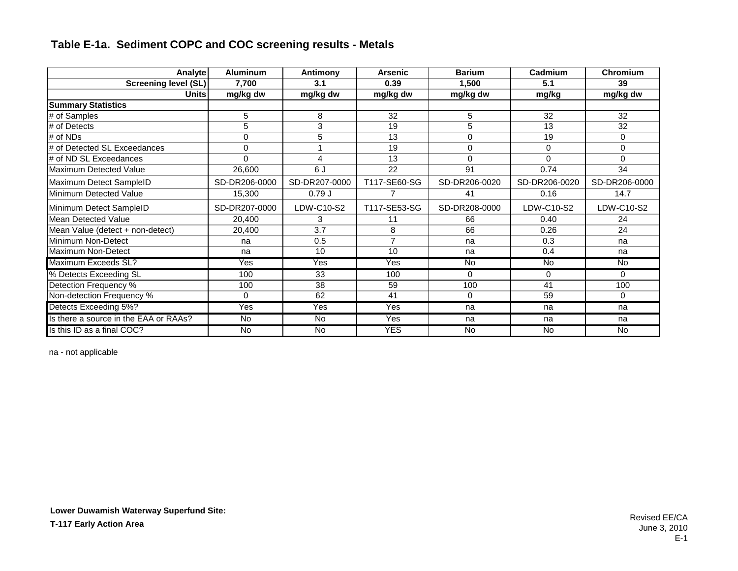### Table E-1a. Sediment COPC and COC screening results - Metals

| Analyte | Aluminum | Antimony | Arsenic | Barium | Cadmium | Chromium |
|---|---|---|---|---|---|---|
| **Screening level (SL)** | **7,700** | **3.1** | **0.39** | **1,500** | **5.1** | **39** |
| **Units** | **mg/kg dw** | **mg/kg dw** | **mg/kg dw** | **mg/kg dw** | **mg/kg** | **mg/kg dw** |
| **Summary Statistics** | | | | | | |
| # of Samples | 5 | 8 | 32 | 5 | 32 | 32 |
| # of Detects | 5 | 3 | 19 | 5 | 13 | 32 |
| # of NDs | 0 | 5 | 13 | 0 | 19 | 0 |
| # of Detected SL Exceedances | 0 | 1 | 19 | 0 | 0 | 0 |
| # of ND SL Exceedances | 0 | 4 | 13 | 0 | 0 | 0 |
| Maximum Detected Value | 26,600 | 6 J | 22 | 91 | 0.74 | 34 |
| Maximum Detect SampleID | SD-DR206-0000 | SD-DR207-0000 | T117-SE60-SG | SD-DR206-0020 | SD-DR206-0020 | SD-DR206-0000 |
| Minimum Detected Value | 15,300 | 0.79 J | 7 | 41 | 0.16 | 14.7 |
| Minimum Detect SampleID | SD-DR207-0000 | LDW-C10-S2 | T117-SE53-SG | SD-DR208-0000 | LDW-C10-S2 | LDW-C10-S2 |
| Mean Detected Value | 20,400 | 3 | 11 | 66 | 0.40 | 24 |
| Mean Value (detect + non-detect) | 20,400 | 3.7 | 8 | 66 | 0.26 | 24 |
| Minimum Non-Detect | na | 0.5 | 7 | na | 0.3 | na |
| Maximum Non-Detect | na | 10 | 10 | na | 0.4 | na |
| Maximum Exceeds SL? | Yes | Yes | Yes | No | No | No |
| % Detects Exceeding SL | 100 | 33 | 100 | 0 | 0 | 0 |
| Detection Frequency % | 100 | 38 | 59 | 100 | 41 | 100 |
| Non-detection Frequency % | 0 | 62 | 41 | 0 | 59 | 0 |
| Detects Exceeding 5%? | Yes | Yes | Yes | na | na | na |
| Is there a source in the EAA or RAAs? | No | No | Yes | na | na | na |
| Is this ID as a final COC? | No | No | YES | No | No | No |

na - not applicable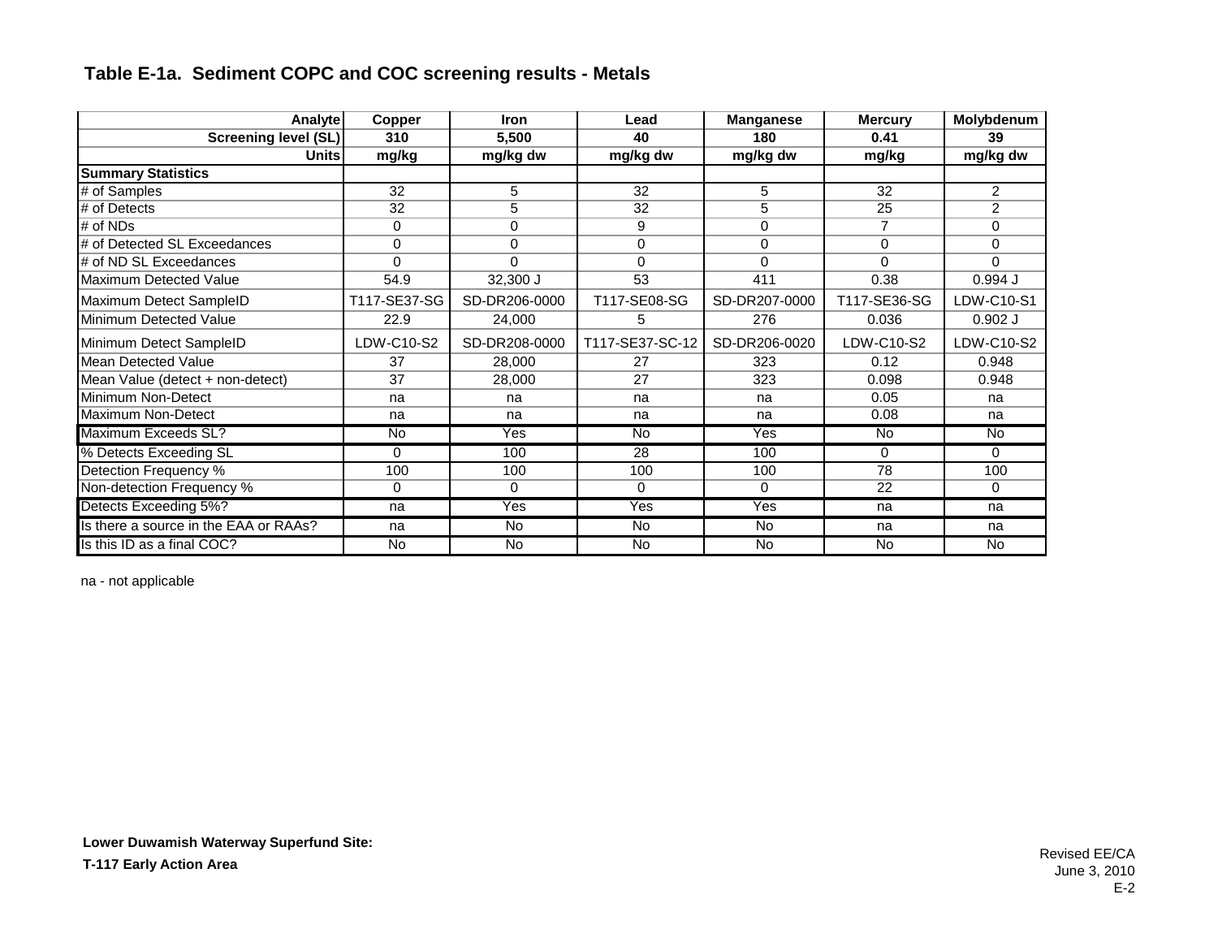### Table E-1a. Sediment COPC and COC screening results - Metals

| Analyte | Copper | Iron | Lead | Manganese | Mercury | Molybdenum |
|---|---|---|---|---|---|---|
| Screening level (SL) | 310 | 5,500 | 40 | 180 | 0.41 | 39 |
| Units | mg/kg | mg/kg dw | mg/kg dw | mg/kg dw | mg/kg | mg/kg dw |
| **Summary Statistics** | | | | | | |
| # of Samples | 32 | 5 | 32 | 5 | 32 | 2 |
| # of Detects | 32 | 5 | 32 | 5 | 25 | 2 |
| # of NDs | 0 | 0 | 9 | 0 | 7 | 0 |
| # of Detected SL Exceedances | 0 | 0 | 0 | 0 | 0 | 0 |
| # of ND SL Exceedances | 0 | 0 | 0 | 0 | 0 | 0 |
| Maximum Detected Value | 54.9 | 32,300 J | 53 | 411 | 0.38 | 0.994 J |
| Maximum Detect SampleID | T117-SE37-SG | SD-DR206-0000 | T117-SE08-SG | SD-DR207-0000 | T117-SE36-SG | LDW-C10-S1 |
| Minimum Detected Value | 22.9 | 24,000 | 5 | 276 | 0.036 | 0.902 J |
| Minimum Detect SampleID | LDW-C10-S2 | SD-DR208-0000 | T117-SE37-SC-12 | SD-DR206-0020 | LDW-C10-S2 | LDW-C10-S2 |
| Mean Detected Value | 37 | 28,000 | 27 | 323 | 0.12 | 0.948 |
| Mean Value (detect + non-detect) | 37 | 28,000 | 27 | 323 | 0.098 | 0.948 |
| Minimum Non-Detect | na | na | na | na | 0.05 | na |
| Maximum Non-Detect | na | na | na | na | 0.08 | na |
| Maximum Exceeds SL? | No | Yes | No | Yes | No | No |
| % Detects Exceeding SL | 0 | 100 | 28 | 100 | 0 | 0 |
| Detection Frequency % | 100 | 100 | 100 | 100 | 78 | 100 |
| Non-detection Frequency % | 0 | 0 | 0 | 0 | 22 | 0 |
| Detects Exceeding 5%? | na | Yes | Yes | Yes | na | na |
| Is there a source in the EAA or RAAs? | na | No | No | No | na | na |
| Is this ID as a final COC? | No | No | No | No | No | No |

na - not applicable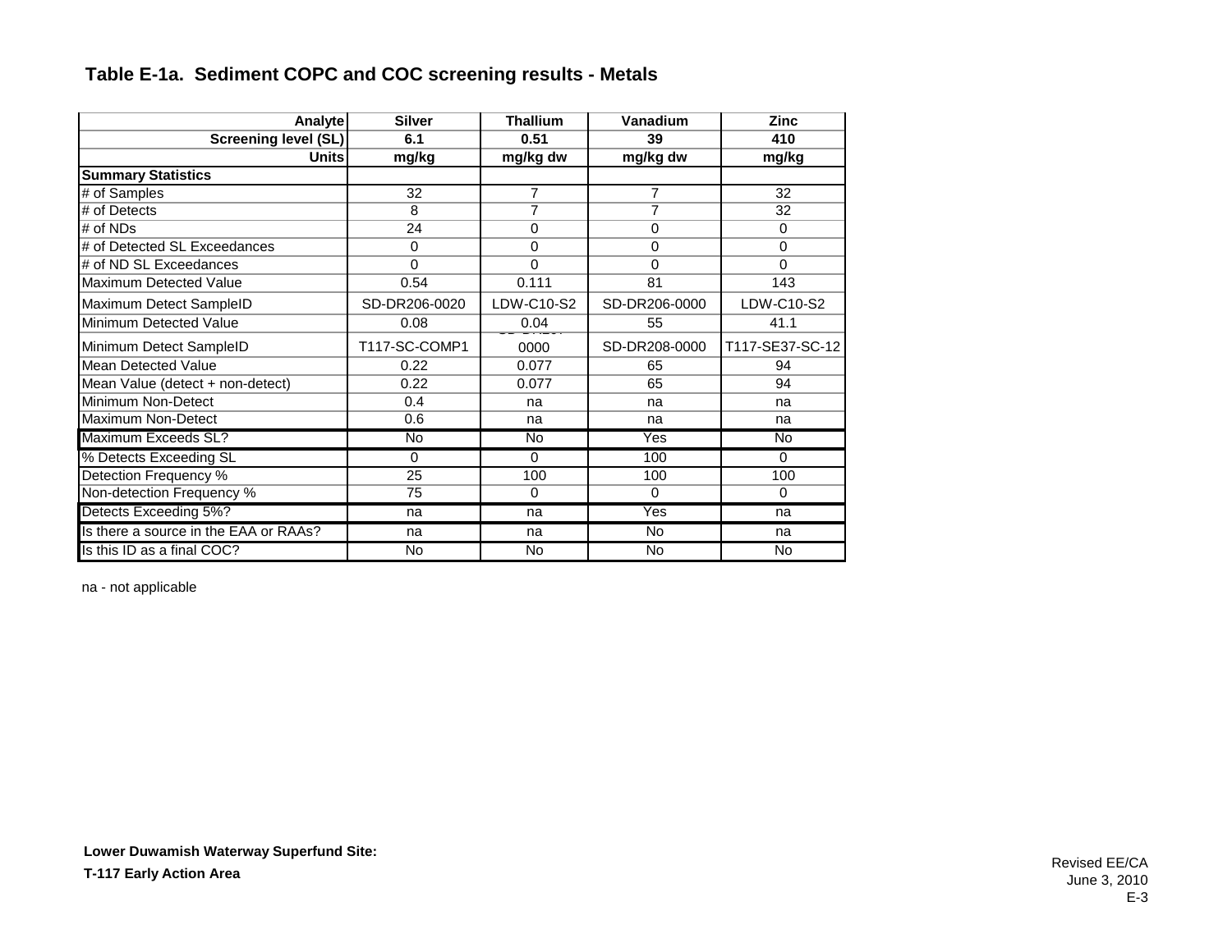## Table E-1a. Sediment COPC and COC screening results - Metals

| Analyte | Silver | Thallium | Vanadium | Zinc |
|---|---|---|---|---|
| Screening level (SL) | 6.1 | 0.51 | 39 | 410 |
| Units | mg/kg | mg/kg dw | mg/kg dw | mg/kg |
| **Summary Statistics** | | | | |
| # of Samples | 32 | 7 | 7 | 32 |
| # of Detects | 8 | 7 | 7 | 32 |
| # of NDs | 24 | 0 | 0 | 0 |
| # of Detected SL Exceedances | 0 | 0 | 0 | 0 |
| # of ND SL Exceedances | 0 | 0 | 0 | 0 |
| Maximum Detected Value | 0.54 | 0.111 | 81 | 143 |
| Maximum Detect SampleID | SD-DR206-0020 | LDW-C10-S2 | SD-DR206-0000 | LDW-C10-S2 |
| Minimum Detected Value | 0.08 | 0.04 | 55 | 41.1 |
| Minimum Detect SampleID | T117-SC-COMP1 | SD-DR20? 0000 | SD-DR208-0000 | T117-SE37-SC-12 |
| Mean Detected Value | 0.22 | 0.077 | 65 | 94 |
| Mean Value (detect + non-detect) | 0.22 | 0.077 | 65 | 94 |
| Minimum Non-Detect | 0.4 | na | na | na |
| Maximum Non-Detect | 0.6 | na | na | na |
| Maximum Exceeds SL? | No | No | Yes | No |
| % Detects Exceeding SL | 0 | 0 | 100 | 0 |
| Detection Frequency % | 25 | 100 | 100 | 100 |
| Non-detection Frequency % | 75 | 0 | 0 | 0 |
| Detects Exceeding 5%? | na | na | Yes | na |
| Is there a source in the EAA or RAAs? | na | na | No | na |
| Is this ID as a final COC? | No | No | No | No |

na - not applicable

**Lower Duwamish Waterway Superfund Site:**

**T-117 Early Action Area**

Revised EE/CA
June 3, 2010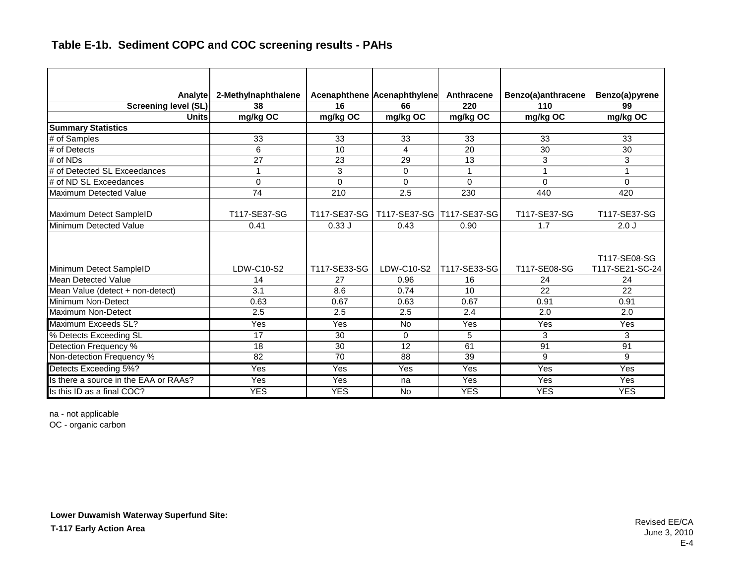## Table E-1b. Sediment COPC and COC screening results - PAHs

| Analyte | 2-Methylnaphthalene | Acenaphthene | Acenaphthylene | Anthracene | Benzo(a)anthracene | Benzo(a)pyrene |
|---|---|---|---|---|---|---|
| **Screening level (SL)** | **38** | **16** | **66** | **220** | **110** | **99** |
| **Units** | **mg/kg OC** | **mg/kg OC** | **mg/kg OC** | **mg/kg OC** | **mg/kg OC** | **mg/kg OC** |
| **Summary Statistics** | | | | | | |
| # of Samples | 33 | 33 | 33 | 33 | 33 | 33 |
| # of Detects | 6 | 10 | 4 | 20 | 30 | 30 |
| # of NDs | 27 | 23 | 29 | 13 | 3 | 3 |
| # of Detected SL Exceedances | 1 | 3 | 0 | 1 | 1 | 1 |
| # of ND SL Exceedances | 0 | 0 | 0 | 0 | 0 | 0 |
| Maximum Detected Value | 74 | 210 | 2.5 | 230 | 440 | 420 |
| Maximum Detect SampleID | T117-SE37-SG | T117-SE37-SG | T117-SE37-SG | T117-SE37-SG | T117-SE37-SG | T117-SE37-SG |
| Minimum Detected Value | 0.41 | 0.33 J | 0.43 | 0.90 | 1.7 | 2.0 J |
| Minimum Detect SampleID | LDW-C10-S2 | T117-SE33-SG | LDW-C10-S2 | T117-SE33-SG | T117-SE08-SG | T117-SE08-SG T117-SE21-SC-24 |
| Mean Detected Value | 14 | 27 | 0.96 | 16 | 24 | 24 |
| Mean Value (detect + non-detect) | 3.1 | 8.6 | 0.74 | 10 | 22 | 22 |
| Minimum Non-Detect | 0.63 | 0.67 | 0.63 | 0.67 | 0.91 | 0.91 |
| Maximum Non-Detect | 2.5 | 2.5 | 2.5 | 2.4 | 2.0 | 2.0 |
| Maximum Exceeds SL? | Yes | Yes | No | Yes | Yes | Yes |
| % Detects Exceeding SL | 17 | 30 | 0 | 5 | 3 | 3 |
| Detection Frequency % | 18 | 30 | 12 | 61 | 91 | 91 |
| Non-detection Frequency % | 82 | 70 | 88 | 39 | 9 | 9 |
| Detects Exceeding 5%? | Yes | Yes | Yes | Yes | Yes | Yes |
| Is there a source in the EAA or RAAs? | Yes | Yes | na | Yes | Yes | Yes |
| Is this ID as a final COC? | YES | YES | No | YES | YES | YES |

na - not applicable
OC - organic carbon

**Lower Duwamish Waterway Superfund Site:**
**T-117 Early Action Area**

Revised EE/CA
June 3, 2010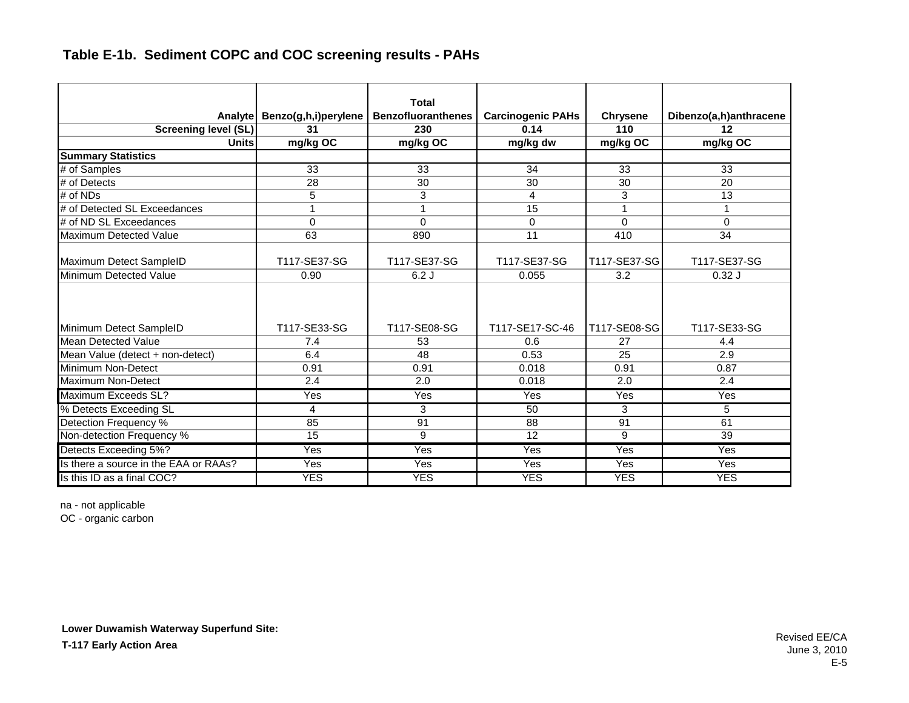## Table E-1b. Sediment COPC and COC screening results - PAHs

| Analyte | Benzo(g,h,i)perylene | Total Benzofluoranthenes | Carcinogenic PAHs | Chrysene | Dibenzo(a,h)anthracene |
|---|---|---|---|---|---|
| **Screening level (SL)** | **31** | **230** | **0.14** | **110** | **12** |
| **Units** | **mg/kg OC** | **mg/kg OC** | **mg/kg dw** | **mg/kg OC** | **mg/kg OC** |
| **Summary Statistics** | | | | | |
| # of Samples | 33 | 33 | 34 | 33 | 33 |
| # of Detects | 28 | 30 | 30 | 30 | 20 |
| # of NDs | 5 | 3 | 4 | 3 | 13 |
| # of Detected SL Exceedances | 1 | 1 | 15 | 1 | 1 |
| # of ND SL Exceedances | 0 | 0 | 0 | 0 | 0 |
| Maximum Detected Value | 63 | 890 | 11 | 410 | 34 |
| Maximum Detect SampleID | T117-SE37-SG | T117-SE37-SG | T117-SE37-SG | T117-SE37-SG | T117-SE37-SG |
| Minimum Detected Value | 0.90 | 6.2 J | 0.055 | 3.2 | 0.32 J |
| Minimum Detect SampleID | T117-SE33-SG | T117-SE08-SG | T117-SE17-SC-46 | T117-SE08-SG | T117-SE33-SG |
| Mean Detected Value | 7.4 | 53 | 0.6 | 27 | 4.4 |
| Mean Value (detect + non-detect) | 6.4 | 48 | 0.53 | 25 | 2.9 |
| Minimum Non-Detect | 0.91 | 0.91 | 0.018 | 0.91 | 0.87 |
| Maximum Non-Detect | 2.4 | 2.0 | 0.018 | 2.0 | 2.4 |
| Maximum Exceeds SL? | Yes | Yes | Yes | Yes | Yes |
| % Detects Exceeding SL | 4 | 3 | 50 | 3 | 5 |
| Detection Frequency % | 85 | 91 | 88 | 91 | 61 |
| Non-detection Frequency % | 15 | 9 | 12 | 9 | 39 |
| Detects Exceeding 5%? | Yes | Yes | Yes | Yes | Yes |
| Is there a source in the EAA or RAAs? | Yes | Yes | Yes | Yes | Yes |
| Is this ID as a final COC? | YES | YES | YES | YES | YES |

na - not applicable  
OC - organic carbon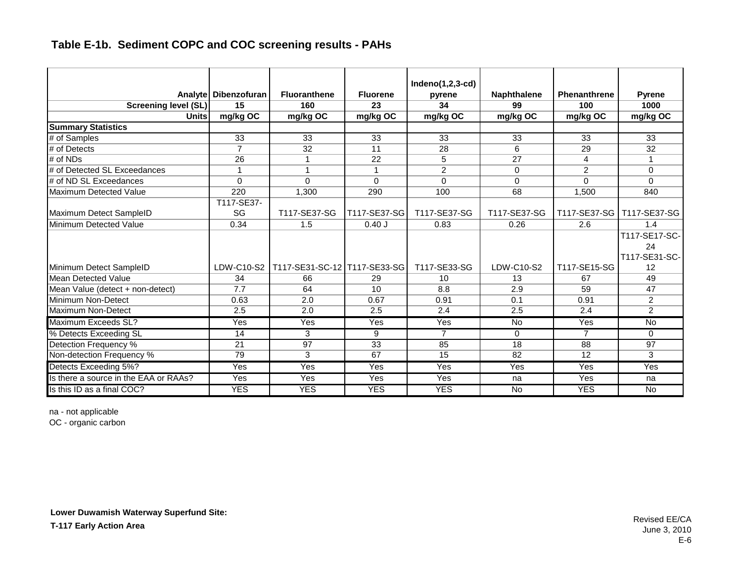**Table E-1b. Sediment COPC and COC screening results - PAHs**

| Analyte | Dibenzofuran | Fluoranthene | Fluorene | Indeno(1,2,3-cd) pyrene | Naphthalene | Phenanthrene | Pyrene |
|---|---|---|---|---|---|---|---|
| **Screening level (SL)** | **15** | **160** | **23** | **34** | **99** | **100** | **1000** |
| **Units** | **mg/kg OC** | **mg/kg OC** | **mg/kg OC** | **mg/kg OC** | **mg/kg OC** | **mg/kg OC** | **mg/kg OC** |
| **Summary Statistics** | | | | | | | |
| # of Samples | 33 | 33 | 33 | 33 | 33 | 33 | 33 |
| # of Detects | 7 | 32 | 11 | 28 | 6 | 29 | 32 |
| # of NDs | 26 | 1 | 22 | 5 | 27 | 4 | 1 |
| # of Detected SL Exceedances | 1 | 1 | 1 | 2 | 0 | 2 | 0 |
| # of ND SL Exceedances | 0 | 0 | 0 | 0 | 0 | 0 | 0 |
| Maximum Detected Value | 220 | 1,300 | 290 | 100 | 68 | 1,500 | 840 |
| Maximum Detect SampleID | T117-SE37-SG | T117-SE37-SG | T117-SE37-SG | T117-SE37-SG | T117-SE37-SG | T117-SE37-SG | T117-SE37-SG |
| Minimum Detected Value | 0.34 | 1.5 | 0.40 J | 0.83 | 0.26 | 2.6 | 1.4 |
| Minimum Detect SampleID | LDW-C10-S2 | T117-SE31-SC-12 | T117-SE33-SG | T117-SE33-SG | LDW-C10-S2 | T117-SE15-SG | T117-SE17-SC-24 T117-SE31-SC-12 |
| Mean Detected Value | 34 | 66 | 29 | 10 | 13 | 67 | 49 |
| Mean Value (detect + non-detect) | 7.7 | 64 | 10 | 8.8 | 2.9 | 59 | 47 |
| Minimum Non-Detect | 0.63 | 2.0 | 0.67 | 0.91 | 0.1 | 0.91 | 2 |
| Maximum Non-Detect | 2.5 | 2.0 | 2.5 | 2.4 | 2.5 | 2.4 | 2 |
| Maximum Exceeds SL? | Yes | Yes | Yes | Yes | No | Yes | No |
| % Detects Exceeding SL | 14 | 3 | 9 | 7 | 0 | 7 | 0 |
| Detection Frequency % | 21 | 97 | 33 | 85 | 18 | 88 | 97 |
| Non-detection Frequency % | 79 | 3 | 67 | 15 | 82 | 12 | 3 |
| Detects Exceeding 5%? | Yes | Yes | Yes | Yes | Yes | Yes | Yes |
| Is there a source in the EAA or RAAs? | Yes | Yes | Yes | Yes | na | Yes | na |
| Is this ID as a final COC? | YES | YES | YES | YES | No | YES | No |

na - not applicable
OC - organic carbon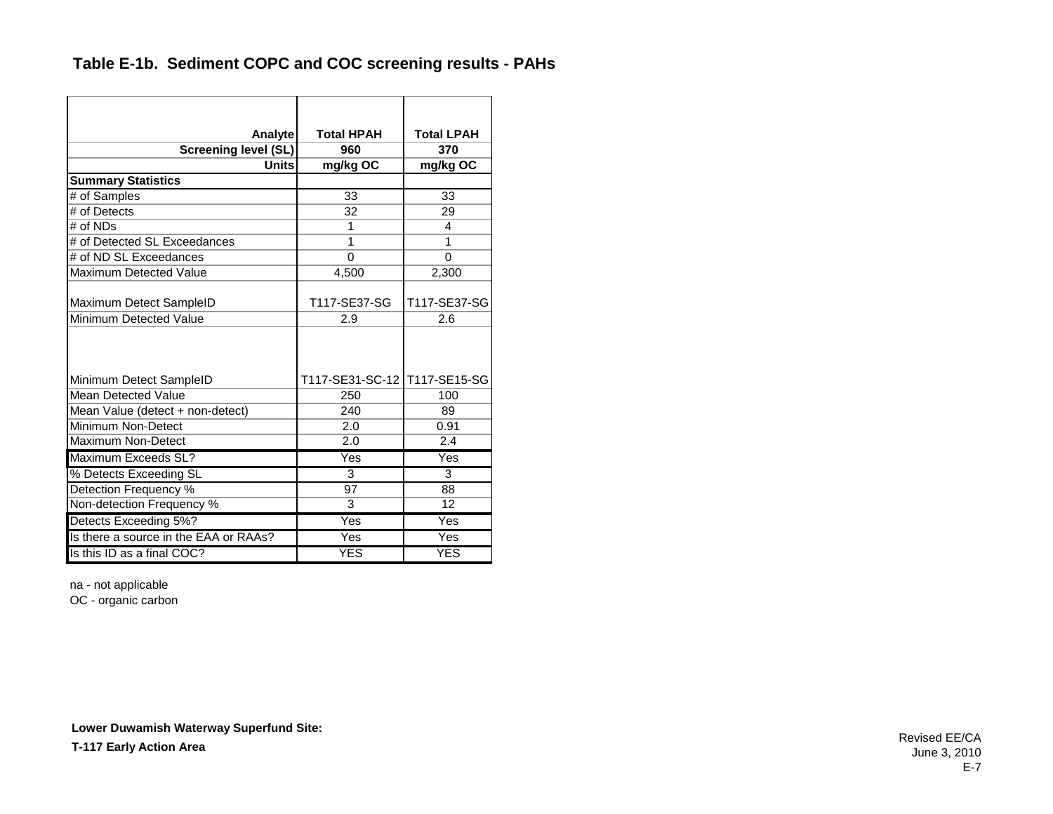# Table E-1b. Sediment COPC and COC screening results - PAHs

| Analyte | Total HPAH | Total LPAH |
|---|---|---|
| **Screening level (SL)** | **960** | **370** |
| **Units** | **mg/kg OC** | **mg/kg OC** |
| **Summary Statistics** | | |
| # of Samples | 33 | 33 |
| # of Detects | 32 | 29 |
| # of NDs | 1 | 4 |
| # of Detected SL Exceedances | 1 | 1 |
| # of ND SL Exceedances | 0 | 0 |
| Maximum Detected Value | 4,500 | 2,300 |
| Maximum Detect SampleID | T117-SE37-SG | T117-SE37-SG |
| Minimum Detected Value | 2.9 | 2.6 |
| Minimum Detect SampleID | T117-SE31-SC-12 | T117-SE15-SG |
| Mean Detected Value | 250 | 100 |
| Mean Value (detect + non-detect) | 240 | 89 |
| Minimum Non-Detect | 2.0 | 0.91 |
| Maximum Non-Detect | 2.0 | 2.4 |
| Maximum Exceeds SL? | Yes | Yes |
| % Detects Exceeding SL | 3 | 3 |
| Detection Frequency % | 97 | 88 |
| Non-detection Frequency % | 3 | 12 |
| Detects Exceeding 5%? | Yes | Yes |
| Is there a source in the EAA or RAAs? | Yes | Yes |
| Is this ID as a final COC? | YES | YES |

na - not applicable

OC - organic carbon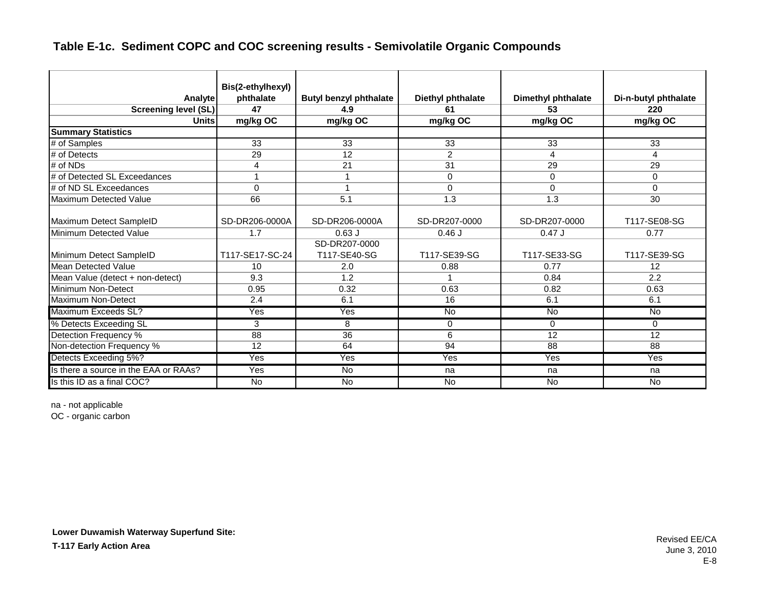### Table E-1c. Sediment COPC and COC screening results - Semivolatile Organic Compounds

| Analyte | Bis(2-ethylhexyl) phthalate | Butyl benzyl phthalate | Diethyl phthalate | Dimethyl phthalate | Di-n-butyl phthalate |
|---|---|---|---|---|---|
| **Screening level (SL)** | **47** | **4.9** | **61** | **53** | **220** |
| **Units** | **mg/kg OC** | **mg/kg OC** | **mg/kg OC** | **mg/kg OC** | **mg/kg OC** |
| **Summary Statistics** | | | | | |
| # of Samples | 33 | 33 | 33 | 33 | 33 |
| # of Detects | 29 | 12 | 2 | 4 | 4 |
| # of NDs | 4 | 21 | 31 | 29 | 29 |
| # of Detected SL Exceedances | 1 | 1 | 0 | 0 | 0 |
| # of ND SL Exceedances | 0 | 1 | 0 | 0 | 0 |
| Maximum Detected Value | 66 | 5.1 | 1.3 | 1.3 | 30 |
| Maximum Detect SampleID | SD-DR206-0000A | SD-DR206-0000A | SD-DR207-0000 | SD-DR207-0000 | T117-SE08-SG |
| Minimum Detected Value | 1.7 | 0.63 J | 0.46 J | 0.47 J | 0.77 |
| Minimum Detect SampleID | T117-SE17-SC-24 | SD-DR207-0000 T117-SE40-SG | T117-SE39-SG | T117-SE33-SG | T117-SE39-SG |
| Mean Detected Value | 10 | 2.0 | 0.88 | 0.77 | 12 |
| Mean Value (detect + non-detect) | 9.3 | 1.2 | 1 | 0.84 | 2.2 |
| Minimum Non-Detect | 0.95 | 0.32 | 0.63 | 0.82 | 0.63 |
| Maximum Non-Detect | 2.4 | 6.1 | 16 | 6.1 | 6.1 |
| Maximum Exceeds SL? | Yes | Yes | No | No | No |
| % Detects Exceeding SL | 3 | 8 | 0 | 0 | 0 |
| Detection Frequency % | 88 | 36 | 6 | 12 | 12 |
| Non-detection Frequency % | 12 | 64 | 94 | 88 | 88 |
| Detects Exceeding 5%? | Yes | Yes | Yes | Yes | Yes |
| Is there a source in the EAA or RAAs? | Yes | No | na | na | na |
| Is this ID as a final COC? | No | No | No | No | No |

na - not applicable

OC - organic carbon

**Lower Duwamish Waterway Superfund Site:**

**T-117 Early Action Area**

Revised EE/CA
June 3, 2010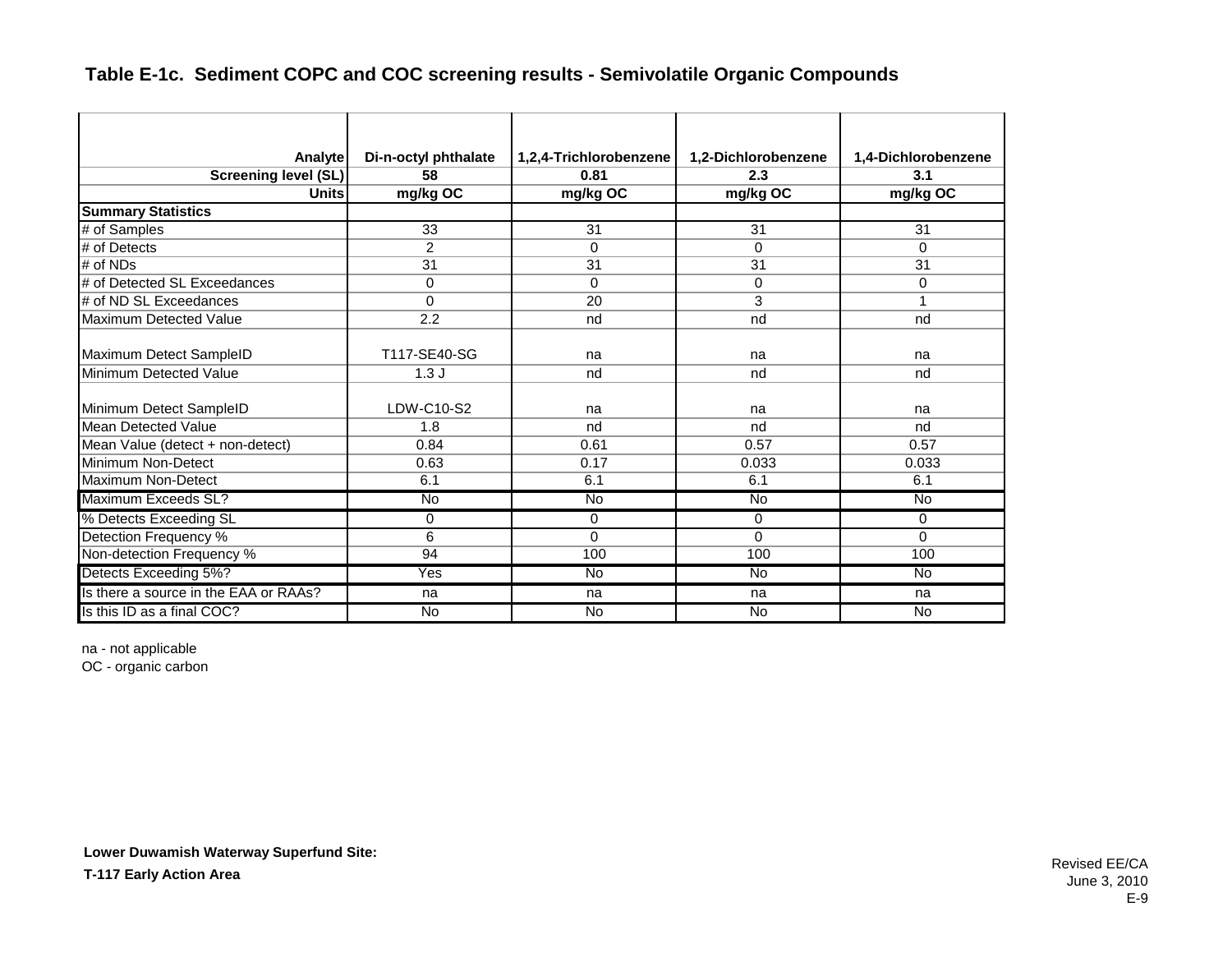## Table E-1c. Sediment COPC and COC screening results - Semivolatile Organic Compounds

| Analyte | Di-n-octyl phthalate | 1,2,4-Trichlorobenzene | 1,2-Dichlorobenzene | 1,4-Dichlorobenzene |
|---|---|---|---|---|
| Screening level (SL) | 58 | 0.81 | 2.3 | 3.1 |
| Units | mg/kg OC | mg/kg OC | mg/kg OC | mg/kg OC |
| **Summary Statistics** | | | | |
| # of Samples | 33 | 31 | 31 | 31 |
| # of Detects | 2 | 0 | 0 | 0 |
| # of NDs | 31 | 31 | 31 | 31 |
| # of Detected SL Exceedances | 0 | 0 | 0 | 0 |
| # of ND SL Exceedances | 0 | 20 | 3 | 1 |
| Maximum Detected Value | 2.2 | nd | nd | nd |
| Maximum Detect SampleID | T117-SE40-SG | na | na | na |
| Minimum Detected Value | 1.3 J | nd | nd | nd |
| Minimum Detect SampleID | LDW-C10-S2 | na | na | na |
| Mean Detected Value | 1.8 | nd | nd | nd |
| Mean Value (detect + non-detect) | 0.84 | 0.61 | 0.57 | 0.57 |
| Minimum Non-Detect | 0.63 | 0.17 | 0.033 | 0.033 |
| Maximum Non-Detect | 6.1 | 6.1 | 6.1 | 6.1 |
| Maximum Exceeds SL? | No | No | No | No |
| % Detects Exceeding SL | 0 | 0 | 0 | 0 |
| Detection Frequency % | 6 | 0 | 0 | 0 |
| Non-detection Frequency % | 94 | 100 | 100 | 100 |
| Detects Exceeding 5%? | Yes | No | No | No |
| Is there a source in the EAA or RAAs? | na | na | na | na |
| Is this ID as a final COC? | No | No | No | No |

na - not applicable

OC - organic carbon

**Lower Duwamish Waterway Superfund Site:**

**T-117 Early Action Area**

Revised EE/CA

June 3, 2010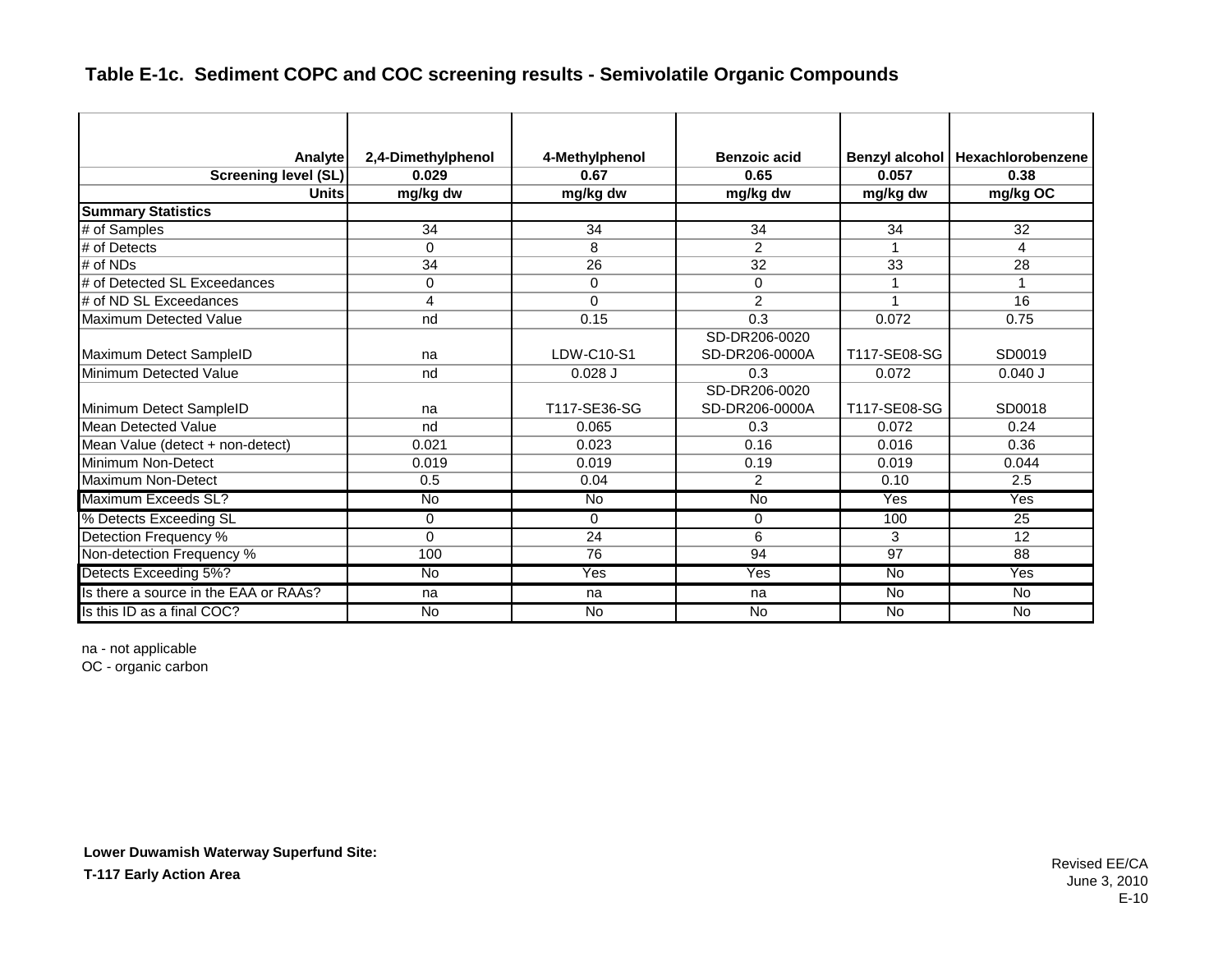## Table E-1c. Sediment COPC and COC screening results - Semivolatile Organic Compounds

| Analyte | 2,4-Dimethylphenol | 4-Methylphenol | Benzoic acid | Benzyl alcohol | Hexachlorobenzene |
|---|---|---|---|---|---|
| Screening level (SL) | 0.029 | 0.67 | 0.65 | 0.057 | 0.38 |
| Units | mg/kg dw | mg/kg dw | mg/kg dw | mg/kg dw | mg/kg OC |
| **Summary Statistics** | | | | | |
| # of Samples | 34 | 34 | 34 | 34 | 32 |
| # of Detects | 0 | 8 | 2 | 1 | 4 |
| # of NDs | 34 | 26 | 32 | 33 | 28 |
| # of Detected SL Exceedances | 0 | 0 | 0 | 1 | 1 |
| # of ND SL Exceedances | 4 | 0 | 2 | 1 | 16 |
| Maximum Detected Value | nd | 0.15 | 0.3 | 0.072 | 0.75 |
| Maximum Detect SampleID | na | LDW-C10-S1 | SD-DR206-0020 SD-DR206-0000A | T117-SE08-SG | SD0019 |
| Minimum Detected Value | nd | 0.028 J | 0.3 | 0.072 | 0.040 J |
| Minimum Detect SampleID | na | T117-SE36-SG | SD-DR206-0020 SD-DR206-0000A | T117-SE08-SG | SD0018 |
| Mean Detected Value | nd | 0.065 | 0.3 | 0.072 | 0.24 |
| Mean Value (detect + non-detect) | 0.021 | 0.023 | 0.16 | 0.016 | 0.36 |
| Minimum Non-Detect | 0.019 | 0.019 | 0.19 | 0.019 | 0.044 |
| Maximum Non-Detect | 0.5 | 0.04 | 2 | 0.10 | 2.5 |
| Maximum Exceeds SL? | No | No | No | Yes | Yes |
| % Detects Exceeding SL | 0 | 0 | 0 | 100 | 25 |
| Detection Frequency % | 0 | 24 | 6 | 3 | 12 |
| Non-detection Frequency % | 100 | 76 | 94 | 97 | 88 |
| Detects Exceeding 5%? | No | Yes | Yes | No | Yes |
| Is there a source in the EAA or RAAs? | na | na | na | No | No |
| Is this ID as a final COC? | No | No | No | No | No |

na - not applicable

OC - organic carbon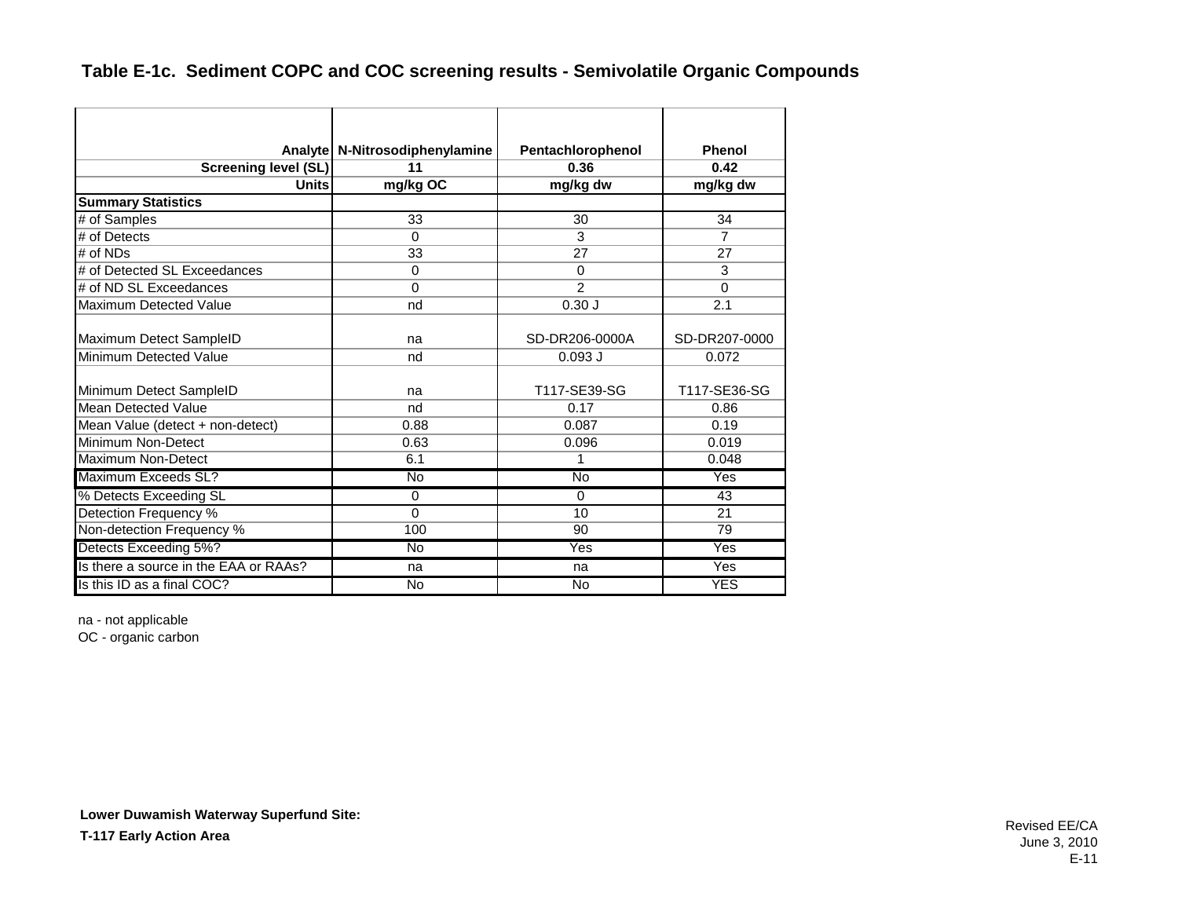### Table E-1c. Sediment COPC and COC screening results - Semivolatile Organic Compounds

| Analyte | N-Nitrosodiphenylamine | Pentachlorophenol | Phenol |
|---|---|---|---|
| **Screening level (SL)** | **11** | **0.36** | **0.42** |
| **Units** | **mg/kg OC** | **mg/kg dw** | **mg/kg dw** |
| **Summary Statistics** | | | |
| # of Samples | 33 | 30 | 34 |
| # of Detects | 0 | 3 | 7 |
| # of NDs | 33 | 27 | 27 |
| # of Detected SL Exceedances | 0 | 0 | 3 |
| # of ND SL Exceedances | 0 | 2 | 0 |
| Maximum Detected Value | nd | 0.30 J | 2.1 |
| Maximum Detect SampleID | na | SD-DR206-0000A | SD-DR207-0000 |
| Minimum Detected Value | nd | 0.093 J | 0.072 |
| Minimum Detect SampleID | na | T117-SE39-SG | T117-SE36-SG |
| Mean Detected Value | nd | 0.17 | 0.86 |
| Mean Value (detect + non-detect) | 0.88 | 0.087 | 0.19 |
| Minimum Non-Detect | 0.63 | 0.096 | 0.019 |
| Maximum Non-Detect | 6.1 | 1 | 0.048 |
| Maximum Exceeds SL? | No | No | Yes |
| % Detects Exceeding SL | 0 | 0 | 43 |
| Detection Frequency % | 0 | 10 | 21 |
| Non-detection Frequency % | 100 | 90 | 79 |
| Detects Exceeding 5%? | No | Yes | Yes |
| Is there a source in the EAA or RAAs? | na | na | Yes |
| Is this ID as a final COC? | No | No | YES |

na - not applicable
OC - organic carbon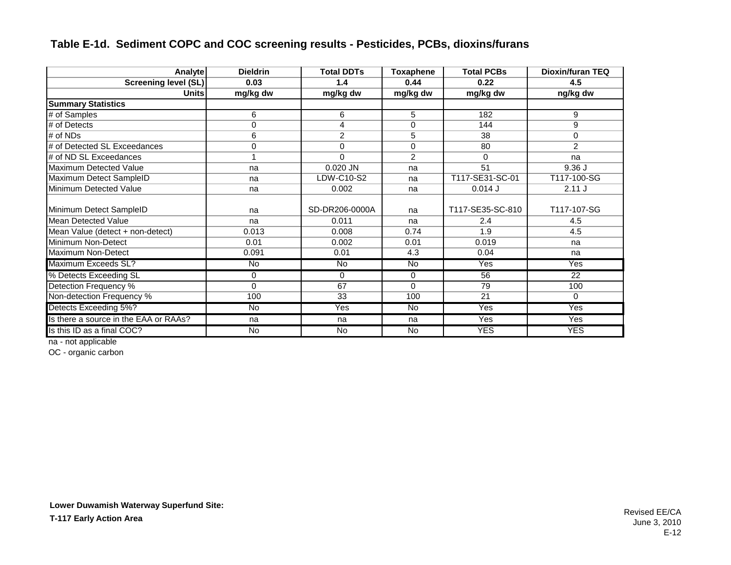### Table E-1d. Sediment COPC and COC screening results - Pesticides, PCBs, dioxins/furans

| Analyte | Dieldrin | Total DDTs | Toxaphene | Total PCBs | Dioxin/furan TEQ |
|---|---|---|---|---|---|
| Screening level (SL) | 0.03 | 1.4 | 0.44 | 0.22 | 4.5 |
| Units | mg/kg dw | mg/kg dw | mg/kg dw | mg/kg dw | ng/kg dw |
| **Summary Statistics** | | | | | |
| # of Samples | 6 | 6 | 5 | 182 | 9 |
| # of Detects | 0 | 4 | 0 | 144 | 9 |
| # of NDs | 6 | 2 | 5 | 38 | 0 |
| # of Detected SL Exceedances | 0 | 0 | 0 | 80 | 2 |
| # of ND SL Exceedances | 1 | 0 | 2 | 0 | na |
| Maximum Detected Value | na | 0.020 JN | na | 51 | 9.36 J |
| Maximum Detect SampleID | na | LDW-C10-S2 | na | T117-SE31-SC-01 | T117-100-SG |
| Minimum Detected Value | na | 0.002 | na | 0.014 J | 2.11 J |
| Minimum Detect SampleID | na | SD-DR206-0000A | na | T117-SE35-SC-810 | T117-107-SG |
| Mean Detected Value | na | 0.011 | na | 2.4 | 4.5 |
| Mean Value (detect + non-detect) | 0.013 | 0.008 | 0.74 | 1.9 | 4.5 |
| Minimum Non-Detect | 0.01 | 0.002 | 0.01 | 0.019 | na |
| Maximum Non-Detect | 0.091 | 0.01 | 4.3 | 0.04 | na |
| Maximum Exceeds SL? | No | No | No | Yes | Yes |
| % Detects Exceeding SL | 0 | 0 | 0 | 56 | 22 |
| Detection Frequency % | 0 | 67 | 0 | 79 | 100 |
| Non-detection Frequency % | 100 | 33 | 100 | 21 | 0 |
| Detects Exceeding 5%? | No | Yes | No | Yes | Yes |
| Is there a source in the EAA or RAAs? | na | na | na | Yes | Yes |
| Is this ID as a final COC? | No | No | No | YES | YES |

na - not applicable

OC - organic carbon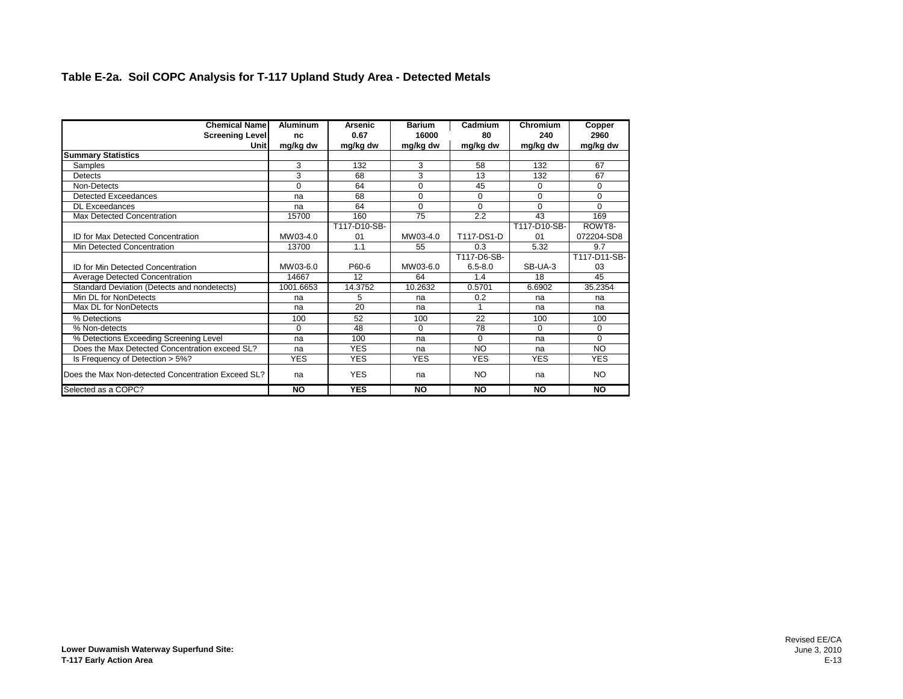## Table E-2a. Soil COPC Analysis for T-117 Upland Study Area - Detected Metals

| Chemical Name | Aluminum | Arsenic | Barium | Cadmium | Chromium | Copper |
|---|---|---|---|---|---|---|
| Screening Level | nc | 0.67 | 16000 | 80 | 240 | 2960 |
| Unit | mg/kg dw | mg/kg dw | mg/kg dw | mg/kg dw | mg/kg dw | mg/kg dw |
| **Summary Statistics** | | | | | | |
| Samples | 3 | 132 | 3 | 58 | 132 | 67 |
| Detects | 3 | 68 | 3 | 13 | 132 | 67 |
| Non-Detects | 0 | 64 | 0 | 45 | 0 | 0 |
| Detected Exceedances | na | 68 | 0 | 0 | 0 | 0 |
| DL Exceedances | na | 64 | 0 | 0 | 0 | 0 |
| Max Detected Concentration | 15700 | 160 | 75 | 2.2 | 43 | 169 |
| ID for Max Detected Concentration | MW03-4.0 | T117-D10-SB-01 | MW03-4.0 | T117-DS1-D | T117-D10-SB-01 | ROWT8-072204-SD8 |
| Min Detected Concentration | 13700 | 1.1 | 55 | 0.3 | 5.32 | 9.7 |
| ID for Min Detected Concentration | MW03-6.0 | P60-6 | MW03-6.0 | T117-D6-SB-6.5-8.0 | SB-UA-3 | T117-D11-SB-03 |
| Average Detected Concentration | 14667 | 12 | 64 | 1.4 | 18 | 45 |
| Standard Deviation (Detects and nondetects) | 1001.6653 | 14.3752 | 10.2632 | 0.5701 | 6.6902 | 35.2354 |
| Min DL for NonDetects | na | 5 | na | 0.2 | na | na |
| Max DL for NonDetects | na | 20 | na | 1 | na | na |
| % Detections | 100 | 52 | 100 | 22 | 100 | 100 |
| % Non-detects | 0 | 48 | 0 | 78 | 0 | 0 |
| % Detections Exceeding Screening Level | na | 100 | na | 0 | na | 0 |
| Does the Max Detected Concentration exceed SL? | na | YES | na | NO | na | NO |
| Is Frequency of Detection > 5%? | YES | YES | YES | YES | YES | YES |
| Does the Max Non-detected Concentration Exceed SL? | na | YES | na | NO | na | NO |
| Selected as a COPC? | **NO** | **YES** | **NO** | **NO** | **NO** | **NO** |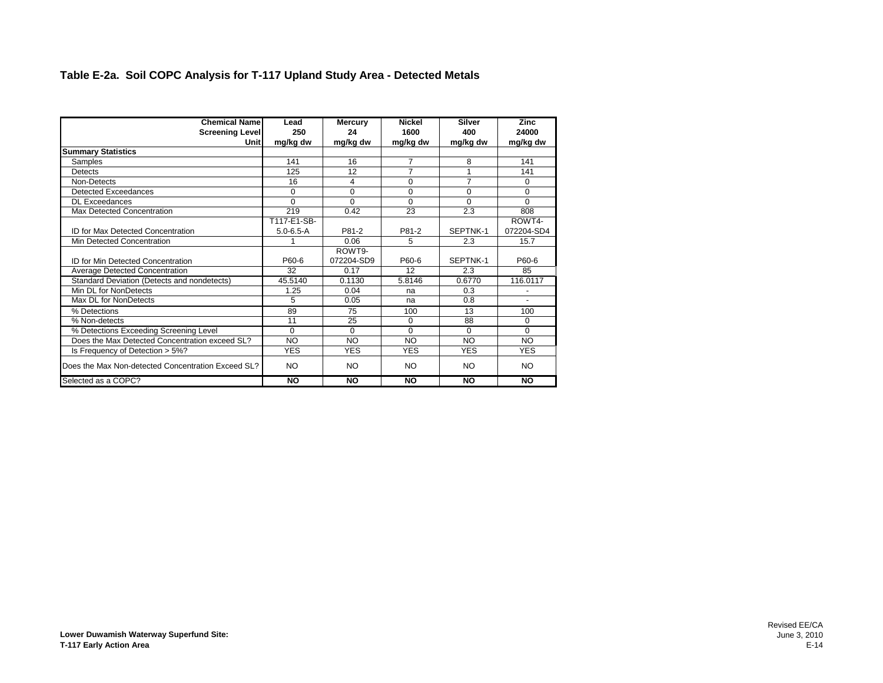## Table E-2a. Soil COPC Analysis for T-117 Upland Study Area - Detected Metals

| Chemical Name<br>Screening Level<br>Unit | Lead<br>250<br>mg/kg dw | Mercury<br>24<br>mg/kg dw | Nickel<br>1600<br>mg/kg dw | Silver<br>400<br>mg/kg dw | Zinc<br>24000<br>mg/kg dw |
|---|---|---|---|---|---|
| **Summary Statistics** | | | | | |
| Samples | 141 | 16 | 7 | 8 | 141 |
| Detects | 125 | 12 | 7 | 1 | 141 |
| Non-Detects | 16 | 4 | 0 | 7 | 0 |
| Detected Exceedances | 0 | 0 | 0 | 0 | 0 |
| DL Exceedances | 0 | 0 | 0 | 0 | 0 |
| Max Detected Concentration | 219 | 0.42 | 23 | 2.3 | 808 |
| ID for Max Detected Concentration | T117-E1-SB-5.0-6.5-A | P81-2 | P81-2 | SEPTNK-1 | ROWT4-072204-SD4 |
| Min Detected Concentration | 1 | 0.06 | 5 | 2.3 | 15.7 |
| ID for Min Detected Concentration | P60-6 | ROWT9-072204-SD9 | P60-6 | SEPTNK-1 | P60-6 |
| Average Detected Concentration | 32 | 0.17 | 12 | 2.3 | 85 |
| Standard Deviation (Detects and nondetects) | 45.5140 | 0.1130 | 5.8146 | 0.6770 | 116.0117 |
| Min DL for NonDetects | 1.25 | 0.04 | na | 0.3 | - |
| Max DL for NonDetects | 5 | 0.05 | na | 0.8 | - |
| % Detections | 89 | 75 | 100 | 13 | 100 |
| % Non-detects | 11 | 25 | 0 | 88 | 0 |
| % Detections Exceeding Screening Level | 0 | 0 | 0 | 0 | 0 |
| Does the Max Detected Concentration exceed SL? | NO | NO | NO | NO | NO |
| Is Frequency of Detection > 5%? | YES | YES | YES | YES | YES |
| Does the Max Non-detected Concentration Exceed SL? | NO | NO | NO | NO | NO |
| Selected as a COPC? | **NO** | **NO** | **NO** | **NO** | **NO** |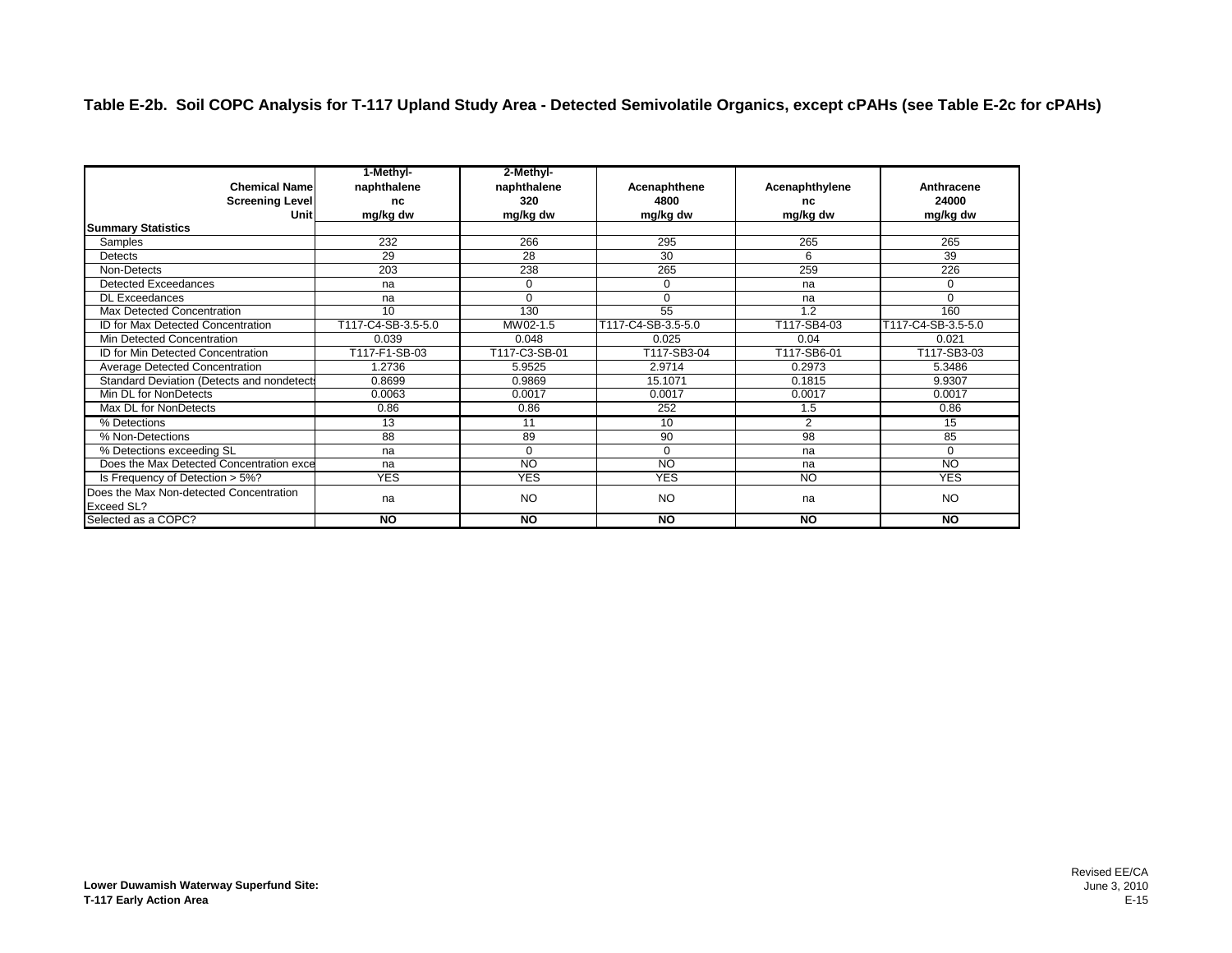**Table E-2b. Soil COPC Analysis for T-117 Upland Study Area - Detected Semivolatile Organics, except cPAHs (see Table E-2c for cPAHs)**

| Chemical Name<br>Screening Level<br>Unit | 1-Methyl-naphthalene<br>nc<br>mg/kg dw | 2-Methyl-naphthalene<br>320<br>mg/kg dw | Acenaphthene<br>4800<br>mg/kg dw | Acenaphthylene<br>nc<br>mg/kg dw | Anthracene<br>24000<br>mg/kg dw |
|---|---|---|---|---|---|
| **Summary Statistics** | | | | | |
| Samples | 232 | 266 | 295 | 265 | 265 |
| Detects | 29 | 28 | 30 | 6 | 39 |
| Non-Detects | 203 | 238 | 265 | 259 | 226 |
| Detected Exceedances | na | 0 | 0 | na | 0 |
| DL Exceedances | na | 0 | 0 | na | 0 |
| Max Detected Concentration | 10 | 130 | 55 | 1.2 | 160 |
| ID for Max Detected Concentration | T117-C4-SB-3.5-5.0 | MW02-1.5 | T117-C4-SB-3.5-5.0 | T117-SB4-03 | T117-C4-SB-3.5-5.0 |
| Min Detected Concentration | 0.039 | 0.048 | 0.025 | 0.04 | 0.021 |
| ID for Min Detected Concentration | T117-F1-SB-03 | T117-C3-SB-01 | T117-SB3-04 | T117-SB6-01 | T117-SB3-03 |
| Average Detected Concentration | 1.2736 | 5.9525 | 2.9714 | 0.2973 | 5.3486 |
| Standard Deviation (Detects and nondetects | 0.8699 | 0.9869 | 15.1071 | 0.1815 | 9.9307 |
| Min DL for NonDetects | 0.0063 | 0.0017 | 0.0017 | 0.0017 | 0.0017 |
| Max DL for NonDetects | 0.86 | 0.86 | 252 | 1.5 | 0.86 |
| % Detections | 13 | 11 | 10 | 2 | 15 |
| % Non-Detections | 88 | 89 | 90 | 98 | 85 |
| % Detections exceeding SL | na | 0 | 0 | na | 0 |
| Does the Max Detected Concentration exce | na | NO | NO | na | NO |
| Is Frequency of Detection > 5%? | YES | YES | YES | NO | YES |
| Does the Max Non-detected Concentration Exceed SL? | na | NO | NO | na | NO |
| Selected as a COPC? | **NO** | **NO** | **NO** | **NO** | **NO** |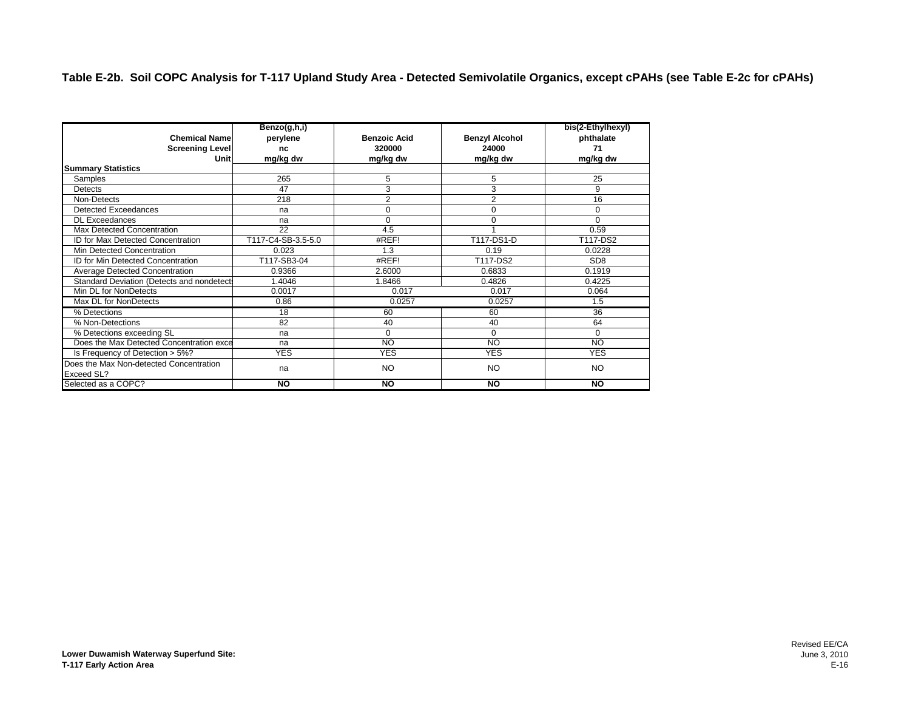**Table E-2b. Soil COPC Analysis for T-117 Upland Study Area - Detected Semivolatile Organics, except cPAHs (see Table E-2c for cPAHs)**

| Chemical Name<br>Screening Level<br>Unit | Benzo(g,h,i) perylene<br>nc<br>mg/kg dw | Benzoic Acid<br>320000<br>mg/kg dw | Benzyl Alcohol<br>24000<br>mg/kg dw | bis(2-Ethylhexyl) phthalate<br>71<br>mg/kg dw |
|---|---|---|---|---|
| **Summary Statistics** | | | | |
| Samples | 265 | 5 | 5 | 25 |
| Detects | 47 | 3 | 3 | 9 |
| Non-Detects | 218 | 2 | 2 | 16 |
| Detected Exceedances | na | 0 | 0 | 0 |
| DL Exceedances | na | 0 | 0 | 0 |
| Max Detected Concentration | 22 | 4.5 | 1 | 0.59 |
| ID for Max Detected Concentration | T117-C4-SB-3.5-5.0 | #REF! | T117-DS1-D | T117-DS2 |
| Min Detected Concentration | 0.023 | 1.3 | 0.19 | 0.0228 |
| ID for Min Detected Concentration | T117-SB3-04 | #REF! | T117-DS2 | SD8 |
| Average Detected Concentration | 0.9366 | 2.6000 | 0.6833 | 0.1919 |
| Standard Deviation (Detects and nondetects | 1.4046 | 1.8466 | 0.4826 | 0.4225 |
| Min DL for NonDetects | 0.0017 | 0.017 | 0.017 | 0.064 |
| Max DL for NonDetects | 0.86 | 0.0257 | 0.0257 | 1.5 |
| % Detections | 18 | 60 | 60 | 36 |
| % Non-Detections | 82 | 40 | 40 | 64 |
| % Detections exceeding SL | na | 0 | 0 | 0 |
| Does the Max Detected Concentration exce | na | NO | NO | NO |
| Is Frequency of Detection > 5%? | YES | YES | YES | YES |
| Does the Max Non-detected Concentration Exceed SL? | na | NO | NO | NO |
| Selected as a COPC? | **NO** | **NO** | **NO** | **NO** |

**Lower Duwamish Waterway Superfund Site:**
**T-117 Early Action Area**

Revised EE/CA
June 3, 2010
E-16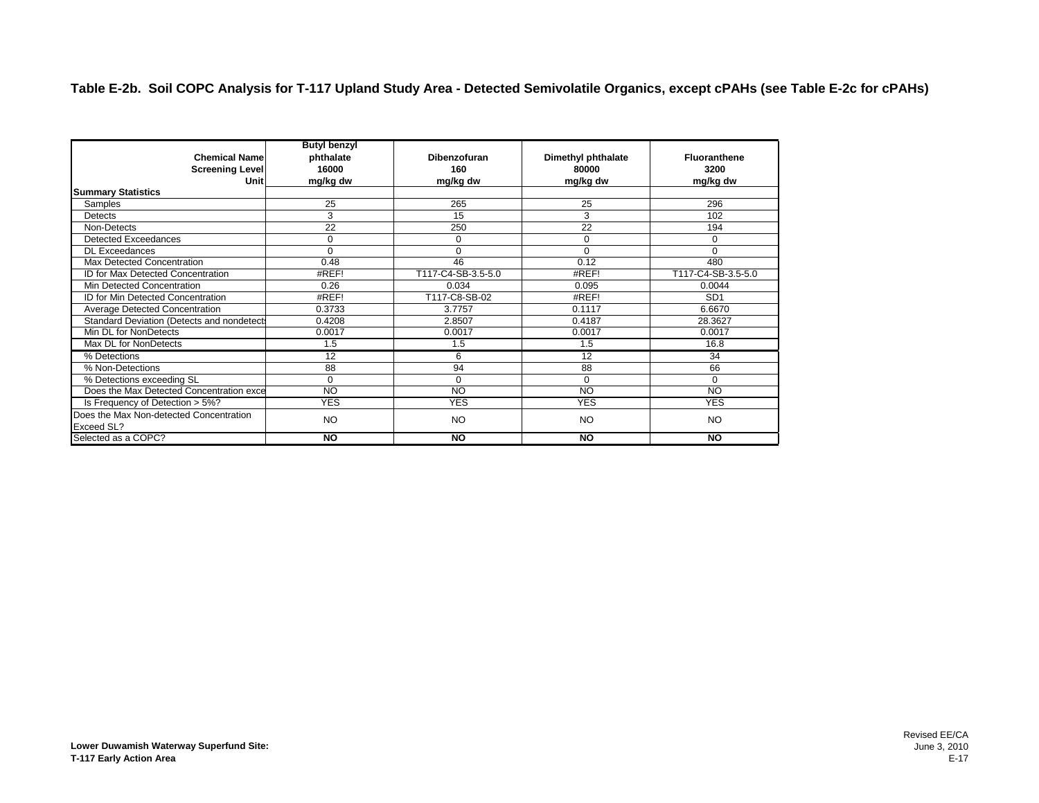## Table E-2b. Soil COPC Analysis for T-117 Upland Study Area - Detected Semivolatile Organics, except cPAHs (see Table E-2c for cPAHs)

| Chemical Name<br>Screening Level<br>Unit | Butyl benzyl phthalate<br>16000<br>mg/kg dw | Dibenzofuran<br>160<br>mg/kg dw | Dimethyl phthalate<br>80000<br>mg/kg dw | Fluoranthene<br>3200<br>mg/kg dw |
|---|---|---|---|---|
| **Summary Statistics** | | | | |
| Samples | 25 | 265 | 25 | 296 |
| Detects | 3 | 15 | 3 | 102 |
| Non-Detects | 22 | 250 | 22 | 194 |
| Detected Exceedances | 0 | 0 | 0 | 0 |
| DL Exceedances | 0 | 0 | 0 | 0 |
| Max Detected Concentration | 0.48 | 46 | 0.12 | 480 |
| ID for Max Detected Concentration | #REF! | T117-C4-SB-3.5-5.0 | #REF! | T117-C4-SB-3.5-5.0 |
| Min Detected Concentration | 0.26 | 0.034 | 0.095 | 0.0044 |
| ID for Min Detected Concentration | #REF! | T117-C8-SB-02 | #REF! | SD1 |
| Average Detected Concentration | 0.3733 | 3.7757 | 0.1117 | 6.6670 |
| Standard Deviation (Detects and nondetects | 0.4208 | 2.8507 | 0.4187 | 28.3627 |
| Min DL for NonDetects | 0.0017 | 0.0017 | 0.0017 | 0.0017 |
| Max DL for NonDetects | 1.5 | 1.5 | 1.5 | 16.8 |
| % Detections | 12 | 6 | 12 | 34 |
| % Non-Detections | 88 | 94 | 88 | 66 |
| % Detections exceeding SL | 0 | 0 | 0 | 0 |
| Does the Max Detected Concentration exce | NO | NO | NO | NO |
| Is Frequency of Detection > 5%? | YES | YES | YES | YES |
| Does the Max Non-detected Concentration Exceed SL? | NO | NO | NO | NO |
| Selected as a COPC? | **NO** | **NO** | **NO** | **NO** |

**Lower Duwamish Waterway Superfund Site:**
**T-117 Early Action Area**

Revised EE/CA
June 3, 2010
E-17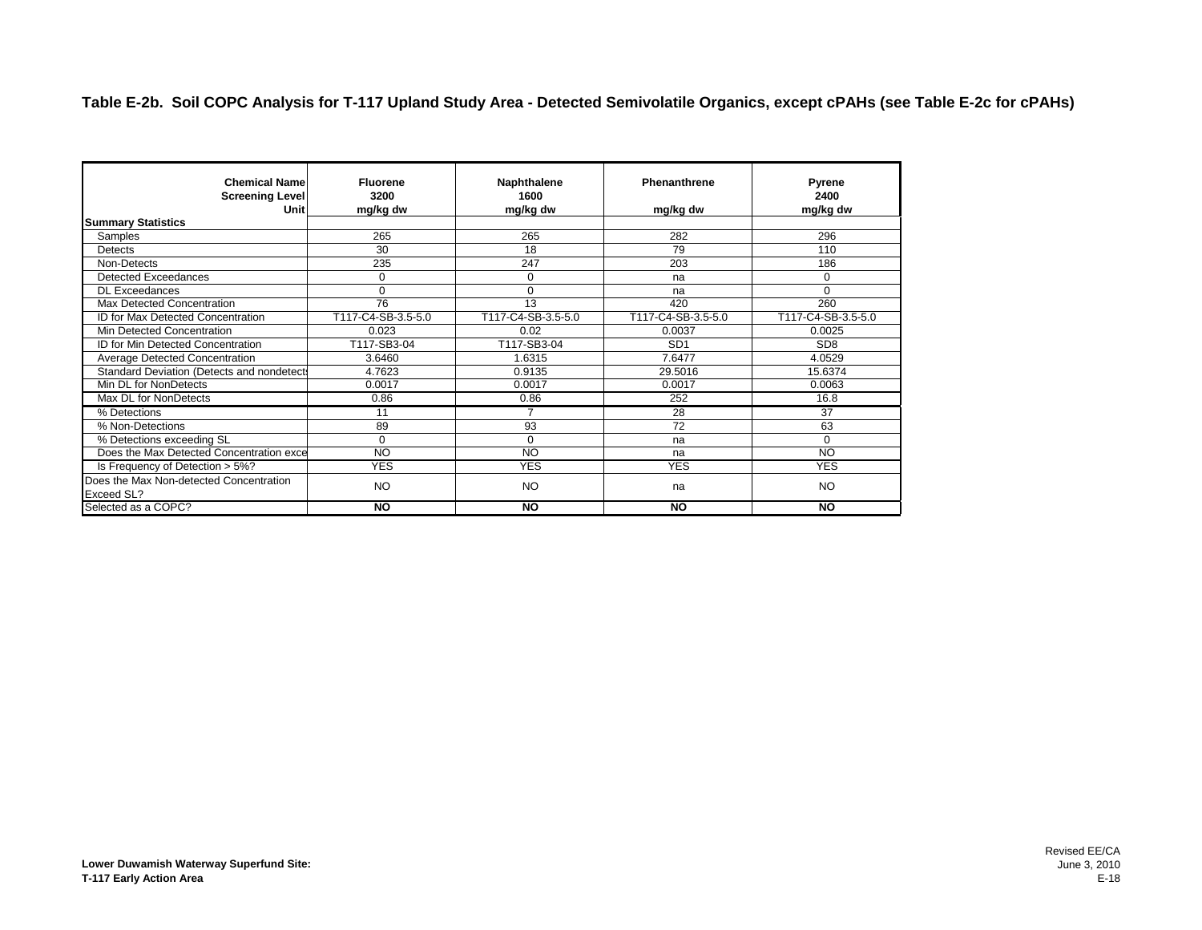## Table E-2b. Soil COPC Analysis for T-117 Upland Study Area - Detected Semivolatile Organics, except cPAHs (see Table E-2c for cPAHs)

| Chemical Name<br>Screening Level<br>Unit | Fluorene<br>3200<br>mg/kg dw | Naphthalene<br>1600<br>mg/kg dw | Phenanthrene<br><br>mg/kg dw | Pyrene<br>2400<br>mg/kg dw |
|---|---|---|---|---|
| **Summary Statistics** | | | | |
| Samples | 265 | 265 | 282 | 296 |
| Detects | 30 | 18 | 79 | 110 |
| Non-Detects | 235 | 247 | 203 | 186 |
| Detected Exceedances | 0 | 0 | na | 0 |
| DL Exceedances | 0 | 0 | na | 0 |
| Max Detected Concentration | 76 | 13 | 420 | 260 |
| ID for Max Detected Concentration | T117-C4-SB-3.5-5.0 | T117-C4-SB-3.5-5.0 | T117-C4-SB-3.5-5.0 | T117-C4-SB-3.5-5.0 |
| Min Detected Concentration | 0.023 | 0.02 | 0.0037 | 0.0025 |
| ID for Min Detected Concentration | T117-SB3-04 | T117-SB3-04 | SD1 | SD8 |
| Average Detected Concentration | 3.6460 | 1.6315 | 7.6477 | 4.0529 |
| Standard Deviation (Detects and nondetects | 4.7623 | 0.9135 | 29.5016 | 15.6374 |
| Min DL for NonDetects | 0.0017 | 0.0017 | 0.0017 | 0.0063 |
| Max DL for NonDetects | 0.86 | 0.86 | 252 | 16.8 |
| % Detections | 11 | 7 | 28 | 37 |
| % Non-Detections | 89 | 93 | 72 | 63 |
| % Detections exceeding SL | 0 | 0 | na | 0 |
| Does the Max Detected Concentration exce | NO | NO | na | NO |
| Is Frequency of Detection > 5%? | YES | YES | YES | YES |
| Does the Max Non-detected Concentration Exceed SL? | NO | NO | na | NO |
| Selected as a COPC? | **NO** | **NO** | **NO** | **NO** |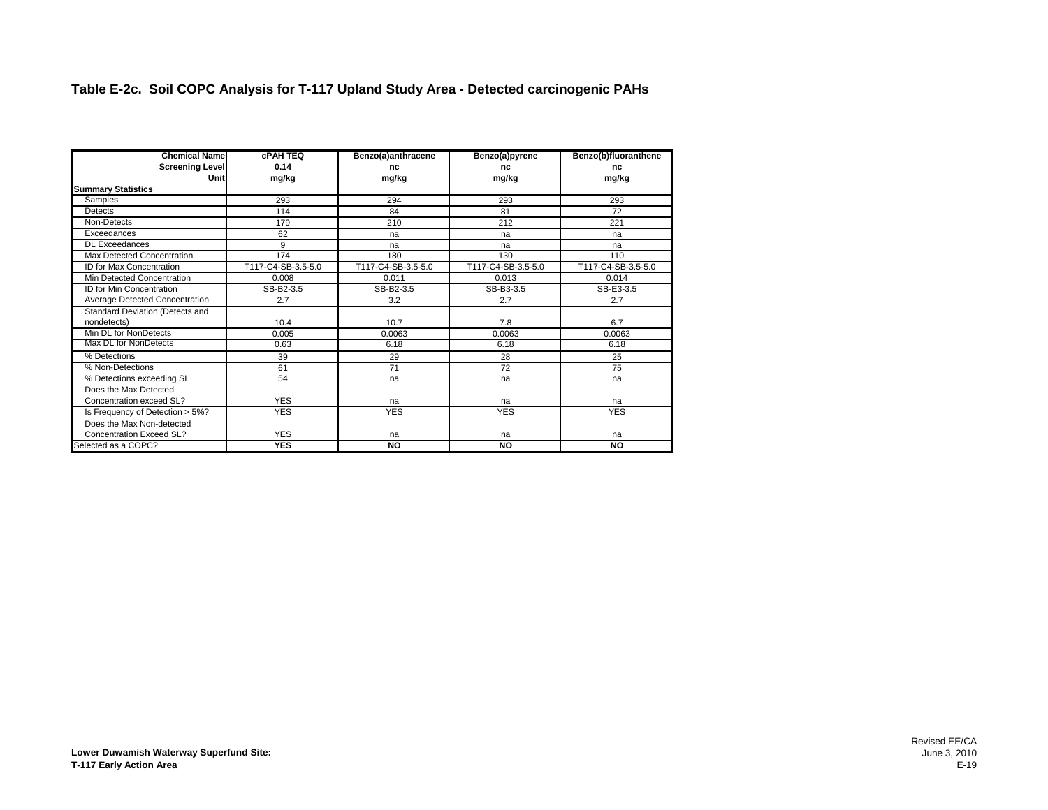## Table E-2c. Soil COPC Analysis for T-117 Upland Study Area - Detected carcinogenic PAHs

| Chemical Name | cPAH TEQ | Benzo(a)anthracene | Benzo(a)pyrene | Benzo(b)fluoranthene |
|---|---|---|---|---|
| Screening Level | 0.14 | nc | nc | nc |
| Unit | mg/kg | mg/kg | mg/kg | mg/kg |
| **Summary Statistics** | | | | |
| Samples | 293 | 294 | 293 | 293 |
| Detects | 114 | 84 | 81 | 72 |
| Non-Detects | 179 | 210 | 212 | 221 |
| Exceedances | 62 | na | na | na |
| DL Exceedances | 9 | na | na | na |
| Max Detected Concentration | 174 | 180 | 130 | 110 |
| ID for Max Concentration | T117-C4-SB-3.5-5.0 | T117-C4-SB-3.5-5.0 | T117-C4-SB-3.5-5.0 | T117-C4-SB-3.5-5.0 |
| Min Detected Concentration | 0.008 | 0.011 | 0.013 | 0.014 |
| ID for Min Concentration | SB-B2-3.5 | SB-B2-3.5 | SB-B3-3.5 | SB-E3-3.5 |
| Average Detected Concentration | 2.7 | 3.2 | 2.7 | 2.7 |
| Standard Deviation (Detects and nondetects) | 10.4 | 10.7 | 7.8 | 6.7 |
| Min DL for NonDetects | 0.005 | 0.0063 | 0.0063 | 0.0063 |
| Max DL for NonDetects | 0.63 | 6.18 | 6.18 | 6.18 |
| % Detections | 39 | 29 | 28 | 25 |
| % Non-Detections | 61 | 71 | 72 | 75 |
| % Detections exceeding SL | 54 | na | na | na |
| Does the Max Detected Concentration exceed SL? | YES | na | na | na |
| Is Frequency of Detection > 5%? | YES | YES | YES | YES |
| Does the Max Non-detected Concentration Exceed SL? | YES | na | na | na |
| Selected as a COPC? | **YES** | **NO** | **NO** | **NO** |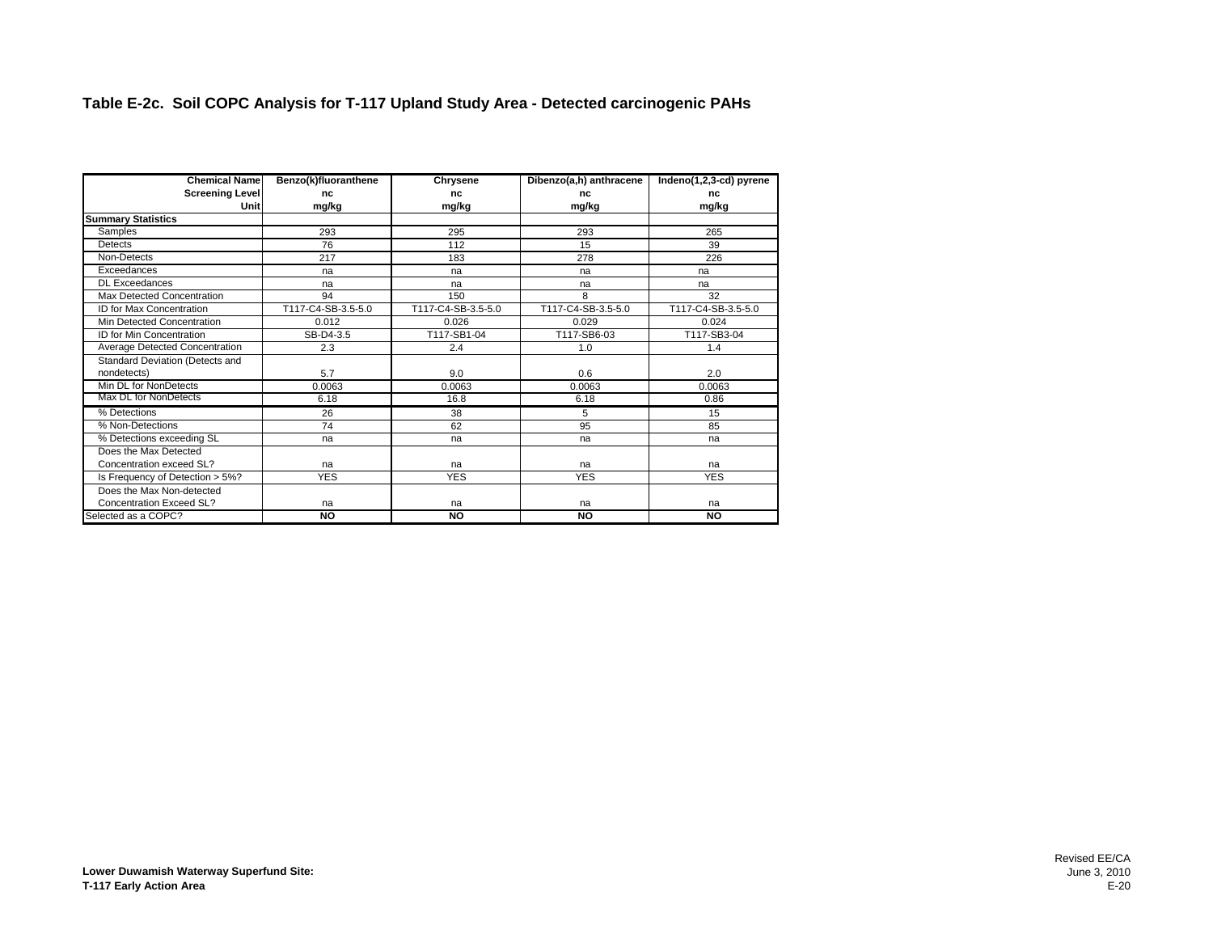## Table E-2c. Soil COPC Analysis for T-117 Upland Study Area - Detected carcinogenic PAHs

| Chemical Name | Benzo(k)fluoranthene | Chrysene | Dibenzo(a,h) anthracene | Indeno(1,2,3-cd) pyrene |
|---|---|---|---|---|
| Screening Level | nc | nc | nc | nc |
| Unit | mg/kg | mg/kg | mg/kg | mg/kg |
| **Summary Statistics** | | | | |
| Samples | 293 | 295 | 293 | 265 |
| Detects | 76 | 112 | 15 | 39 |
| Non-Detects | 217 | 183 | 278 | 226 |
| Exceedances | na | na | na | na |
| DL Exceedances | na | na | na | na |
| Max Detected Concentration | 94 | 150 | 8 | 32 |
| ID for Max Concentration | T117-C4-SB-3.5-5.0 | T117-C4-SB-3.5-5.0 | T117-C4-SB-3.5-5.0 | T117-C4-SB-3.5-5.0 |
| Min Detected Concentration | 0.012 | 0.026 | 0.029 | 0.024 |
| ID for Min Concentration | SB-D4-3.5 | T117-SB1-04 | T117-SB6-03 | T117-SB3-04 |
| Average Detected Concentration | 2.3 | 2.4 | 1.0 | 1.4 |
| Standard Deviation (Detects and nondetects) | 5.7 | 9.0 | 0.6 | 2.0 |
| Min DL for NonDetects | 0.0063 | 0.0063 | 0.0063 | 0.0063 |
| Max DL for NonDetects | 6.18 | 16.8 | 6.18 | 0.86 |
| % Detections | 26 | 38 | 5 | 15 |
| % Non-Detections | 74 | 62 | 95 | 85 |
| % Detections exceeding SL | na | na | na | na |
| Does the Max Detected Concentration exceed SL? | na | na | na | na |
| Is Frequency of Detection > 5%? | YES | YES | YES | YES |
| Does the Max Non-detected Concentration Exceed SL? | na | na | na | na |
| Selected as a COPC? | **NO** | **NO** | **NO** | **NO** |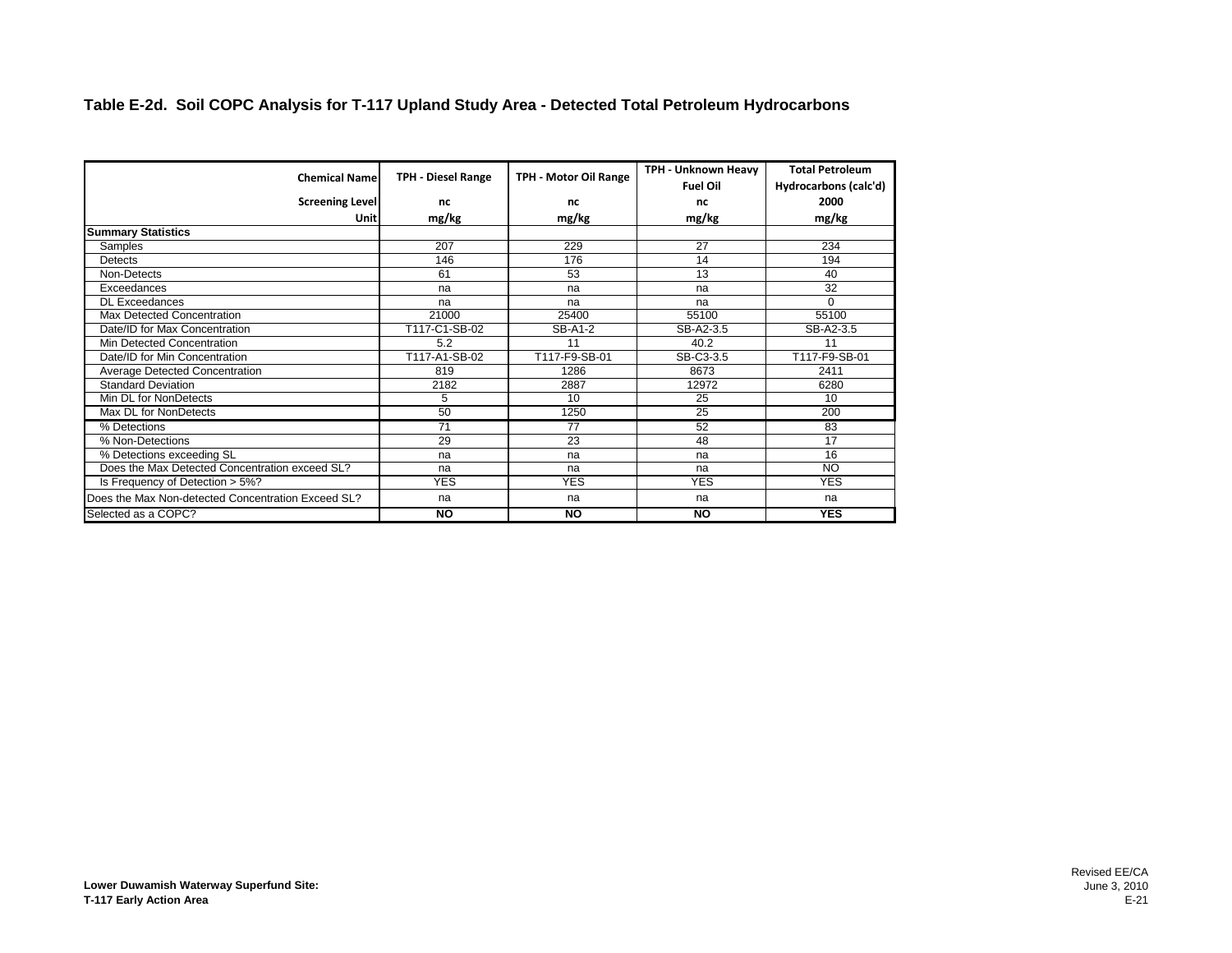## Table E-2d. Soil COPC Analysis for T-117 Upland Study Area - Detected Total Petroleum Hydrocarbons

| Chemical Name | TPH - Diesel Range | TPH - Motor Oil Range | TPH - Unknown Heavy Fuel Oil | Total Petroleum Hydrocarbons (calc'd) |
|---|---|---|---|---|
| Screening Level | nc | nc | nc | 2000 |
| Unit | mg/kg | mg/kg | mg/kg | mg/kg |
| **Summary Statistics** | | | | |
| Samples | 207 | 229 | 27 | 234 |
| Detects | 146 | 176 | 14 | 194 |
| Non-Detects | 61 | 53 | 13 | 40 |
| Exceedances | na | na | na | 32 |
| DL Exceedances | na | na | na | 0 |
| Max Detected Concentration | 21000 | 25400 | 55100 | 55100 |
| Date/ID for Max Concentration | T117-C1-SB-02 | SB-A1-2 | SB-A2-3.5 | SB-A2-3.5 |
| Min Detected Concentration | 5.2 | 11 | 40.2 | 11 |
| Date/ID for Min Concentration | T117-A1-SB-02 | T117-F9-SB-01 | SB-C3-3.5 | T117-F9-SB-01 |
| Average Detected Concentration | 819 | 1286 | 8673 | 2411 |
| Standard Deviation | 2182 | 2887 | 12972 | 6280 |
| Min DL for NonDetects | 5 | 10 | 25 | 10 |
| Max DL for NonDetects | 50 | 1250 | 25 | 200 |
| % Detections | 71 | 77 | 52 | 83 |
| % Non-Detections | 29 | 23 | 48 | 17 |
| % Detections exceeding SL | na | na | na | 16 |
| Does the Max Detected Concentration exceed SL? | na | na | na | NO |
| Is Frequency of Detection > 5%? | YES | YES | YES | YES |
| Does the Max Non-detected Concentration Exceed SL? | na | na | na | na |
| Selected as a COPC? | **NO** | **NO** | **NO** | **YES** |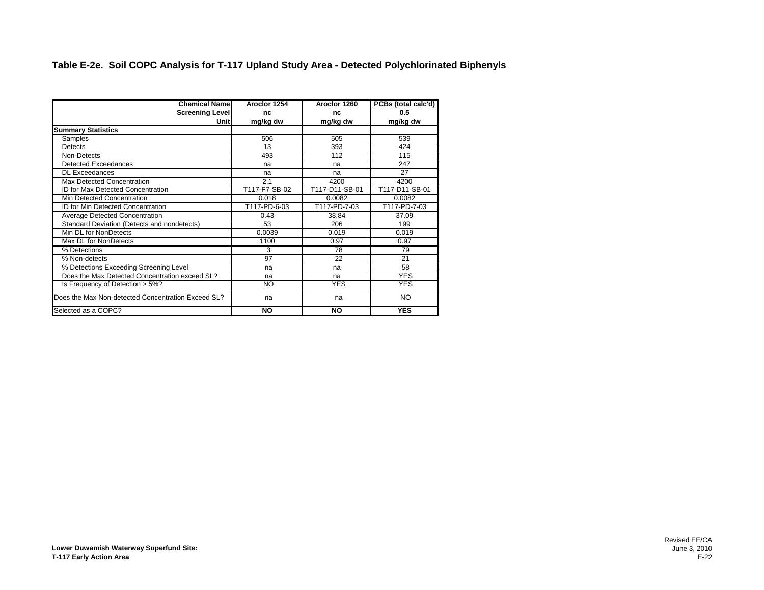**Table E-2e. Soil COPC Analysis for T-117 Upland Study Area - Detected Polychlorinated Biphenyls**

| Chemical Name<br>Screening Level<br>Unit | Aroclor 1254<br>nc<br>mg/kg dw | Aroclor 1260<br>nc<br>mg/kg dw | PCBs (total calc'd)<br>0.5<br>mg/kg dw |
|---|---|---|---|
| **Summary Statistics** | | | |
| Samples | 506 | 505 | 539 |
| Detects | 13 | 393 | 424 |
| Non-Detects | 493 | 112 | 115 |
| Detected Exceedances | na | na | 247 |
| DL Exceedances | na | na | 27 |
| Max Detected Concentration | 2.1 | 4200 | 4200 |
| ID for Max Detected Concentration | T117-F7-SB-02 | T117-D11-SB-01 | T117-D11-SB-01 |
| Min Detected Concentration | 0.018 | 0.0082 | 0.0082 |
| ID for Min Detected Concentration | T117-PD-6-03 | T117-PD-7-03 | T117-PD-7-03 |
| Average Detected Concentration | 0.43 | 38.84 | 37.09 |
| Standard Deviation (Detects and nondetects) | 53 | 206 | 199 |
| Min DL for NonDetects | 0.0039 | 0.019 | 0.019 |
| Max DL for NonDetects | 1100 | 0.97 | 0.97 |
| % Detections | 3 | 78 | 79 |
| % Non-detects | 97 | 22 | 21 |
| % Detections Exceeding Screening Level | na | na | 58 |
| Does the Max Detected Concentration exceed SL? | na | na | YES |
| Is Frequency of Detection > 5%? | NO | YES | YES |
| Does the Max Non-detected Concentration Exceed SL? | na | na | NO |
| Selected as a COPC? | **NO** | **NO** | **YES** |

**Lower Duwamish Waterway Superfund Site:**
**T-117 Early Action Area**

Revised EE/CA
June 3, 2010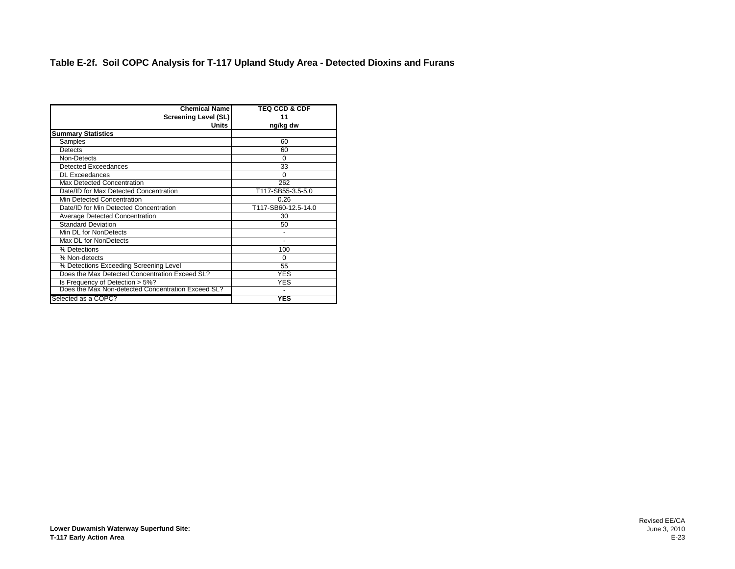**Table E-2f. Soil COPC Analysis for T-117 Upland Study Area - Detected Dioxins and Furans**

| Chemical Name | TEQ CCD & CDF |
|---|---|
| Screening Level (SL) | 11 |
| Units | ng/kg dw |
| **Summary Statistics** | |
| Samples | 60 |
| Detects | 60 |
| Non-Detects | 0 |
| Detected Exceedances | 33 |
| DL Exceedances | 0 |
| Max Detected Concentration | 262 |
| Date/ID for Max Detected Concentration | T117-SB55-3.5-5.0 |
| Min Detected Concentration | 0.26 |
| Date/ID for Min Detected Concentration | T117-SB60-12.5-14.0 |
| Average Detected Concentration | 30 |
| Standard Deviation | 50 |
| Min DL for NonDetects | - |
| Max DL for NonDetects | - |
| % Detections | 100 |
| % Non-detects | 0 |
| % Detections Exceeding Screening Level | 55 |
| Does the Max Detected Concentration Exceed SL? | YES |
| Is Frequency of Detection > 5%? | YES |
| Does the Max Non-detected Concentration Exceed SL? | - |
| Selected as a COPC? | **YES** |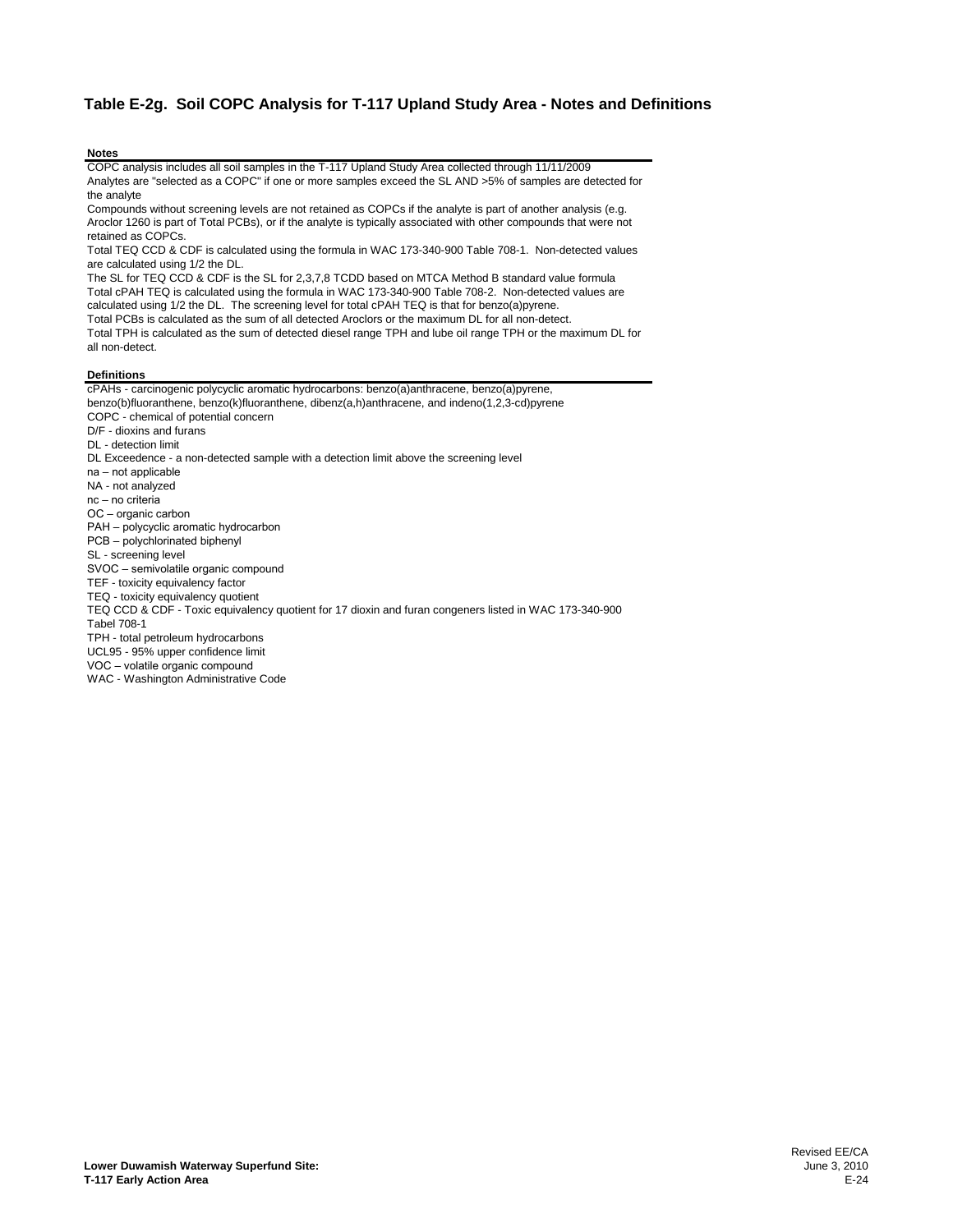## Table E-2g. Soil COPC Analysis for T-117 Upland Study Area - Notes and Definitions

**Notes**

COPC analysis includes all soil samples in the T-117 Upland Study Area collected through 11/11/2009

Analytes are "selected as a COPC" if one or more samples exceed the SL AND >5% of samples are detected for the analyte

Compounds without screening levels are not retained as COPCs if the analyte is part of another analysis (e.g. Aroclor 1260 is part of Total PCBs), or if the analyte is typically associated with other compounds that were not retained as COPCs.

Total TEQ CCD & CDF is calculated using the formula in WAC 173-340-900 Table 708-1. Non-detected values are calculated using 1/2 the DL.

The SL for TEQ CCD & CDF is the SL for 2,3,7,8 TCDD based on MTCA Method B standard value formula

Total cPAH TEQ is calculated using the formula in WAC 173-340-900 Table 708-2. Non-detected values are calculated using 1/2 the DL. The screening level for total cPAH TEQ is that for benzo(a)pyrene.

Total PCBs is calculated as the sum of all detected Aroclors or the maximum DL for all non-detect.

Total TPH is calculated as the sum of detected diesel range TPH and lube oil range TPH or the maximum DL for all non-detect.

**Definitions**

cPAHs - carcinogenic polycyclic aromatic hydrocarbons: benzo(a)anthracene, benzo(a)pyrene, benzo(b)fluoranthene, benzo(k)fluoranthene, dibenz(a,h)anthracene, and indeno(1,2,3-cd)pyrene

COPC - chemical of potential concern

D/F - dioxins and furans

DL - detection limit

DL Exceedence - a non-detected sample with a detection limit above the screening level

na – not applicable

NA - not analyzed

nc – no criteria

OC – organic carbon

PAH – polycyclic aromatic hydrocarbon

PCB – polychlorinated biphenyl

SL - screening level

SVOC – semivolatile organic compound

TEF - toxicity equivalency factor

TEQ - toxicity equivalency quotient

TEQ CCD & CDF - Toxic equivalency quotient for 17 dioxin and furan congeners listed in WAC 173-340-900 Tabel 708-1

TPH - total petroleum hydrocarbons

UCL95 - 95% upper confidence limit

VOC – volatile organic compound

WAC - Washington Administrative Code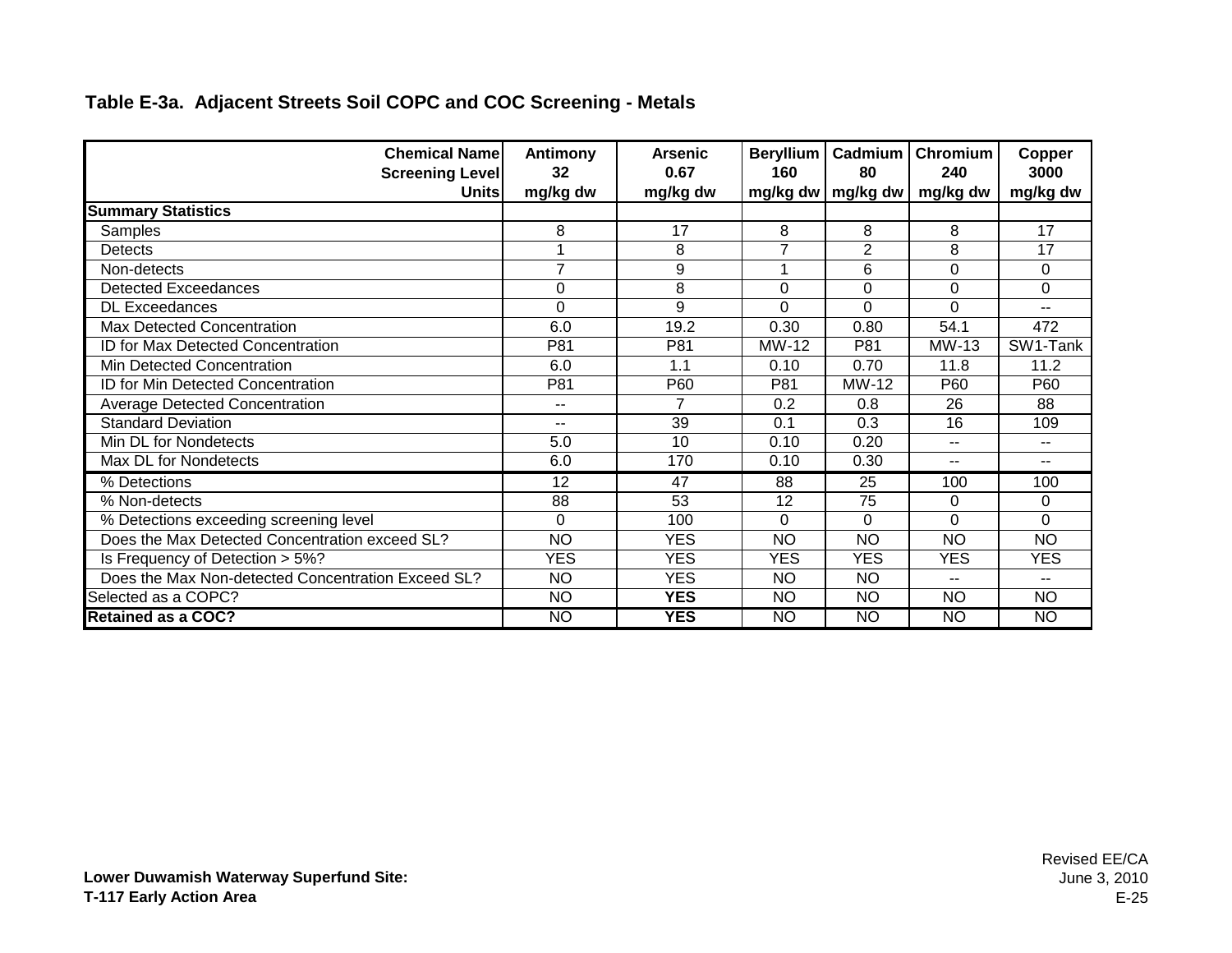**Table E-3a. Adjacent Streets Soil COPC and COC Screening - Metals**

| Chemical Name<br>Screening Level<br>Units | Antimony<br>32<br>mg/kg dw | Arsenic<br>0.67<br>mg/kg dw | Beryllium<br>160<br>mg/kg dw | Cadmium<br>80<br>mg/kg dw | Chromium<br>240<br>mg/kg dw | Copper<br>3000<br>mg/kg dw |
|---|---|---|---|---|---|---|
| **Summary Statistics** | | | | | | |
| Samples | 8 | 17 | 8 | 8 | 8 | 17 |
| Detects | 1 | 8 | 7 | 2 | 8 | 17 |
| Non-detects | 7 | 9 | 1 | 6 | 0 | 0 |
| Detected Exceedances | 0 | 8 | 0 | 0 | 0 | 0 |
| DL Exceedances | 0 | 9 | 0 | 0 | 0 | -- |
| Max Detected Concentration | 6.0 | 19.2 | 0.30 | 0.80 | 54.1 | 472 |
| ID for Max Detected Concentration | P81 | P81 | MW-12 | P81 | MW-13 | SW1-Tank |
| Min Detected Concentration | 6.0 | 1.1 | 0.10 | 0.70 | 11.8 | 11.2 |
| ID for Min Detected Concentration | P81 | P60 | P81 | MW-12 | P60 | P60 |
| Average Detected Concentration | -- | 7 | 0.2 | 0.8 | 26 | 88 |
| Standard Deviation | -- | 39 | 0.1 | 0.3 | 16 | 109 |
| Min DL for Nondetects | 5.0 | 10 | 0.10 | 0.20 | -- | -- |
| Max DL for Nondetects | 6.0 | 170 | 0.10 | 0.30 | -- | -- |
| % Detections | 12 | 47 | 88 | 25 | 100 | 100 |
| % Non-detects | 88 | 53 | 12 | 75 | 0 | 0 |
| % Detections exceeding screening level | 0 | 100 | 0 | 0 | 0 | 0 |
| Does the Max Detected Concentration exceed SL? | NO | YES | NO | NO | NO | NO |
| Is Frequency of Detection > 5%? | YES | YES | YES | YES | YES | YES |
| Does the Max Non-detected Concentration Exceed SL? | NO | YES | NO | NO | -- | -- |
| Selected as a COPC? | NO | **YES** | NO | NO | NO | NO |
| **Retained as a COC?** | NO | **YES** | NO | NO | NO | NO |

**Lower Duwamish Waterway Superfund Site:**
**T-117 Early Action Area**

Revised EE/CA
June 3, 2010
E-25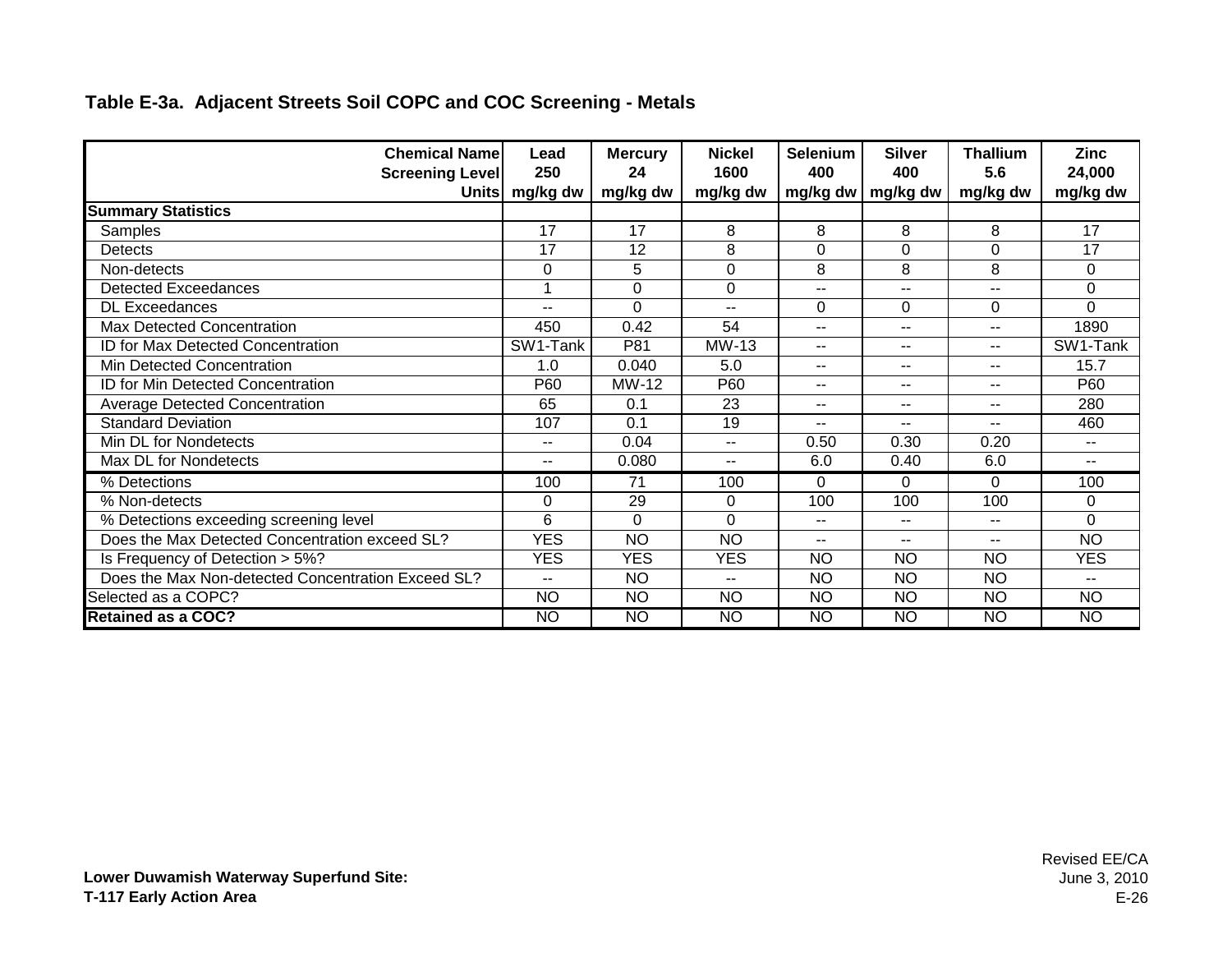**Table E-3a. Adjacent Streets Soil COPC and COC Screening - Metals**

| Chemical Name<br>Screening Level<br>Units | Lead<br>250<br>mg/kg dw | Mercury<br>24<br>mg/kg dw | Nickel<br>1600<br>mg/kg dw | Selenium<br>400<br>mg/kg dw | Silver<br>400<br>mg/kg dw | Thallium<br>5.6<br>mg/kg dw | Zinc<br>24,000<br>mg/kg dw |
|---|---|---|---|---|---|---|---|
| **Summary Statistics** | | | | | | | |
| Samples | 17 | 17 | 8 | 8 | 8 | 8 | 17 |
| Detects | 17 | 12 | 8 | 0 | 0 | 0 | 17 |
| Non-detects | 0 | 5 | 0 | 8 | 8 | 8 | 0 |
| Detected Exceedances | 1 | 0 | 0 | -- | -- | -- | 0 |
| DL Exceedances | -- | 0 | -- | 0 | 0 | 0 | 0 |
| Max Detected Concentration | 450 | 0.42 | 54 | -- | -- | -- | 1890 |
| ID for Max Detected Concentration | SW1-Tank | P81 | MW-13 | -- | -- | -- | SW1-Tank |
| Min Detected Concentration | 1.0 | 0.040 | 5.0 | -- | -- | -- | 15.7 |
| ID for Min Detected Concentration | P60 | MW-12 | P60 | -- | -- | -- | P60 |
| Average Detected Concentration | 65 | 0.1 | 23 | -- | -- | -- | 280 |
| Standard Deviation | 107 | 0.1 | 19 | -- | -- | -- | 460 |
| Min DL for Nondetects | -- | 0.04 | -- | 0.50 | 0.30 | 0.20 | -- |
| Max DL for Nondetects | -- | 0.080 | -- | 6.0 | 0.40 | 6.0 | -- |
| % Detections | 100 | 71 | 100 | 0 | 0 | 0 | 100 |
| % Non-detects | 0 | 29 | 0 | 100 | 100 | 100 | 0 |
| % Detections exceeding screening level | 6 | 0 | 0 | -- | -- | -- | 0 |
| Does the Max Detected Concentration exceed SL? | YES | NO | NO | -- | -- | -- | NO |
| Is Frequency of Detection > 5%? | YES | YES | YES | NO | NO | NO | YES |
| Does the Max Non-detected Concentration Exceed SL? | -- | NO | -- | NO | NO | NO | -- |
| Selected as a COPC? | NO | NO | NO | NO | NO | NO | NO |
| **Retained as a COC?** | NO | NO | NO | NO | NO | NO | NO |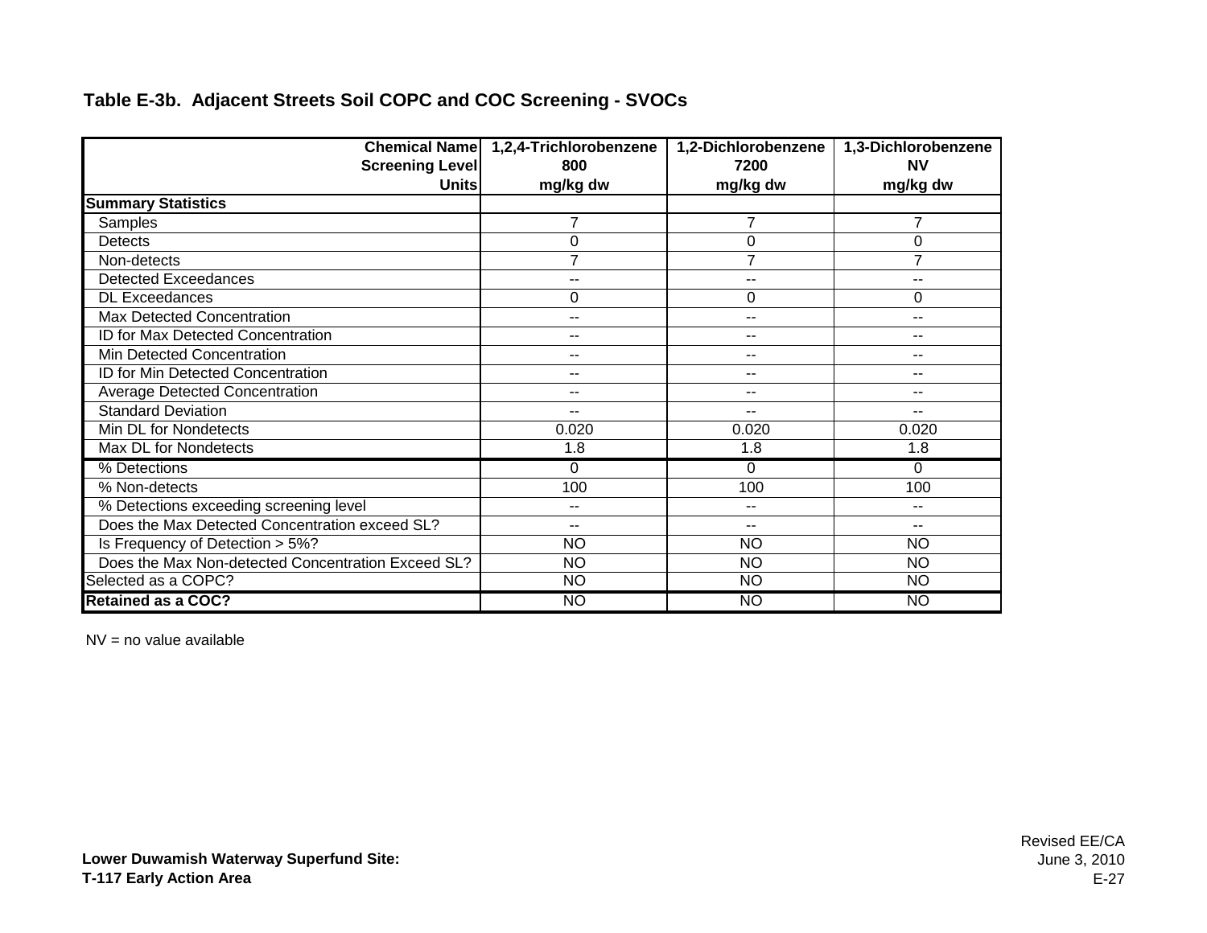## Table E-3b. Adjacent Streets Soil COPC and COC Screening - SVOCs

| Chemical Name<br>Screening Level<br>Units | 1,2,4-Trichlorobenzene<br>800<br>mg/kg dw | 1,2-Dichlorobenzene<br>7200<br>mg/kg dw | 1,3-Dichlorobenzene<br>NV<br>mg/kg dw |
|---|---|---|---|
| **Summary Statistics** | | | |
| Samples | 7 | 7 | 7 |
| Detects | 0 | 0 | 0 |
| Non-detects | 7 | 7 | 7 |
| Detected Exceedances | -- | -- | -- |
| DL Exceedances | 0 | 0 | 0 |
| Max Detected Concentration | -- | -- | -- |
| ID for Max Detected Concentration | -- | -- | -- |
| Min Detected Concentration | -- | -- | -- |
| ID for Min Detected Concentration | -- | -- | -- |
| Average Detected Concentration | -- | -- | -- |
| Standard Deviation | -- | -- | -- |
| Min DL for Nondetects | 0.020 | 0.020 | 0.020 |
| Max DL for Nondetects | 1.8 | 1.8 | 1.8 |
| % Detections | 0 | 0 | 0 |
| % Non-detects | 100 | 100 | 100 |
| % Detections exceeding screening level | -- | -- | -- |
| Does the Max Detected Concentration exceed SL? | -- | -- | -- |
| Is Frequency of Detection > 5%? | NO | NO | NO |
| Does the Max Non-detected Concentration Exceed SL? | NO | NO | NO |
| Selected as a COPC? | NO | NO | NO |
| **Retained as a COC?** | NO | NO | NO |

NV = no value available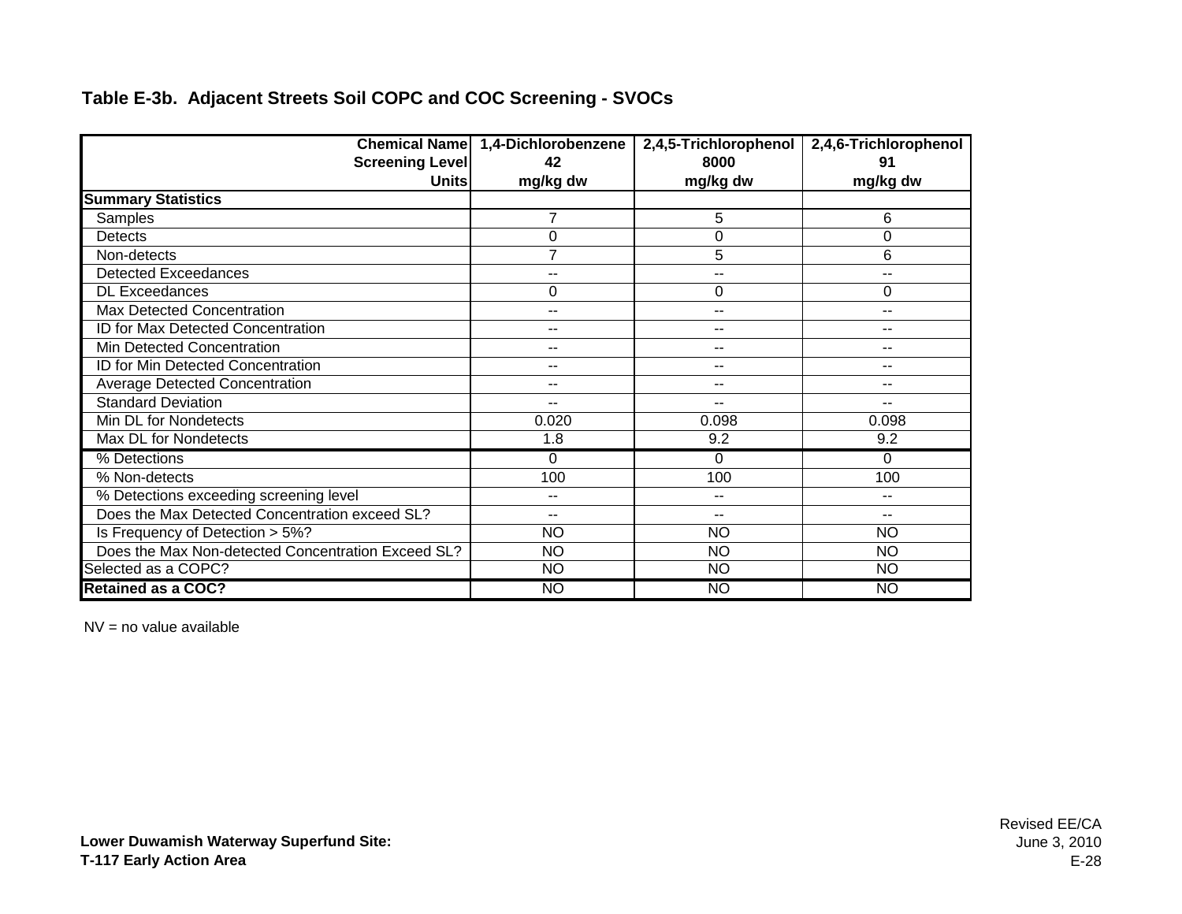**Table E-3b. Adjacent Streets Soil COPC and COC Screening - SVOCs**

| Chemical Name<br>Screening Level<br>Units | 1,4-Dichlorobenzene<br>42<br>mg/kg dw | 2,4,5-Trichlorophenol<br>8000<br>mg/kg dw | 2,4,6-Trichlorophenol<br>91<br>mg/kg dw |
|---|---|---|---|
| **Summary Statistics** | | | |
| Samples | 7 | 5 | 6 |
| Detects | 0 | 0 | 0 |
| Non-detects | 7 | 5 | 6 |
| Detected Exceedances | -- | -- | -- |
| DL Exceedances | 0 | 0 | 0 |
| Max Detected Concentration | -- | -- | -- |
| ID for Max Detected Concentration | -- | -- | -- |
| Min Detected Concentration | -- | -- | -- |
| ID for Min Detected Concentration | -- | -- | -- |
| Average Detected Concentration | -- | -- | -- |
| Standard Deviation | -- | -- | -- |
| Min DL for Nondetects | 0.020 | 0.098 | 0.098 |
| Max DL for Nondetects | 1.8 | 9.2 | 9.2 |
| % Detections | 0 | 0 | 0 |
| % Non-detects | 100 | 100 | 100 |
| % Detections exceeding screening level | -- | -- | -- |
| Does the Max Detected Concentration exceed SL? | -- | -- | -- |
| Is Frequency of Detection > 5%? | NO | NO | NO |
| Does the Max Non-detected Concentration Exceed SL? | NO | NO | NO |
| Selected as a COPC? | NO | NO | NO |
| **Retained as a COC?** | NO | NO | NO |

NV = no value available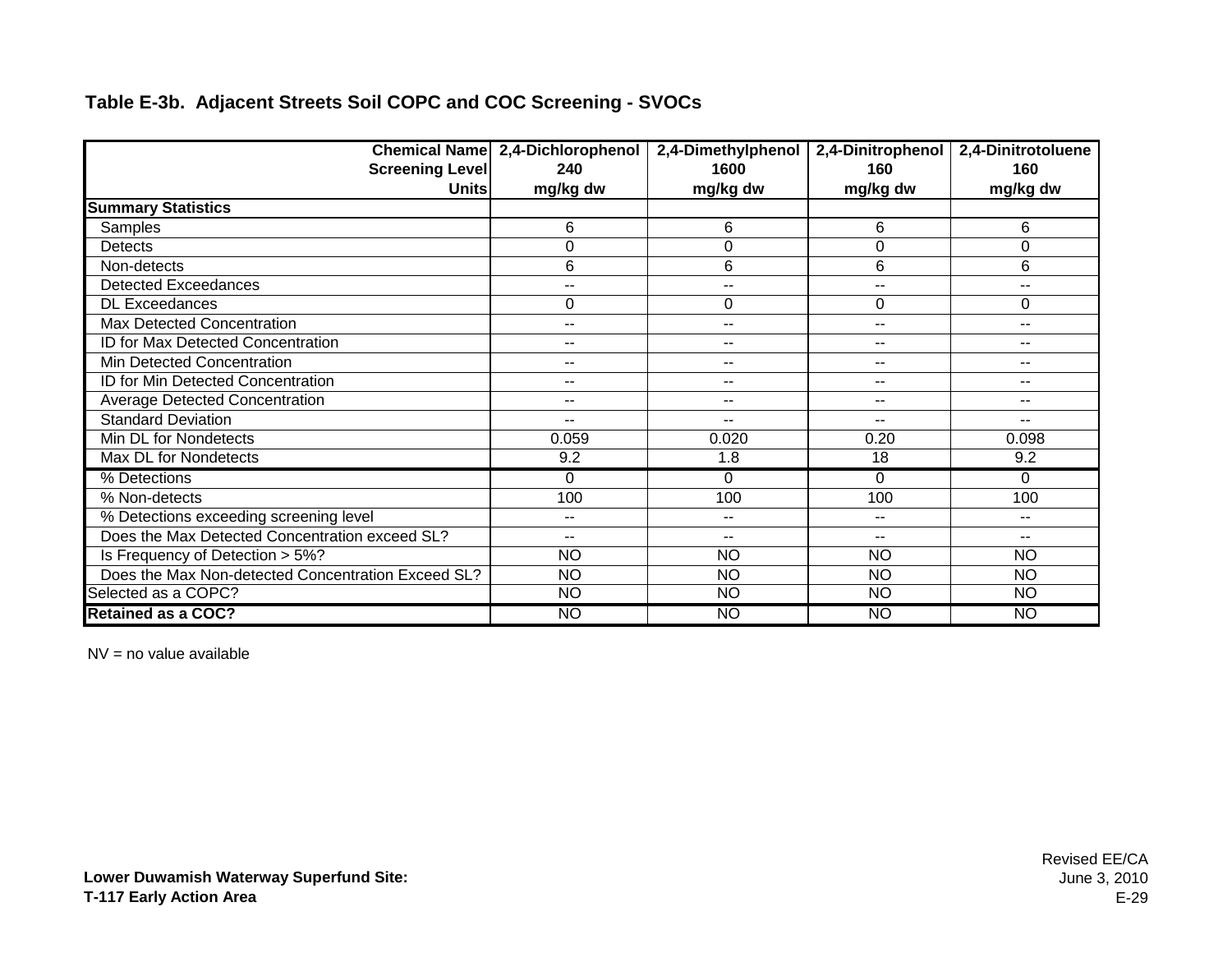**Table E-3b. Adjacent Streets Soil COPC and COC Screening - SVOCs**

| Chemical Name<br>Screening Level<br>Units | 2,4-Dichlorophenol<br>240<br>mg/kg dw | 2,4-Dimethylphenol<br>1600<br>mg/kg dw | 2,4-Dinitrophenol<br>160<br>mg/kg dw | 2,4-Dinitrotoluene<br>160<br>mg/kg dw |
|---|---|---|---|---|
| **Summary Statistics** | | | | |
| Samples | 6 | 6 | 6 | 6 |
| Detects | 0 | 0 | 0 | 0 |
| Non-detects | 6 | 6 | 6 | 6 |
| Detected Exceedances | -- | -- | -- | -- |
| DL Exceedances | 0 | 0 | 0 | 0 |
| Max Detected Concentration | -- | -- | -- | -- |
| ID for Max Detected Concentration | -- | -- | -- | -- |
| Min Detected Concentration | -- | -- | -- | -- |
| ID for Min Detected Concentration | -- | -- | -- | -- |
| Average Detected Concentration | -- | -- | -- | -- |
| Standard Deviation | -- | -- | -- | -- |
| Min DL for Nondetects | 0.059 | 0.020 | 0.20 | 0.098 |
| Max DL for Nondetects | 9.2 | 1.8 | 18 | 9.2 |
| % Detections | 0 | 0 | 0 | 0 |
| % Non-detects | 100 | 100 | 100 | 100 |
| % Detections exceeding screening level | -- | -- | -- | -- |
| Does the Max Detected Concentration exceed SL? | -- | -- | -- | -- |
| Is Frequency of Detection > 5%? | NO | NO | NO | NO |
| Does the Max Non-detected Concentration Exceed SL? | NO | NO | NO | NO |
| Selected as a COPC? | NO | NO | NO | NO |
| **Retained as a COC?** | NO | NO | NO | NO |

NV = no value available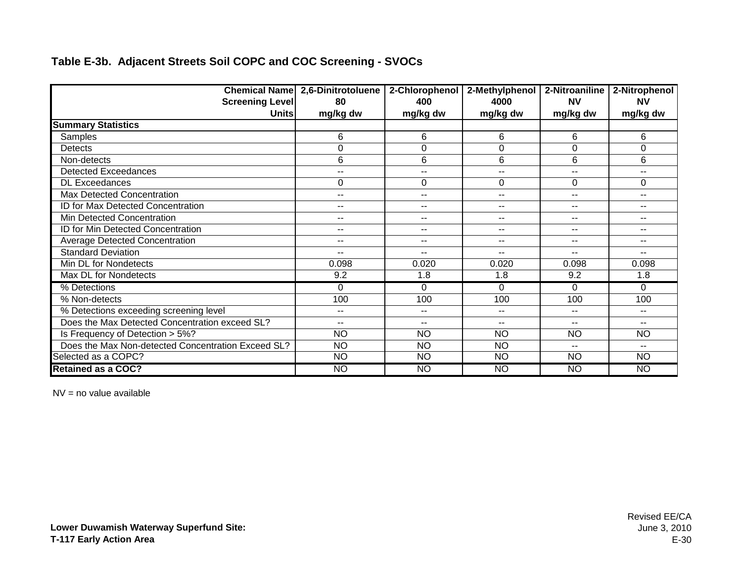**Table E-3b. Adjacent Streets Soil COPC and COC Screening - SVOCs**

| Chemical Name | 2,6-Dinitrotoluene | 2-Chlorophenol | 2-Methylphenol | 2-Nitroaniline | 2-Nitrophenol |
|---|---|---|---|---|---|
| Screening Level | 80 | 400 | 4000 | NV | NV |
| Units | mg/kg dw | mg/kg dw | mg/kg dw | mg/kg dw | mg/kg dw |
| **Summary Statistics** | | | | | |
| Samples | 6 | 6 | 6 | 6 | 6 |
| Detects | 0 | 0 | 0 | 0 | 0 |
| Non-detects | 6 | 6 | 6 | 6 | 6 |
| Detected Exceedances | -- | -- | -- | -- | -- |
| DL Exceedances | 0 | 0 | 0 | 0 | 0 |
| Max Detected Concentration | -- | -- | -- | -- | -- |
| ID for Max Detected Concentration | -- | -- | -- | -- | -- |
| Min Detected Concentration | -- | -- | -- | -- | -- |
| ID for Min Detected Concentration | -- | -- | -- | -- | -- |
| Average Detected Concentration | -- | -- | -- | -- | -- |
| Standard Deviation | -- | -- | -- | -- | -- |
| Min DL for Nondetects | 0.098 | 0.020 | 0.020 | 0.098 | 0.098 |
| Max DL for Nondetects | 9.2 | 1.8 | 1.8 | 9.2 | 1.8 |
| % Detections | 0 | 0 | 0 | 0 | 0 |
| % Non-detects | 100 | 100 | 100 | 100 | 100 |
| % Detections exceeding screening level | -- | -- | -- | -- | -- |
| Does the Max Detected Concentration exceed SL? | -- | -- | -- | -- | -- |
| Is Frequency of Detection > 5%? | NO | NO | NO | NO | NO |
| Does the Max Non-detected Concentration Exceed SL? | NO | NO | NO | -- | -- |
| Selected as a COPC? | NO | NO | NO | NO | NO |
| **Retained as a COC?** | NO | NO | NO | NO | NO |

NV = no value available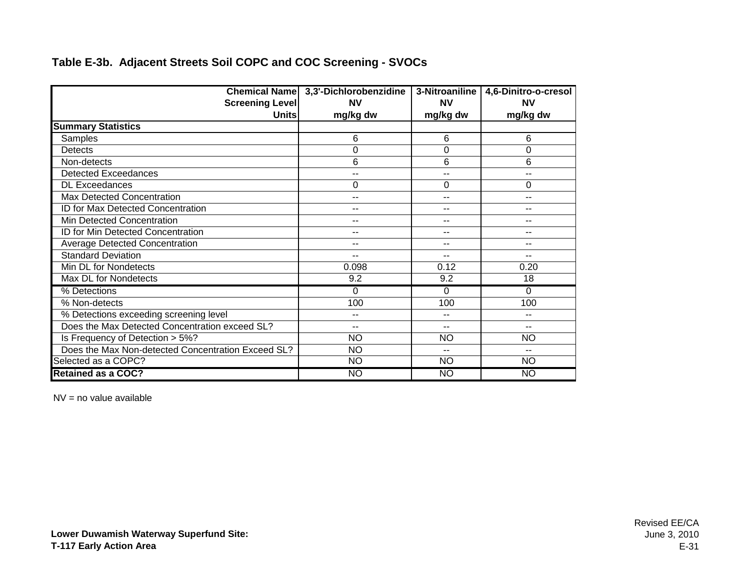## Table E-3b. Adjacent Streets Soil COPC and COC Screening - SVOCs

| Chemical Name<br>Screening Level<br>Units | 3,3'-Dichlorobenzidine<br>NV<br>mg/kg dw | 3-Nitroaniline<br>NV<br>mg/kg dw | 4,6-Dinitro-o-cresol<br>NV<br>mg/kg dw |
|---|---|---|---|
| **Summary Statistics** | | | |
| Samples | 6 | 6 | 6 |
| Detects | 0 | 0 | 0 |
| Non-detects | 6 | 6 | 6 |
| Detected Exceedances | -- | -- | -- |
| DL Exceedances | 0 | 0 | 0 |
| Max Detected Concentration | -- | -- | -- |
| ID for Max Detected Concentration | -- | -- | -- |
| Min Detected Concentration | -- | -- | -- |
| ID for Min Detected Concentration | -- | -- | -- |
| Average Detected Concentration | -- | -- | -- |
| Standard Deviation | -- | -- | -- |
| Min DL for Nondetects | 0.098 | 0.12 | 0.20 |
| Max DL for Nondetects | 9.2 | 9.2 | 18 |
| % Detections | 0 | 0 | 0 |
| % Non-detects | 100 | 100 | 100 |
| % Detections exceeding screening level | -- | -- | -- |
| Does the Max Detected Concentration exceed SL? | -- | -- | -- |
| Is Frequency of Detection > 5%? | NO | NO | NO |
| Does the Max Non-detected Concentration Exceed SL? | NO | -- | -- |
| Selected as a COPC? | NO | NO | NO |
| **Retained as a COC?** | NO | NO | NO |

NV = no value available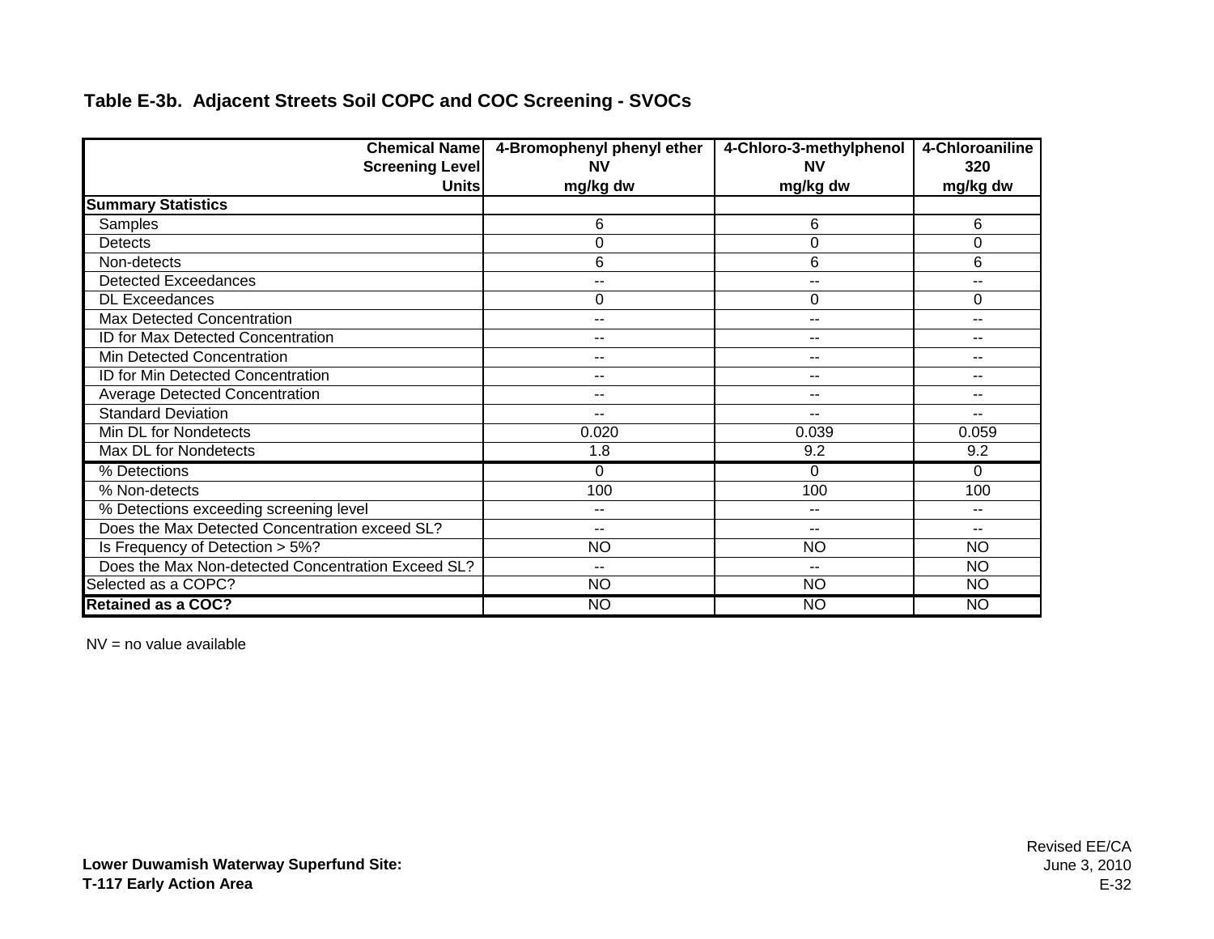## Table E-3b. Adjacent Streets Soil COPC and COC Screening - SVOCs

| Chemical Name | 4-Bromophenyl phenyl ether | 4-Chloro-3-methylphenol | 4-Chloroaniline |
|---|---|---|---|
| Screening Level | NV | NV | 320 |
| Units | mg/kg dw | mg/kg dw | mg/kg dw |
| **Summary Statistics** | | | |
| Samples | 6 | 6 | 6 |
| Detects | 0 | 0 | 0 |
| Non-detects | 6 | 6 | 6 |
| Detected Exceedances | -- | -- | -- |
| DL Exceedances | 0 | 0 | 0 |
| Max Detected Concentration | -- | -- | -- |
| ID for Max Detected Concentration | -- | -- | -- |
| Min Detected Concentration | -- | -- | -- |
| ID for Min Detected Concentration | -- | -- | -- |
| Average Detected Concentration | -- | -- | -- |
| Standard Deviation | -- | -- | -- |
| Min DL for Nondetects | 0.020 | 0.039 | 0.059 |
| Max DL for Nondetects | 1.8 | 9.2 | 9.2 |
| % Detections | 0 | 0 | 0 |
| % Non-detects | 100 | 100 | 100 |
| % Detections exceeding screening level | -- | -- | -- |
| Does the Max Detected Concentration exceed SL? | -- | -- | -- |
| Is Frequency of Detection > 5%? | NO | NO | NO |
| Does the Max Non-detected Concentration Exceed SL? | -- | -- | NO |
| Selected as a COPC? | NO | NO | NO |
| **Retained as a COC?** | NO | NO | NO |

NV = no value available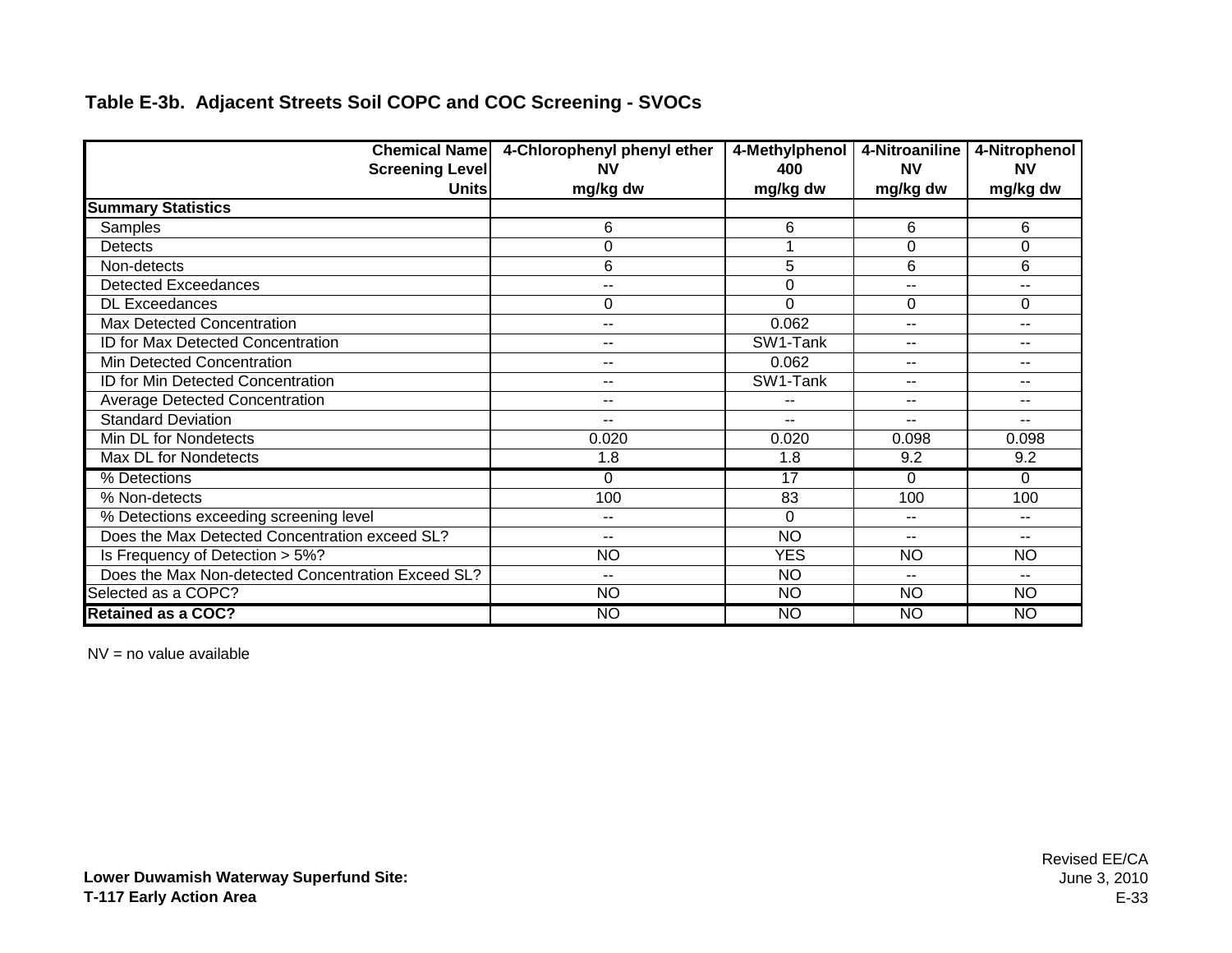# Table E-3b. Adjacent Streets Soil COPC and COC Screening - SVOCs

| Chemical Name<br>Screening Level<br>Units | 4-Chlorophenyl phenyl ether<br>NV<br>mg/kg dw | 4-Methylphenol<br>400<br>mg/kg dw | 4-Nitroaniline<br>NV<br>mg/kg dw | 4-Nitrophenol<br>NV<br>mg/kg dw |
|---|---|---|---|---|
| **Summary Statistics** | | | | |
| Samples | 6 | 6 | 6 | 6 |
| Detects | 0 | 1 | 0 | 0 |
| Non-detects | 6 | 5 | 6 | 6 |
| Detected Exceedances | -- | 0 | -- | -- |
| DL Exceedances | 0 | 0 | 0 | 0 |
| Max Detected Concentration | -- | 0.062 | -- | -- |
| ID for Max Detected Concentration | -- | SW1-Tank | -- | -- |
| Min Detected Concentration | -- | 0.062 | -- | -- |
| ID for Min Detected Concentration | -- | SW1-Tank | -- | -- |
| Average Detected Concentration | -- | -- | -- | -- |
| Standard Deviation | -- | -- | -- | -- |
| Min DL for Nondetects | 0.020 | 0.020 | 0.098 | 0.098 |
| Max DL for Nondetects | 1.8 | 1.8 | 9.2 | 9.2 |
| % Detections | 0 | 17 | 0 | 0 |
| % Non-detects | 100 | 83 | 100 | 100 |
| % Detections exceeding screening level | -- | 0 | -- | -- |
| Does the Max Detected Concentration exceed SL? | -- | NO | -- | -- |
| Is Frequency of Detection > 5%? | NO | YES | NO | NO |
| Does the Max Non-detected Concentration Exceed SL? | -- | NO | -- | -- |
| Selected as a COPC? | NO | NO | NO | NO |
| **Retained as a COC?** | NO | NO | NO | NO |

NV = no value available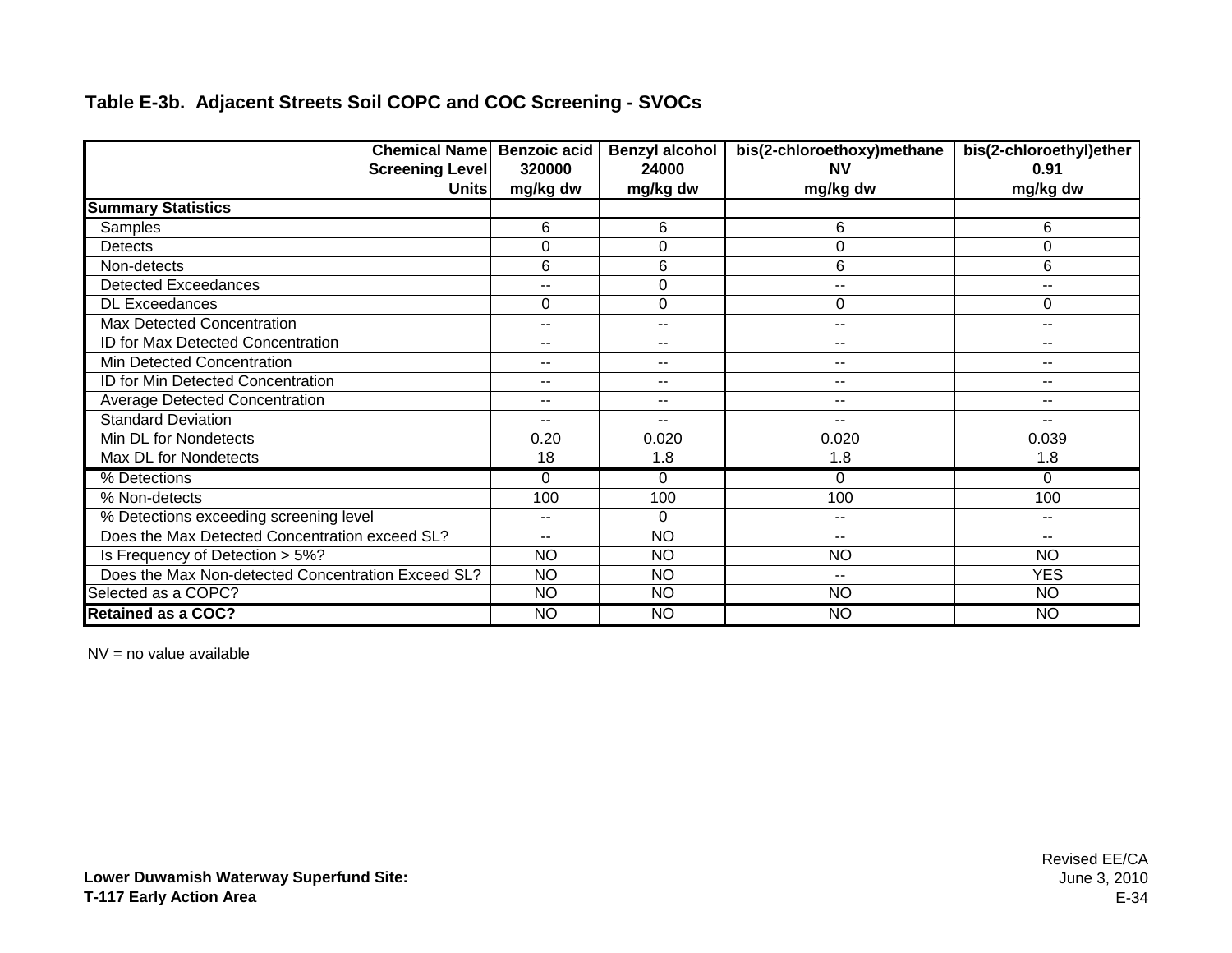## Table E-3b. Adjacent Streets Soil COPC and COC Screening - SVOCs

| Chemical Name<br>Screening Level<br>Units | Benzoic acid<br>320000<br>mg/kg dw | Benzyl alcohol<br>24000<br>mg/kg dw | bis(2-chloroethoxy)methane<br>NV<br>mg/kg dw | bis(2-chloroethyl)ether<br>0.91<br>mg/kg dw |
|---|---|---|---|---|
| **Summary Statistics** | | | | |
| Samples | 6 | 6 | 6 | 6 |
| Detects | 0 | 0 | 0 | 0 |
| Non-detects | 6 | 6 | 6 | 6 |
| Detected Exceedances | -- | 0 | -- | -- |
| DL Exceedances | 0 | 0 | 0 | 0 |
| Max Detected Concentration | -- | -- | -- | -- |
| ID for Max Detected Concentration | -- | -- | -- | -- |
| Min Detected Concentration | -- | -- | -- | -- |
| ID for Min Detected Concentration | -- | -- | -- | -- |
| Average Detected Concentration | -- | -- | -- | -- |
| Standard Deviation | -- | -- | -- | -- |
| Min DL for Nondetects | 0.20 | 0.020 | 0.020 | 0.039 |
| Max DL for Nondetects | 18 | 1.8 | 1.8 | 1.8 |
| % Detections | 0 | 0 | 0 | 0 |
| % Non-detects | 100 | 100 | 100 | 100 |
| % Detections exceeding screening level | -- | 0 | -- | -- |
| Does the Max Detected Concentration exceed SL? | -- | NO | -- | -- |
| Is Frequency of Detection > 5%? | NO | NO | NO | NO |
| Does the Max Non-detected Concentration Exceed SL? | NO | NO | -- | YES |
| Selected as a COPC? | NO | NO | NO | NO |
| **Retained as a COC?** | NO | NO | NO | NO |

NV = no value available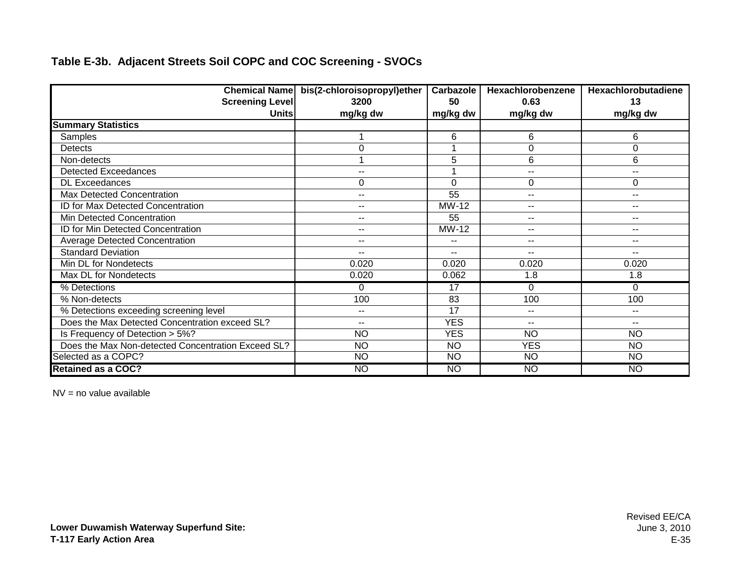**Table E-3b. Adjacent Streets Soil COPC and COC Screening - SVOCs**

| Chemical Name<br>Screening Level<br>Units | bis(2-chloroisopropyl)ether<br>3200<br>mg/kg dw | Carbazole<br>50<br>mg/kg dw | Hexachlorobenzene<br>0.63<br>mg/kg dw | Hexachlorobutadiene<br>13<br>mg/kg dw |
|---|---|---|---|---|
| **Summary Statistics** | | | | |
| Samples | 1 | 6 | 6 | 6 |
| Detects | 0 | 1 | 0 | 0 |
| Non-detects | 1 | 5 | 6 | 6 |
| Detected Exceedances | -- | 1 | -- | -- |
| DL Exceedances | 0 | 0 | 0 | 0 |
| Max Detected Concentration | -- | 55 | -- | -- |
| ID for Max Detected Concentration | -- | MW-12 | -- | -- |
| Min Detected Concentration | -- | 55 | -- | -- |
| ID for Min Detected Concentration | -- | MW-12 | -- | -- |
| Average Detected Concentration | -- | -- | -- | -- |
| Standard Deviation | -- | -- | -- | -- |
| Min DL for Nondetects | 0.020 | 0.020 | 0.020 | 0.020 |
| Max DL for Nondetects | 0.020 | 0.062 | 1.8 | 1.8 |
| % Detections | 0 | 17 | 0 | 0 |
| % Non-detects | 100 | 83 | 100 | 100 |
| % Detections exceeding screening level | -- | 17 | -- | -- |
| Does the Max Detected Concentration exceed SL? | -- | YES | -- | -- |
| Is Frequency of Detection > 5%? | NO | YES | NO | NO |
| Does the Max Non-detected Concentration Exceed SL? | NO | NO | YES | NO |
| Selected as a COPC? | NO | NO | NO | NO |
| **Retained as a COC?** | NO | NO | NO | NO |

NV = no value available

**Lower Duwamish Waterway Superfund Site:**
**T-117 Early Action Area**

Revised EE/CA
June 3, 2010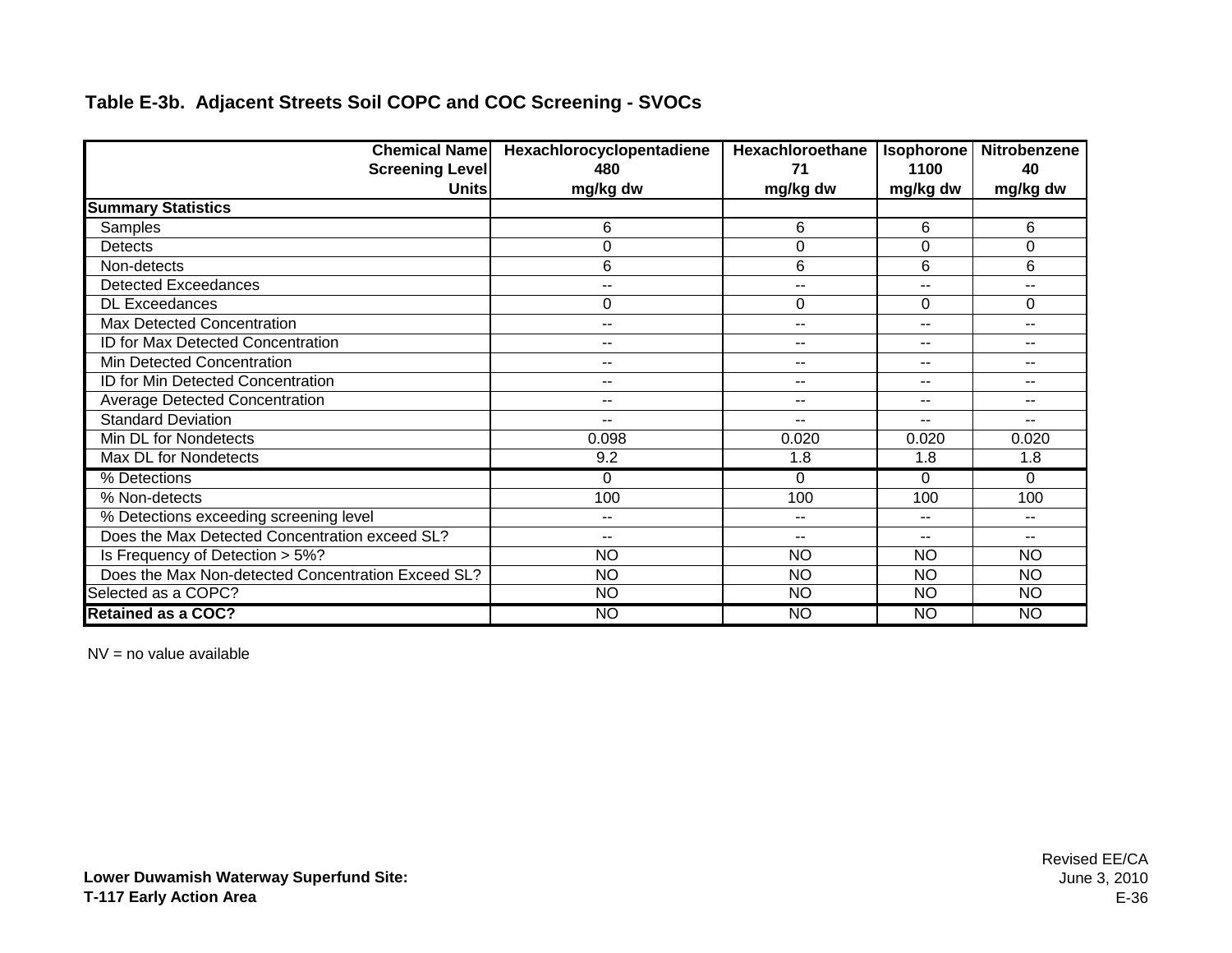## Table E-3b. Adjacent Streets Soil COPC and COC Screening - SVOCs

| Chemical Name<br>Screening Level<br>Units | Hexachlorocyclopentadiene<br>480<br>mg/kg dw | Hexachloroethane<br>71<br>mg/kg dw | Isophorone<br>1100<br>mg/kg dw | Nitrobenzene<br>40<br>mg/kg dw |
|---|---|---|---|---|
| **Summary Statistics** | | | | |
| Samples | 6 | 6 | 6 | 6 |
| Detects | 0 | 0 | 0 | 0 |
| Non-detects | 6 | 6 | 6 | 6 |
| Detected Exceedances | -- | -- | -- | -- |
| DL Exceedances | 0 | 0 | 0 | 0 |
| Max Detected Concentration | -- | -- | -- | -- |
| ID for Max Detected Concentration | -- | -- | -- | -- |
| Min Detected Concentration | -- | -- | -- | -- |
| ID for Min Detected Concentration | -- | -- | -- | -- |
| Average Detected Concentration | -- | -- | -- | -- |
| Standard Deviation | -- | -- | -- | -- |
| Min DL for Nondetects | 0.098 | 0.020 | 0.020 | 0.020 |
| Max DL for Nondetects | 9.2 | 1.8 | 1.8 | 1.8 |
| % Detections | 0 | 0 | 0 | 0 |
| % Non-detects | 100 | 100 | 100 | 100 |
| % Detections exceeding screening level | -- | -- | -- | -- |
| Does the Max Detected Concentration exceed SL? | -- | -- | -- | -- |
| Is Frequency of Detection > 5%? | NO | NO | NO | NO |
| Does the Max Non-detected Concentration Exceed SL? | NO | NO | NO | NO |
| Selected as a COPC? | NO | NO | NO | NO |
| **Retained as a COC?** | NO | NO | NO | NO |

NV = no value available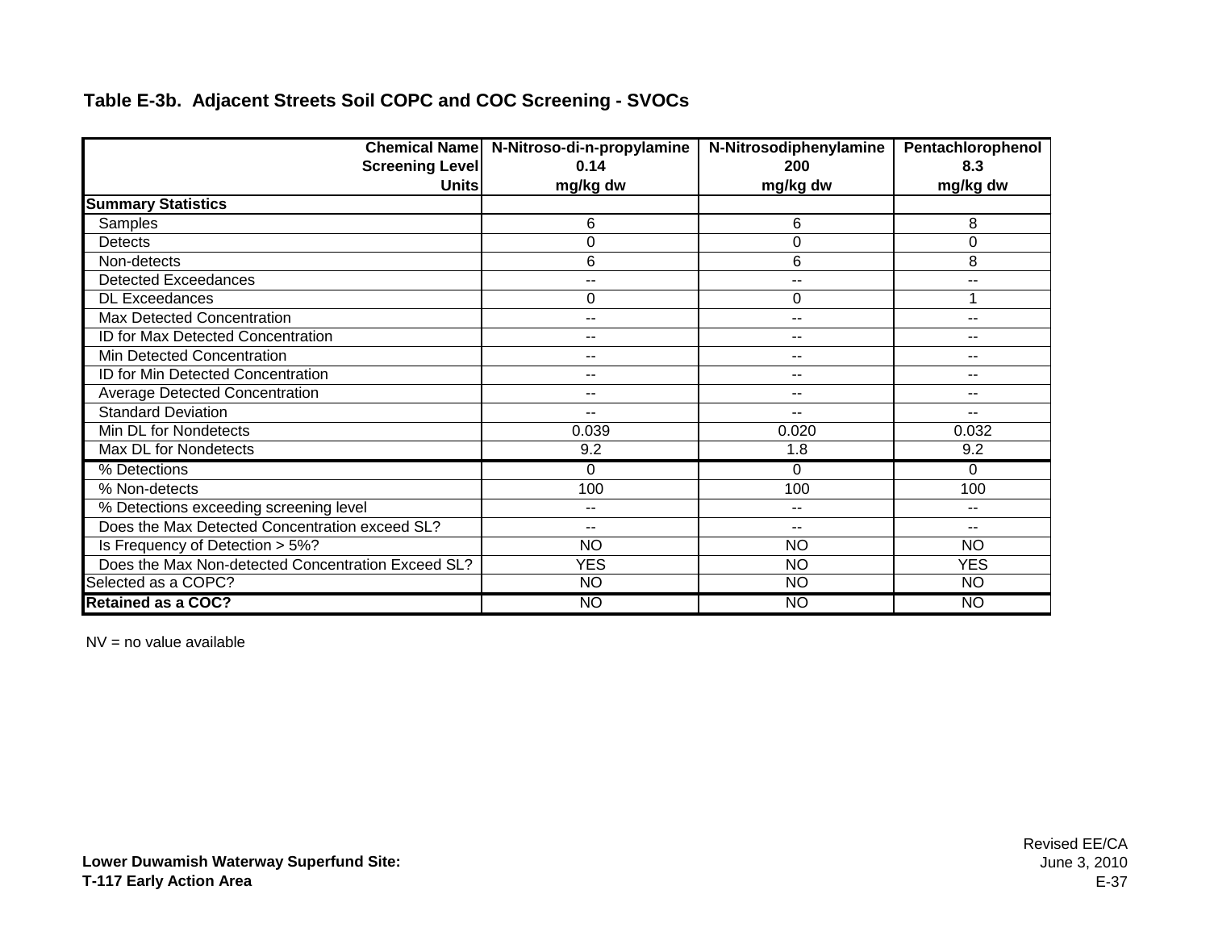## Table E-3b. Adjacent Streets Soil COPC and COC Screening - SVOCs

| Chemical Name<br>Screening Level<br>Units | N-Nitroso-di-n-propylamine<br>0.14<br>mg/kg dw | N-Nitrosodiphenylamine<br>200<br>mg/kg dw | Pentachlorophenol<br>8.3<br>mg/kg dw |
|---|---|---|---|
| **Summary Statistics** | | | |
| Samples | 6 | 6 | 8 |
| Detects | 0 | 0 | 0 |
| Non-detects | 6 | 6 | 8 |
| Detected Exceedances | -- | -- | -- |
| DL Exceedances | 0 | 0 | 1 |
| Max Detected Concentration | -- | -- | -- |
| ID for Max Detected Concentration | -- | -- | -- |
| Min Detected Concentration | -- | -- | -- |
| ID for Min Detected Concentration | -- | -- | -- |
| Average Detected Concentration | -- | -- | -- |
| Standard Deviation | -- | -- | -- |
| Min DL for Nondetects | 0.039 | 0.020 | 0.032 |
| Max DL for Nondetects | 9.2 | 1.8 | 9.2 |
| % Detections | 0 | 0 | 0 |
| % Non-detects | 100 | 100 | 100 |
| % Detections exceeding screening level | -- | -- | -- |
| Does the Max Detected Concentration exceed SL? | -- | -- | -- |
| Is Frequency of Detection > 5%? | NO | NO | NO |
| Does the Max Non-detected Concentration Exceed SL? | YES | NO | YES |
| Selected as a COPC? | NO | NO | NO |
| **Retained as a COC?** | NO | NO | NO |

NV = no value available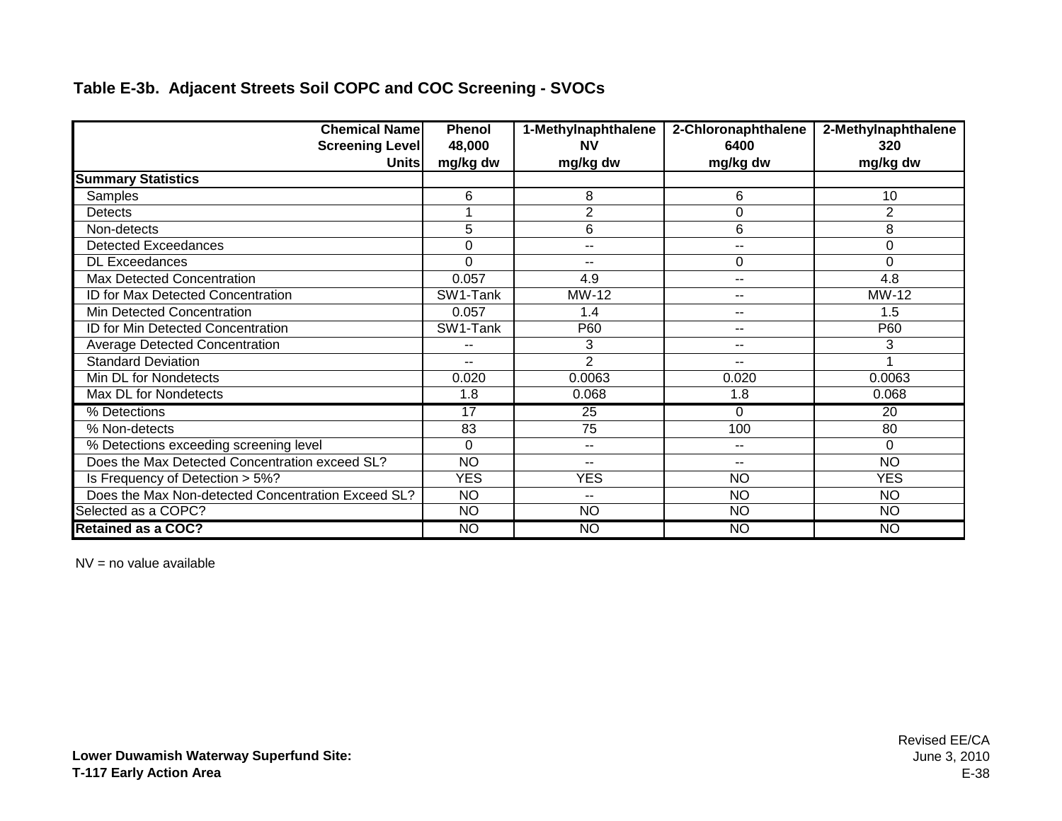**Table E-3b. Adjacent Streets Soil COPC and COC Screening - SVOCs**

| Chemical Name<br>Screening Level<br>Units | Phenol<br>48,000<br>mg/kg dw | 1-Methylnaphthalene<br>NV<br>mg/kg dw | 2-Chloronaphthalene<br>6400<br>mg/kg dw | 2-Methylnaphthalene<br>320<br>mg/kg dw |
|---|---|---|---|---|
| **Summary Statistics** | | | | |
| Samples | 6 | 8 | 6 | 10 |
| Detects | 1 | 2 | 0 | 2 |
| Non-detects | 5 | 6 | 6 | 8 |
| Detected Exceedances | 0 | -- | -- | 0 |
| DL Exceedances | 0 | -- | 0 | 0 |
| Max Detected Concentration | 0.057 | 4.9 | -- | 4.8 |
| ID for Max Detected Concentration | SW1-Tank | MW-12 | -- | MW-12 |
| Min Detected Concentration | 0.057 | 1.4 | -- | 1.5 |
| ID for Min Detected Concentration | SW1-Tank | P60 | -- | P60 |
| Average Detected Concentration | -- | 3 | -- | 3 |
| Standard Deviation | -- | 2 | -- | 1 |
| Min DL for Nondetects | 0.020 | 0.0063 | 0.020 | 0.0063 |
| Max DL for Nondetects | 1.8 | 0.068 | 1.8 | 0.068 |
| % Detections | 17 | 25 | 0 | 20 |
| % Non-detects | 83 | 75 | 100 | 80 |
| % Detections exceeding screening level | 0 | -- | -- | 0 |
| Does the Max Detected Concentration exceed SL? | NO | -- | -- | NO |
| Is Frequency of Detection > 5%? | YES | YES | NO | YES |
| Does the Max Non-detected Concentration Exceed SL? | NO | -- | NO | NO |
| Selected as a COPC? | NO | NO | NO | NO |
| **Retained as a COC?** | NO | NO | NO | NO |

NV = no value available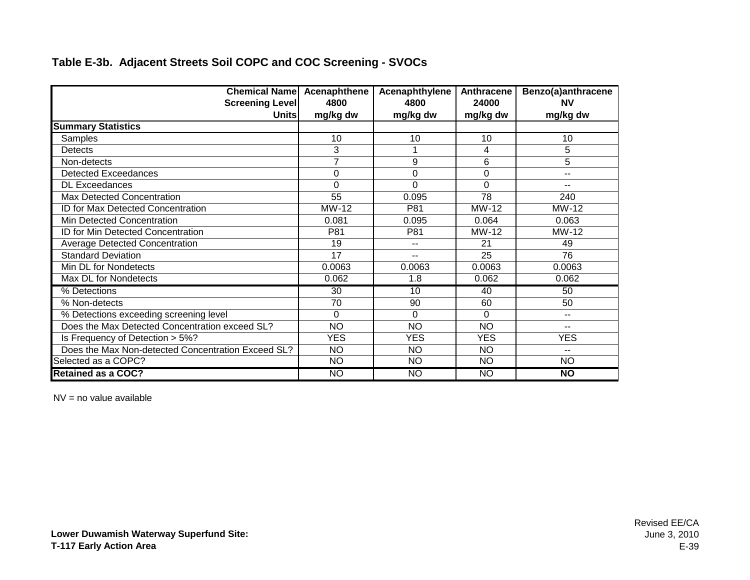**Table E-3b. Adjacent Streets Soil COPC and COC Screening - SVOCs**

| Chemical Name<br>Screening Level<br>Units | Acenaphthene<br>4800<br>mg/kg dw | Acenaphthylene<br>4800<br>mg/kg dw | Anthracene<br>24000<br>mg/kg dw | Benzo(a)anthracene<br>NV<br>mg/kg dw |
|---|---|---|---|---|
| **Summary Statistics** | | | | |
| Samples | 10 | 10 | 10 | 10 |
| Detects | 3 | 1 | 4 | 5 |
| Non-detects | 7 | 9 | 6 | 5 |
| Detected Exceedances | 0 | 0 | 0 | -- |
| DL Exceedances | 0 | 0 | 0 | -- |
| Max Detected Concentration | 55 | 0.095 | 78 | 240 |
| ID for Max Detected Concentration | MW-12 | P81 | MW-12 | MW-12 |
| Min Detected Concentration | 0.081 | 0.095 | 0.064 | 0.063 |
| ID for Min Detected Concentration | P81 | P81 | MW-12 | MW-12 |
| Average Detected Concentration | 19 | -- | 21 | 49 |
| Standard Deviation | 17 | -- | 25 | 76 |
| Min DL for Nondetects | 0.0063 | 0.0063 | 0.0063 | 0.0063 |
| Max DL for Nondetects | 0.062 | 1.8 | 0.062 | 0.062 |
| % Detections | 30 | 10 | 40 | 50 |
| % Non-detects | 70 | 90 | 60 | 50 |
| % Detections exceeding screening level | 0 | 0 | 0 | -- |
| Does the Max Detected Concentration exceed SL? | NO | NO | NO | -- |
| Is Frequency of Detection > 5%? | YES | YES | YES | YES |
| Does the Max Non-detected Concentration Exceed SL? | NO | NO | NO | -- |
| Selected as a COPC? | NO | NO | NO | NO |
| **Retained as a COC?** | NO | NO | NO | **NO** |

NV = no value available

**Lower Duwamish Waterway Superfund Site:**
**T-117 Early Action Area**

Revised EE/CA
June 3, 2010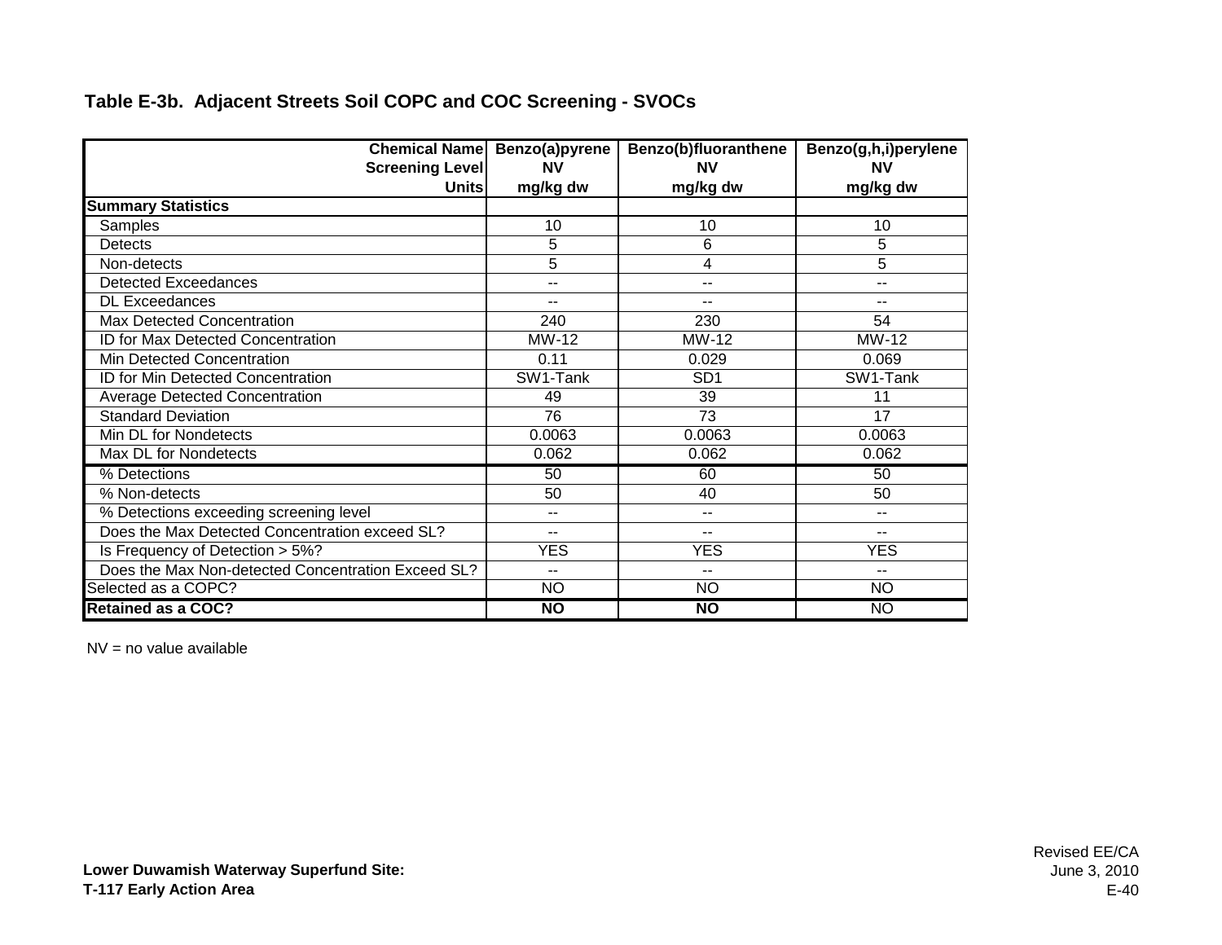**Table E-3b. Adjacent Streets Soil COPC and COC Screening - SVOCs**

| Chemical Name<br>Screening Level<br>Units | Benzo(a)pyrene<br>NV<br>mg/kg dw | Benzo(b)fluoranthene<br>NV<br>mg/kg dw | Benzo(g,h,i)perylene<br>NV<br>mg/kg dw |
|---|---|---|---|
| **Summary Statistics** | | | |
| Samples | 10 | 10 | 10 |
| Detects | 5 | 6 | 5 |
| Non-detects | 5 | 4 | 5 |
| Detected Exceedances | -- | -- | -- |
| DL Exceedances | -- | -- | -- |
| Max Detected Concentration | 240 | 230 | 54 |
| ID for Max Detected Concentration | MW-12 | MW-12 | MW-12 |
| Min Detected Concentration | 0.11 | 0.029 | 0.069 |
| ID for Min Detected Concentration | SW1-Tank | SD1 | SW1-Tank |
| Average Detected Concentration | 49 | 39 | 11 |
| Standard Deviation | 76 | 73 | 17 |
| Min DL for Nondetects | 0.0063 | 0.0063 | 0.0063 |
| Max DL for Nondetects | 0.062 | 0.062 | 0.062 |
| % Detections | 50 | 60 | 50 |
| % Non-detects | 50 | 40 | 50 |
| % Detections exceeding screening level | -- | -- | -- |
| Does the Max Detected Concentration exceed SL? | -- | -- | -- |
| Is Frequency of Detection > 5%? | YES | YES | YES |
| Does the Max Non-detected Concentration Exceed SL? | -- | -- | -- |
| Selected as a COPC? | NO | NO | NO |
| **Retained as a COC?** | **NO** | **NO** | NO |

NV = no value available

**Lower Duwamish Waterway Superfund Site:**
**T-117 Early Action Area**

Revised EE/CA
June 3, 2010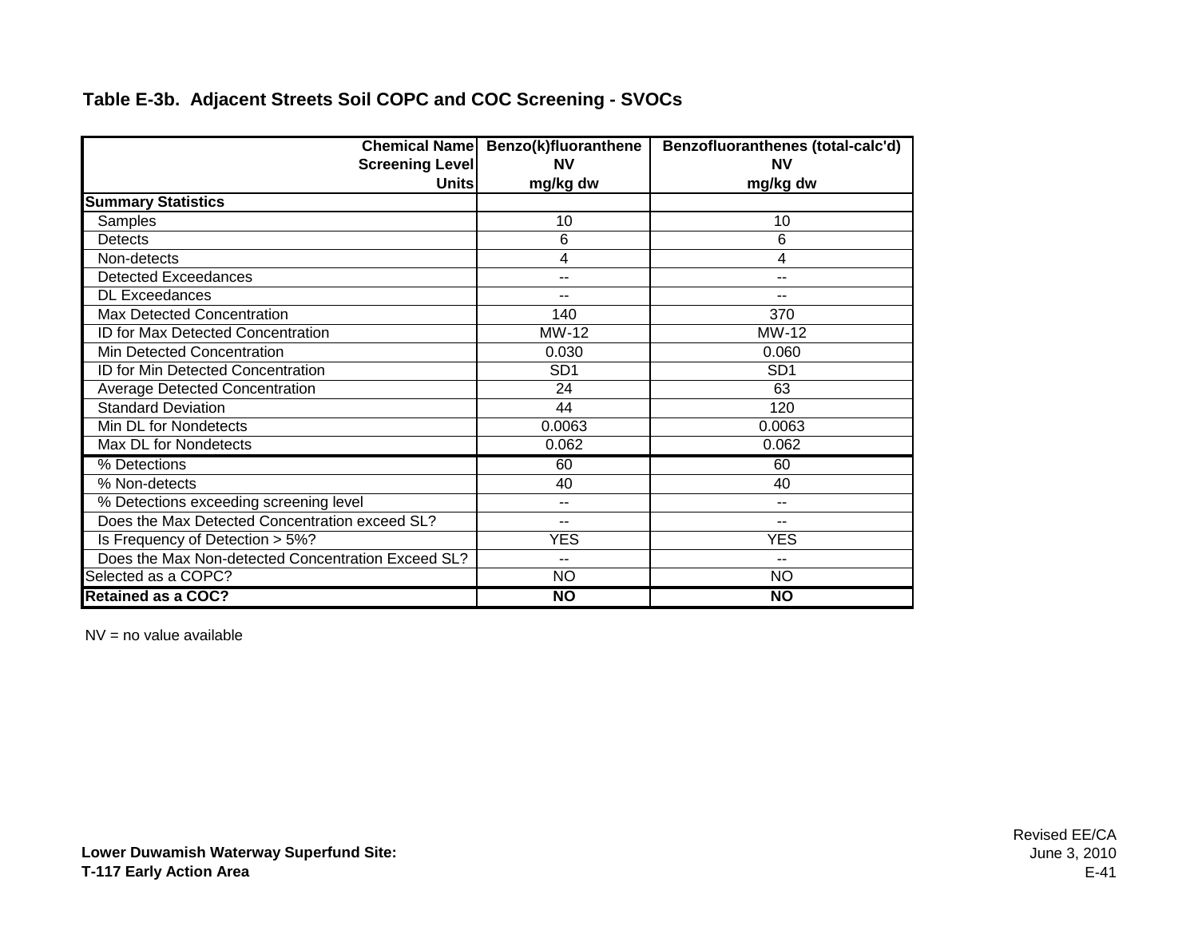**Table E-3b. Adjacent Streets Soil COPC and COC Screening - SVOCs**

| Chemical Name | Benzo(k)fluoranthene | Benzofluoranthenes (total-calc'd) |
|---|---|---|
| Screening Level | NV | NV |
| Units | mg/kg dw | mg/kg dw |
| **Summary Statistics** | | |
| Samples | 10 | 10 |
| Detects | 6 | 6 |
| Non-detects | 4 | 4 |
| Detected Exceedances | -- | -- |
| DL Exceedances | -- | -- |
| Max Detected Concentration | 140 | 370 |
| ID for Max Detected Concentration | MW-12 | MW-12 |
| Min Detected Concentration | 0.030 | 0.060 |
| ID for Min Detected Concentration | SD1 | SD1 |
| Average Detected Concentration | 24 | 63 |
| Standard Deviation | 44 | 120 |
| Min DL for Nondetects | 0.0063 | 0.0063 |
| Max DL for Nondetects | 0.062 | 0.062 |
| % Detections | 60 | 60 |
| % Non-detects | 40 | 40 |
| % Detections exceeding screening level | -- | -- |
| Does the Max Detected Concentration exceed SL? | -- | -- |
| Is Frequency of Detection > 5%? | YES | YES |
| Does the Max Non-detected Concentration Exceed SL? | -- | -- |
| Selected as a COPC? | NO | NO |
| **Retained as a COC?** | **NO** | **NO** |

NV = no value available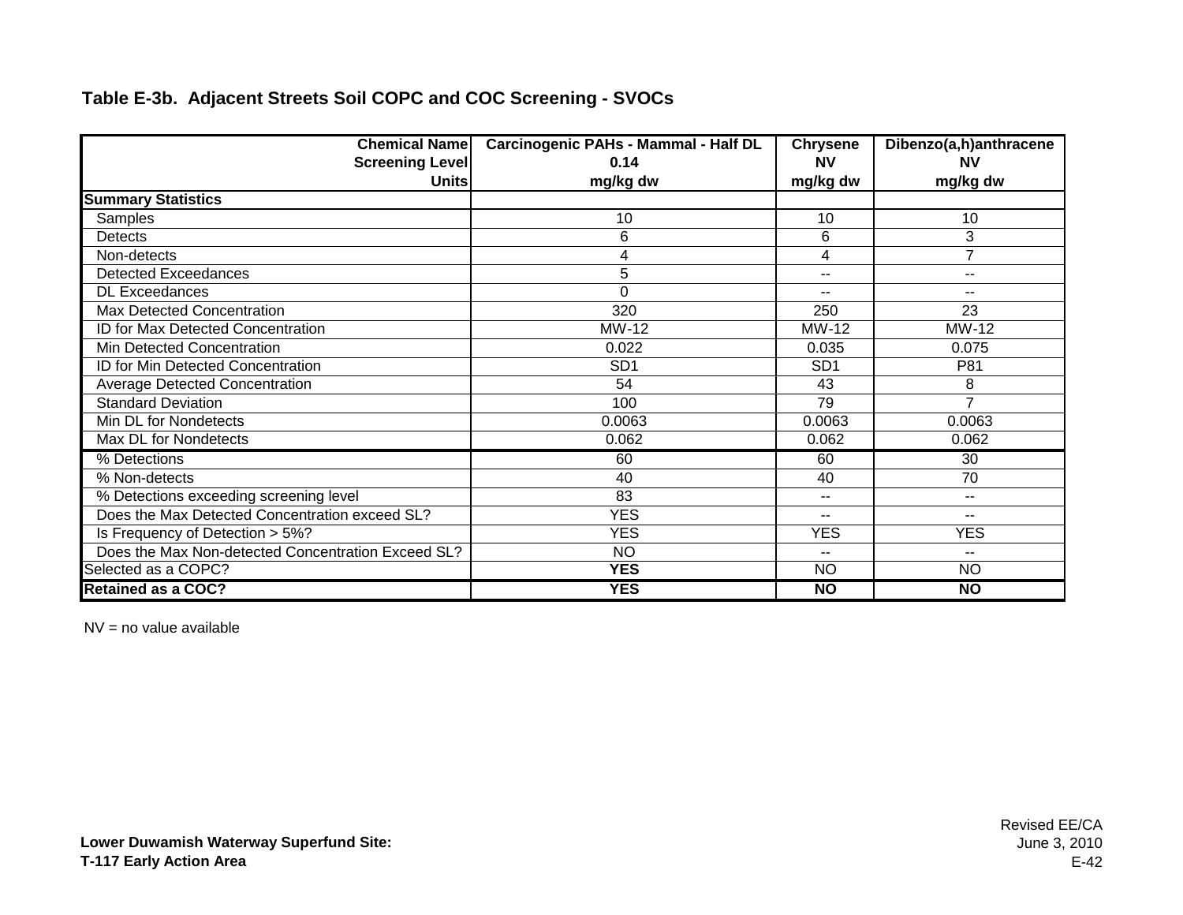## Table E-3b. Adjacent Streets Soil COPC and COC Screening - SVOCs

| Chemical Name<br>Screening Level<br>Units | Carcinogenic PAHs - Mammal - Half DL<br>0.14<br>mg/kg dw | Chrysene<br>NV<br>mg/kg dw | Dibenzo(a,h)anthracene<br>NV<br>mg/kg dw |
|---|---|---|---|
| **Summary Statistics** | | | |
| Samples | 10 | 10 | 10 |
| Detects | 6 | 6 | 3 |
| Non-detects | 4 | 4 | 7 |
| Detected Exceedances | 5 | -- | -- |
| DL Exceedances | 0 | -- | -- |
| Max Detected Concentration | 320 | 250 | 23 |
| ID for Max Detected Concentration | MW-12 | MW-12 | MW-12 |
| Min Detected Concentration | 0.022 | 0.035 | 0.075 |
| ID for Min Detected Concentration | SD1 | SD1 | P81 |
| Average Detected Concentration | 54 | 43 | 8 |
| Standard Deviation | 100 | 79 | 7 |
| Min DL for Nondetects | 0.0063 | 0.0063 | 0.0063 |
| Max DL for Nondetects | 0.062 | 0.062 | 0.062 |
| % Detections | 60 | 60 | 30 |
| % Non-detects | 40 | 40 | 70 |
| % Detections exceeding screening level | 83 | -- | -- |
| Does the Max Detected Concentration exceed SL? | YES | -- | -- |
| Is Frequency of Detection > 5%? | YES | YES | YES |
| Does the Max Non-detected Concentration Exceed SL? | NO | -- | -- |
| Selected as a COPC? | **YES** | NO | NO |
| **Retained as a COC?** | **YES** | **NO** | **NO** |

NV = no value available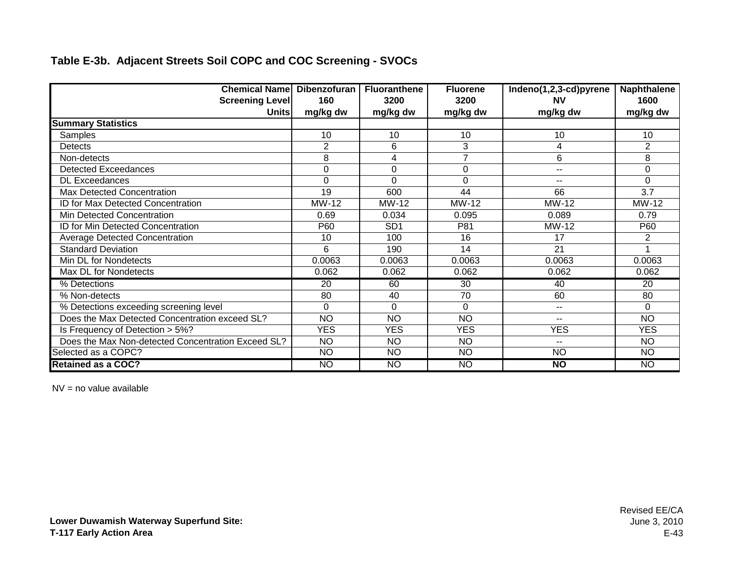**Table E-3b. Adjacent Streets Soil COPC and COC Screening - SVOCs**

| Chemical Name<br>Screening Level<br>Units | Dibenzofuran<br>160<br>mg/kg dw | Fluoranthene<br>3200<br>mg/kg dw | Fluorene<br>3200<br>mg/kg dw | Indeno(1,2,3-cd)pyrene<br>NV<br>mg/kg dw | Naphthalene<br>1600<br>mg/kg dw |
|---|---|---|---|---|---|
| **Summary Statistics** | | | | | |
| Samples | 10 | 10 | 10 | 10 | 10 |
| Detects | 2 | 6 | 3 | 4 | 2 |
| Non-detects | 8 | 4 | 7 | 6 | 8 |
| Detected Exceedances | 0 | 0 | 0 | -- | 0 |
| DL Exceedances | 0 | 0 | 0 | -- | 0 |
| Max Detected Concentration | 19 | 600 | 44 | 66 | 3.7 |
| ID for Max Detected Concentration | MW-12 | MW-12 | MW-12 | MW-12 | MW-12 |
| Min Detected Concentration | 0.69 | 0.034 | 0.095 | 0.089 | 0.79 |
| ID for Min Detected Concentration | P60 | SD1 | P81 | MW-12 | P60 |
| Average Detected Concentration | 10 | 100 | 16 | 17 | 2 |
| Standard Deviation | 6 | 190 | 14 | 21 | 1 |
| Min DL for Nondetects | 0.0063 | 0.0063 | 0.0063 | 0.0063 | 0.0063 |
| Max DL for Nondetects | 0.062 | 0.062 | 0.062 | 0.062 | 0.062 |
| % Detections | 20 | 60 | 30 | 40 | 20 |
| % Non-detects | 80 | 40 | 70 | 60 | 80 |
| % Detections exceeding screening level | 0 | 0 | 0 | -- | 0 |
| Does the Max Detected Concentration exceed SL? | NO | NO | NO | -- | NO |
| Is Frequency of Detection > 5%? | YES | YES | YES | YES | YES |
| Does the Max Non-detected Concentration Exceed SL? | NO | NO | NO | -- | NO |
| Selected as a COPC? | NO | NO | NO | NO | NO |
| **Retained as a COC?** | NO | NO | NO | **NO** | NO |

NV = no value available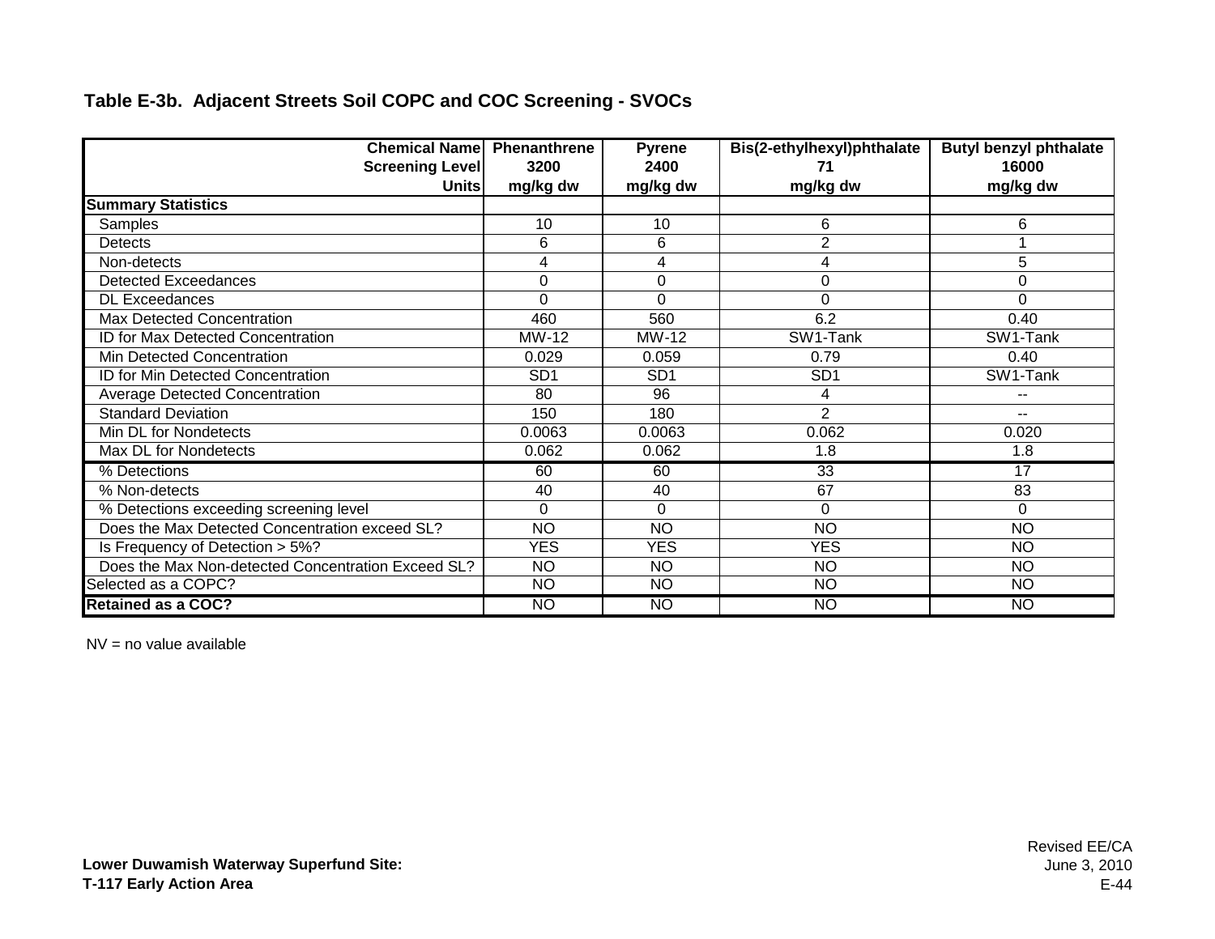## Table E-3b. Adjacent Streets Soil COPC and COC Screening - SVOCs

| Chemical Name<br>Screening Level<br>Units | Phenanthrene<br>3200<br>mg/kg dw | Pyrene<br>2400<br>mg/kg dw | Bis(2-ethylhexyl)phthalate<br>71<br>mg/kg dw | Butyl benzyl phthalate<br>16000<br>mg/kg dw |
|---|---|---|---|---|
| **Summary Statistics** | | | | |
| Samples | 10 | 10 | 6 | 6 |
| Detects | 6 | 6 | 2 | 1 |
| Non-detects | 4 | 4 | 4 | 5 |
| Detected Exceedances | 0 | 0 | 0 | 0 |
| DL Exceedances | 0 | 0 | 0 | 0 |
| Max Detected Concentration | 460 | 560 | 6.2 | 0.40 |
| ID for Max Detected Concentration | MW-12 | MW-12 | SW1-Tank | SW1-Tank |
| Min Detected Concentration | 0.029 | 0.059 | 0.79 | 0.40 |
| ID for Min Detected Concentration | SD1 | SD1 | SD1 | SW1-Tank |
| Average Detected Concentration | 80 | 96 | 4 | -- |
| Standard Deviation | 150 | 180 | 2 | -- |
| Min DL for Nondetects | 0.0063 | 0.0063 | 0.062 | 0.020 |
| Max DL for Nondetects | 0.062 | 0.062 | 1.8 | 1.8 |
| % Detections | 60 | 60 | 33 | 17 |
| % Non-detects | 40 | 40 | 67 | 83 |
| % Detections exceeding screening level | 0 | 0 | 0 | 0 |
| Does the Max Detected Concentration exceed SL? | NO | NO | NO | NO |
| Is Frequency of Detection > 5%? | YES | YES | YES | NO |
| Does the Max Non-detected Concentration Exceed SL? | NO | NO | NO | NO |
| Selected as a COPC? | NO | NO | NO | NO |
| **Retained as a COC?** | NO | NO | NO | NO |

NV = no value available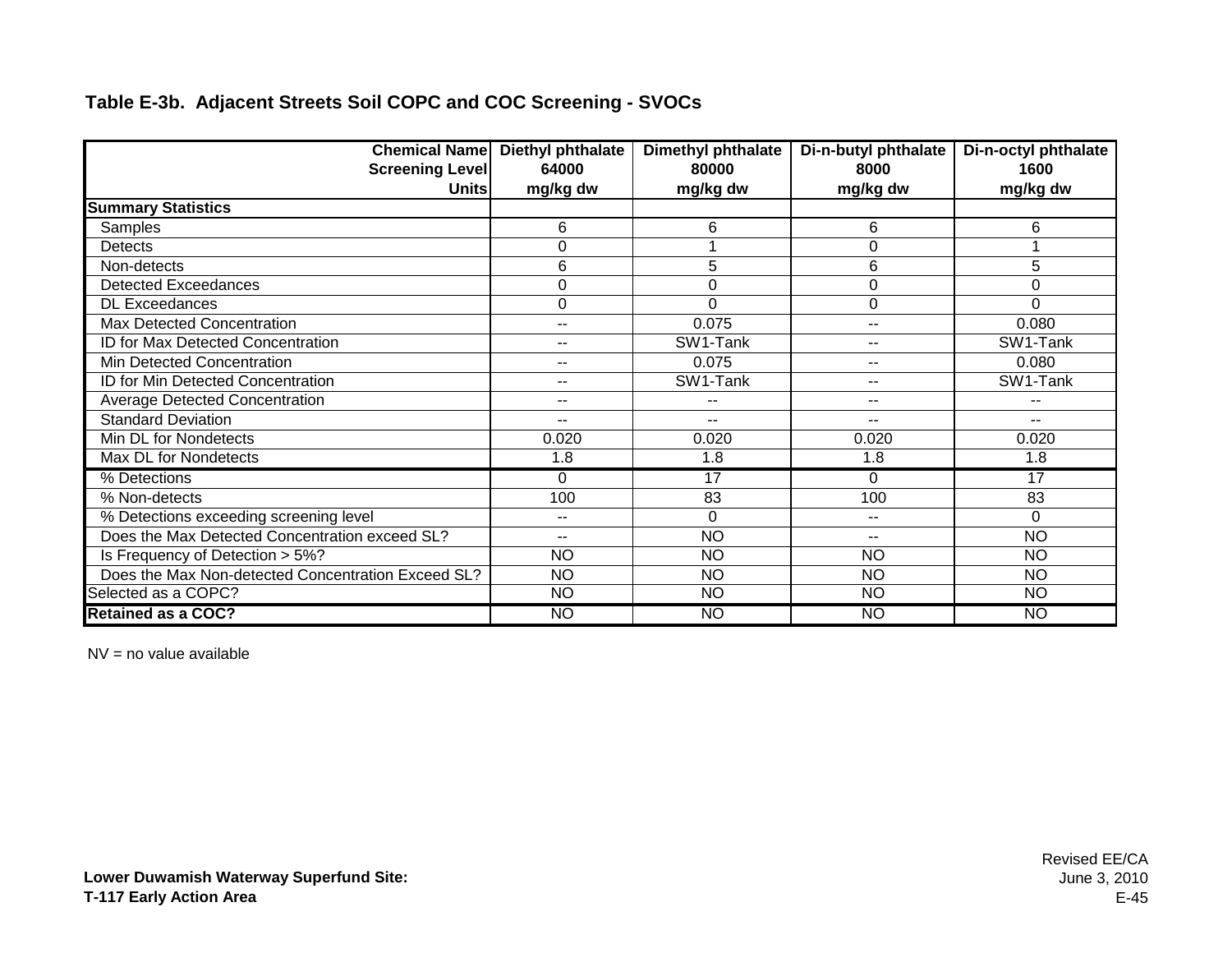**Table E-3b. Adjacent Streets Soil COPC and COC Screening - SVOCs**

| Chemical Name<br>Screening Level<br>Units | Diethyl phthalate<br>64000<br>mg/kg dw | Dimethyl phthalate<br>80000<br>mg/kg dw | Di-n-butyl phthalate<br>8000<br>mg/kg dw | Di-n-octyl phthalate<br>1600<br>mg/kg dw |
|---|---|---|---|---|
| **Summary Statistics** | | | | |
| Samples | 6 | 6 | 6 | 6 |
| Detects | 0 | 1 | 0 | 1 |
| Non-detects | 6 | 5 | 6 | 5 |
| Detected Exceedances | 0 | 0 | 0 | 0 |
| DL Exceedances | 0 | 0 | 0 | 0 |
| Max Detected Concentration | -- | 0.075 | -- | 0.080 |
| ID for Max Detected Concentration | -- | SW1-Tank | -- | SW1-Tank |
| Min Detected Concentration | -- | 0.075 | -- | 0.080 |
| ID for Min Detected Concentration | -- | SW1-Tank | -- | SW1-Tank |
| Average Detected Concentration | -- | -- | -- | -- |
| Standard Deviation | -- | -- | -- | -- |
| Min DL for Nondetects | 0.020 | 0.020 | 0.020 | 0.020 |
| Max DL for Nondetects | 1.8 | 1.8 | 1.8 | 1.8 |
| % Detections | 0 | 17 | 0 | 17 |
| % Non-detects | 100 | 83 | 100 | 83 |
| % Detections exceeding screening level | -- | 0 | -- | 0 |
| Does the Max Detected Concentration exceed SL? | -- | NO | -- | NO |
| Is Frequency of Detection > 5%? | NO | NO | NO | NO |
| Does the Max Non-detected Concentration Exceed SL? | NO | NO | NO | NO |
| Selected as a COPC? | NO | NO | NO | NO |
| **Retained as a COC?** | NO | NO | NO | NO |

NV = no value available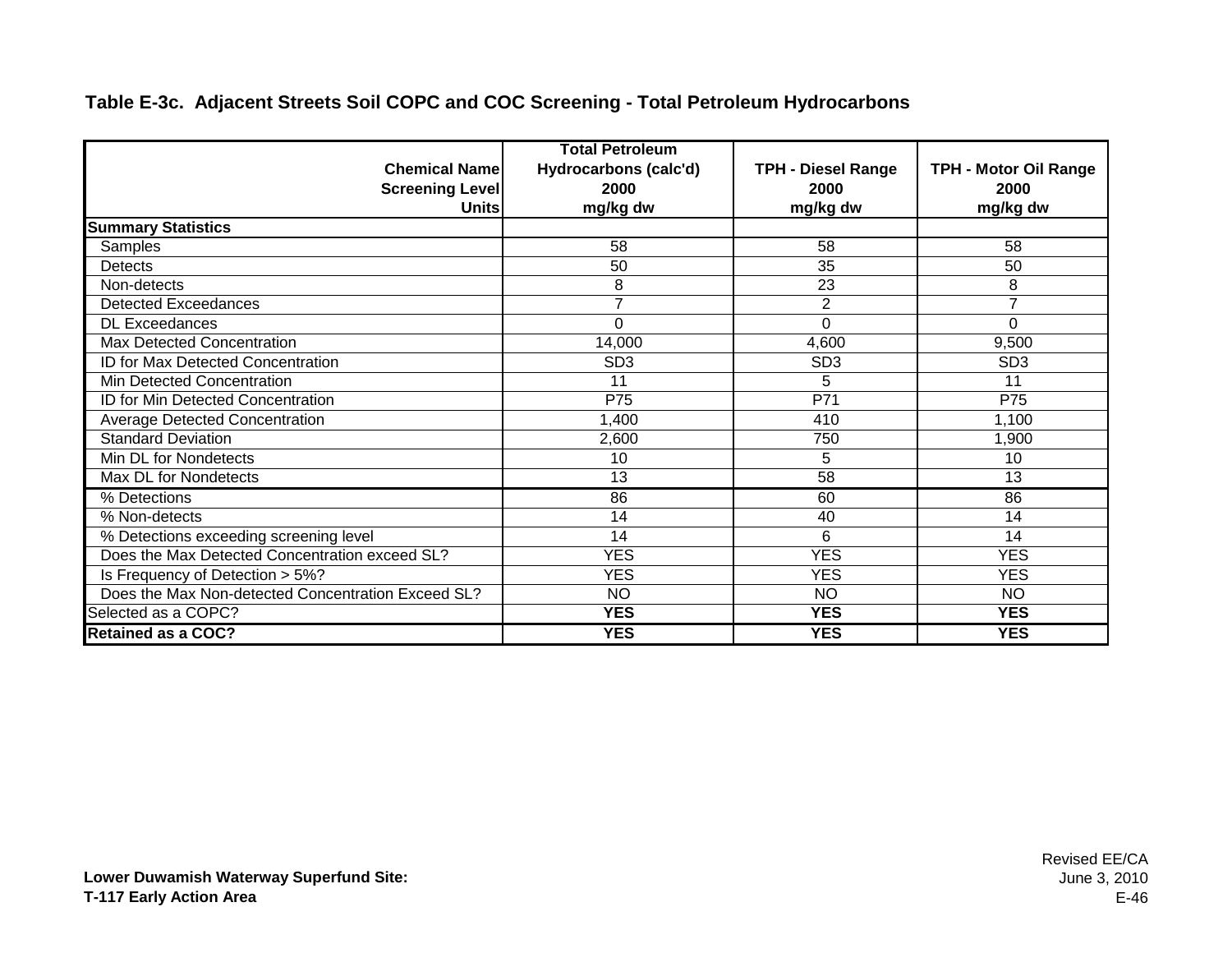**Table E-3c. Adjacent Streets Soil COPC and COC Screening - Total Petroleum Hydrocarbons**

| Chemical Name<br>Screening Level<br>Units | Total Petroleum Hydrocarbons (calc'd)<br>2000<br>mg/kg dw | TPH - Diesel Range<br>2000<br>mg/kg dw | TPH - Motor Oil Range<br>2000<br>mg/kg dw |
|---|---|---|---|
| **Summary Statistics** | | | |
| Samples | 58 | 58 | 58 |
| Detects | 50 | 35 | 50 |
| Non-detects | 8 | 23 | 8 |
| Detected Exceedances | 7 | 2 | 7 |
| DL Exceedances | 0 | 0 | 0 |
| Max Detected Concentration | 14,000 | 4,600 | 9,500 |
| ID for Max Detected Concentration | SD3 | SD3 | SD3 |
| Min Detected Concentration | 11 | 5 | 11 |
| ID for Min Detected Concentration | P75 | P71 | P75 |
| Average Detected Concentration | 1,400 | 410 | 1,100 |
| Standard Deviation | 2,600 | 750 | 1,900 |
| Min DL for Nondetects | 10 | 5 | 10 |
| Max DL for Nondetects | 13 | 58 | 13 |
| % Detections | 86 | 60 | 86 |
| % Non-detects | 14 | 40 | 14 |
| % Detections exceeding screening level | 14 | 6 | 14 |
| Does the Max Detected Concentration exceed SL? | YES | YES | YES |
| Is Frequency of Detection > 5%? | YES | YES | YES |
| Does the Max Non-detected Concentration Exceed SL? | NO | NO | NO |
| Selected as a COPC? | **YES** | **YES** | **YES** |
| **Retained as a COC?** | **YES** | **YES** | **YES** |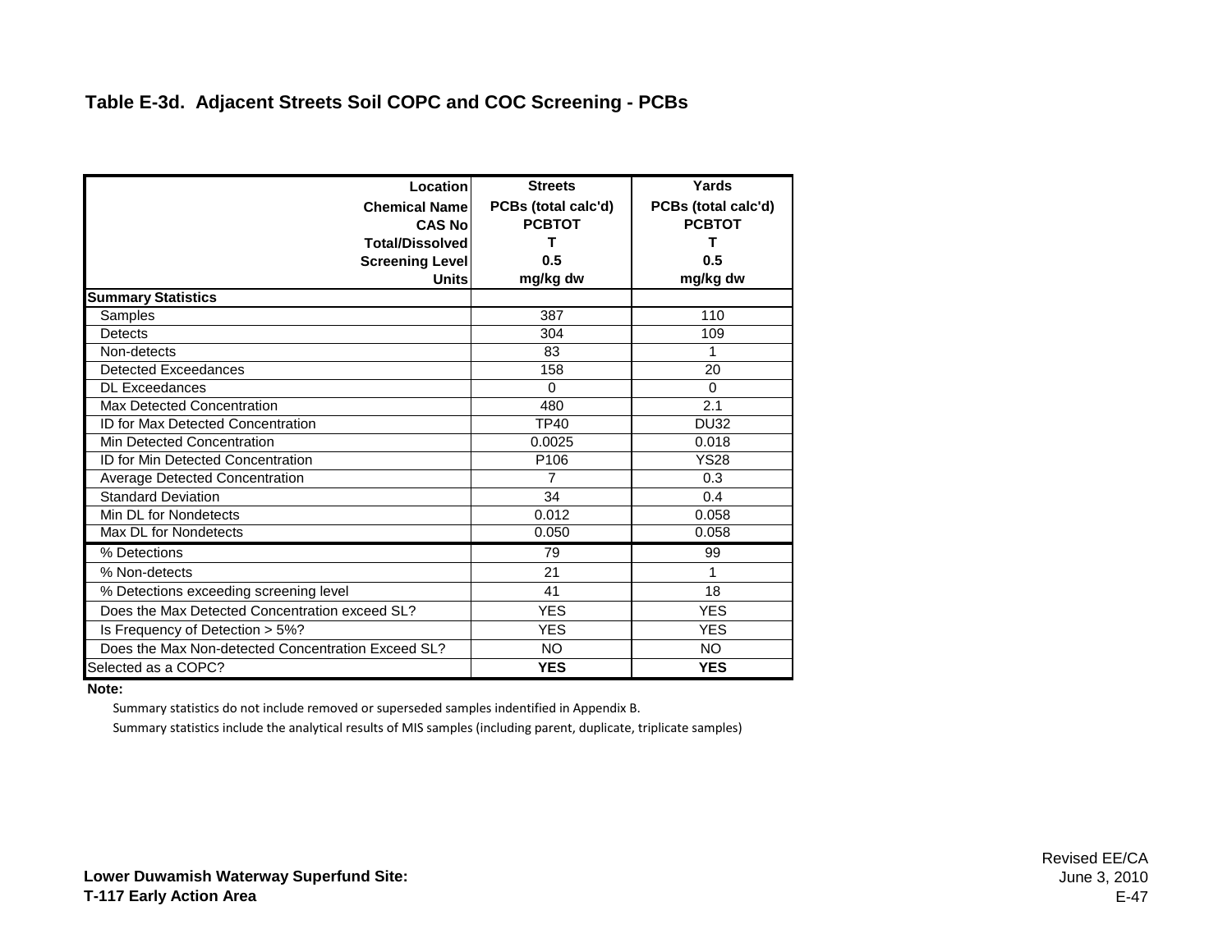**Table E-3d. Adjacent Streets Soil COPC and COC Screening - PCBs**

| Location | Streets | Yards |
|---|---|---|
| Chemical Name | PCBs (total calc'd) | PCBs (total calc'd) |
| CAS No | PCBTOT | PCBTOT |
| Total/Dissolved | T | T |
| Screening Level | 0.5 | 0.5 |
| Units | mg/kg dw | mg/kg dw |
| **Summary Statistics** | | |
| Samples | 387 | 110 |
| Detects | 304 | 109 |
| Non-detects | 83 | 1 |
| Detected Exceedances | 158 | 20 |
| DL Exceedances | 0 | 0 |
| Max Detected Concentration | 480 | 2.1 |
| ID for Max Detected Concentration | TP40 | DU32 |
| Min Detected Concentration | 0.0025 | 0.018 |
| ID for Min Detected Concentration | P106 | YS28 |
| Average Detected Concentration | 7 | 0.3 |
| Standard Deviation | 34 | 0.4 |
| Min DL for Nondetects | 0.012 | 0.058 |
| Max DL for Nondetects | 0.050 | 0.058 |
| % Detections | 79 | 99 |
| % Non-detects | 21 | 1 |
| % Detections exceeding screening level | 41 | 18 |
| Does the Max Detected Concentration exceed SL? | YES | YES |
| Is Frequency of Detection > 5%? | YES | YES |
| Does the Max Non-detected Concentration Exceed SL? | NO | NO |
| Selected as a COPC? | **YES** | **YES** |

**Note:**

Summary statistics do not include removed or superseded samples indentified in Appendix B.

Summary statistics include the analytical results of MIS samples (including parent, duplicate, triplicate samples)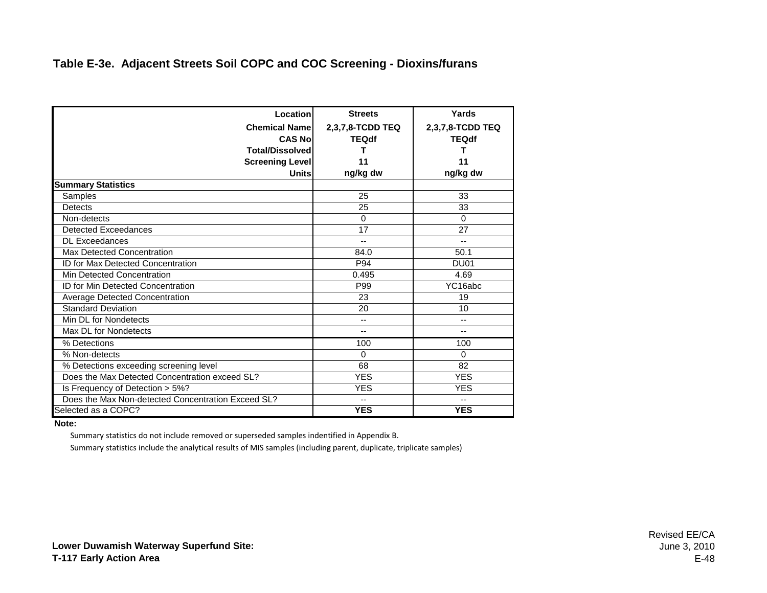**Table E-3e. Adjacent Streets Soil COPC and COC Screening - Dioxins/furans**

| Location | Streets | Yards |
|---|---|---|
| Chemical Name | 2,3,7,8-TCDD TEQ | 2,3,7,8-TCDD TEQ |
| CAS No | TEQdf | TEQdf |
| Total/Dissolved | T | T |
| Screening Level | 11 | 11 |
| Units | ng/kg dw | ng/kg dw |
| **Summary Statistics** | | |
| Samples | 25 | 33 |
| Detects | 25 | 33 |
| Non-detects | 0 | 0 |
| Detected Exceedances | 17 | 27 |
| DL Exceedances | -- | -- |
| Max Detected Concentration | 84.0 | 50.1 |
| ID for Max Detected Concentration | P94 | DU01 |
| Min Detected Concentration | 0.495 | 4.69 |
| ID for Min Detected Concentration | P99 | YC16abc |
| Average Detected Concentration | 23 | 19 |
| Standard Deviation | 20 | 10 |
| Min DL for Nondetects | -- | -- |
| Max DL for Nondetects | -- | -- |
| % Detections | 100 | 100 |
| % Non-detects | 0 | 0 |
| % Detections exceeding screening level | 68 | 82 |
| Does the Max Detected Concentration exceed SL? | YES | YES |
| Is Frequency of Detection > 5%? | YES | YES |
| Does the Max Non-detected Concentration Exceed SL? | -- | -- |
| Selected as a COPC? | **YES** | **YES** |

**Note:**

Summary statistics do not include removed or superseded samples indentified in Appendix B.

Summary statistics include the analytical results of MIS samples (including parent, duplicate, triplicate samples)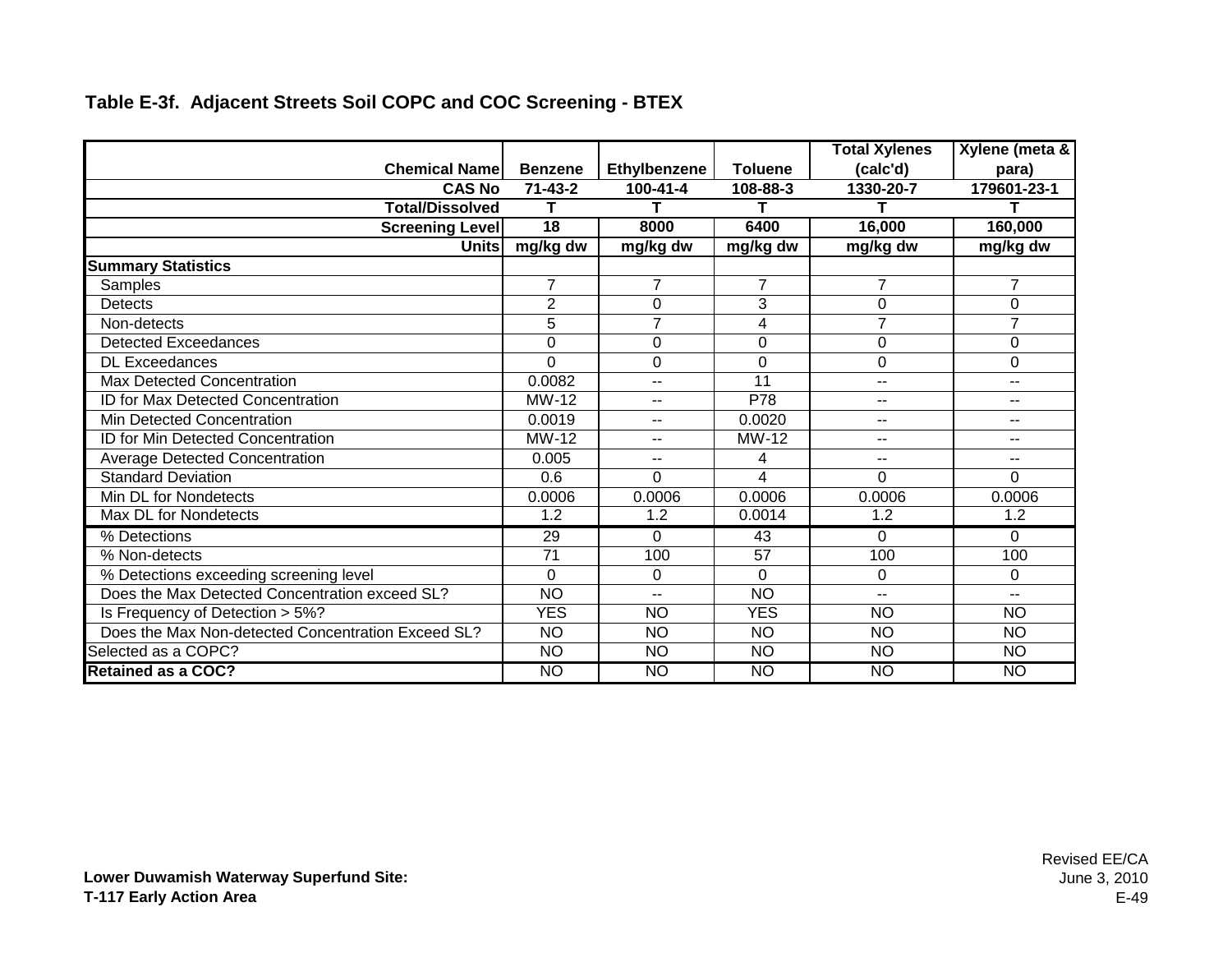**Table E-3f. Adjacent Streets Soil COPC and COC Screening - BTEX**

| Chemical Name | Benzene | Ethylbenzene | Toluene | Total Xylenes (calc'd) | Xylene (meta & para) |
|---|---|---|---|---|---|
| CAS No | 71-43-2 | 100-41-4 | 108-88-3 | 1330-20-7 | 179601-23-1 |
| Total/Dissolved | T | T | T | T | T |
| Screening Level | 18 | 8000 | 6400 | 16,000 | 160,000 |
| Units | mg/kg dw | mg/kg dw | mg/kg dw | mg/kg dw | mg/kg dw |
| **Summary Statistics** | | | | | |
| Samples | 7 | 7 | 7 | 7 | 7 |
| Detects | 2 | 0 | 3 | 0 | 0 |
| Non-detects | 5 | 7 | 4 | 7 | 7 |
| Detected Exceedances | 0 | 0 | 0 | 0 | 0 |
| DL Exceedances | 0 | 0 | 0 | 0 | 0 |
| Max Detected Concentration | 0.0082 | -- | 11 | -- | -- |
| ID for Max Detected Concentration | MW-12 | -- | P78 | -- | -- |
| Min Detected Concentration | 0.0019 | -- | 0.0020 | -- | -- |
| ID for Min Detected Concentration | MW-12 | -- | MW-12 | -- | -- |
| Average Detected Concentration | 0.005 | -- | 4 | -- | -- |
| Standard Deviation | 0.6 | 0 | 4 | 0 | 0 |
| Min DL for Nondetects | 0.0006 | 0.0006 | 0.0006 | 0.0006 | 0.0006 |
| Max DL for Nondetects | 1.2 | 1.2 | 0.0014 | 1.2 | 1.2 |
| % Detections | 29 | 0 | 43 | 0 | 0 |
| % Non-detects | 71 | 100 | 57 | 100 | 100 |
| % Detections exceeding screening level | 0 | 0 | 0 | 0 | 0 |
| Does the Max Detected Concentration exceed SL? | NO | -- | NO | -- | -- |
| Is Frequency of Detection > 5%? | YES | NO | YES | NO | NO |
| Does the Max Non-detected Concentration Exceed SL? | NO | NO | NO | NO | NO |
| Selected as a COPC? | NO | NO | NO | NO | NO |
| **Retained as a COC?** | NO | NO | NO | NO | NO |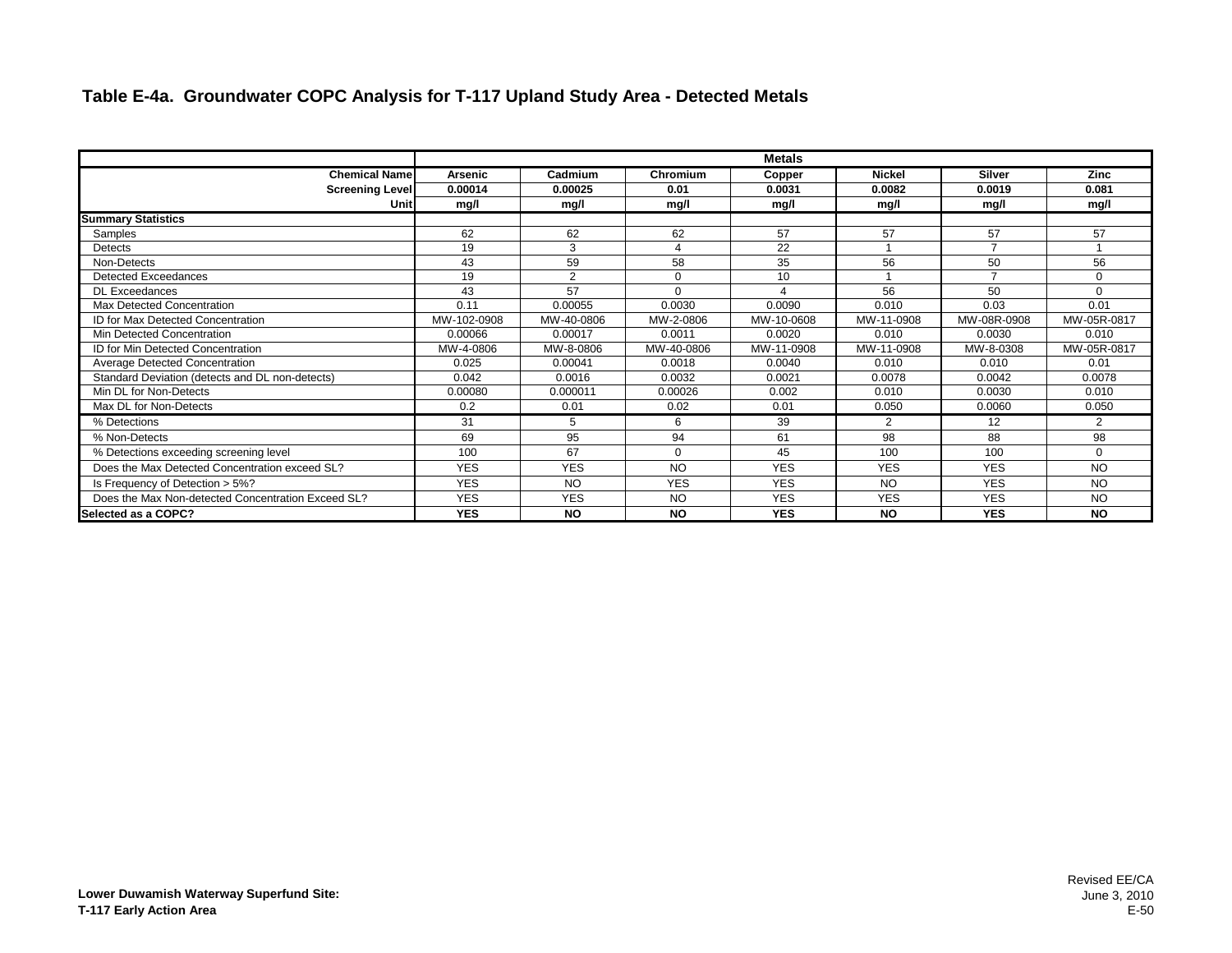## Table E-4a. Groundwater COPC Analysis for T-117 Upland Study Area - Detected Metals

| | Metals | | | | | | |
|---|---|---|---|---|---|---|---|
| **Chemical Name** | **Arsenic** | **Cadmium** | **Chromium** | **Copper** | **Nickel** | **Silver** | **Zinc** |
| **Screening Level** | **0.00014** | **0.00025** | **0.01** | **0.0031** | **0.0082** | **0.0019** | **0.081** |
| **Unit** | **mg/l** | **mg/l** | **mg/l** | **mg/l** | **mg/l** | **mg/l** | **mg/l** |
| **Summary Statistics** | | | | | | | |
| Samples | 62 | 62 | 62 | 57 | 57 | 57 | 57 |
| Detects | 19 | 3 | 4 | 22 | 1 | 7 | 1 |
| Non-Detects | 43 | 59 | 58 | 35 | 56 | 50 | 56 |
| Detected Exceedances | 19 | 2 | 0 | 10 | 1 | 7 | 0 |
| DL Exceedances | 43 | 57 | 0 | 4 | 56 | 50 | 0 |
| Max Detected Concentration | 0.11 | 0.00055 | 0.0030 | 0.0090 | 0.010 | 0.03 | 0.01 |
| ID for Max Detected Concentration | MW-102-0908 | MW-40-0806 | MW-2-0806 | MW-10-0608 | MW-11-0908 | MW-08R-0908 | MW-05R-0817 |
| Min Detected Concentration | 0.00066 | 0.00017 | 0.0011 | 0.0020 | 0.010 | 0.0030 | 0.010 |
| ID for Min Detected Concentration | MW-4-0806 | MW-8-0806 | MW-40-0806 | MW-11-0908 | MW-11-0908 | MW-8-0308 | MW-05R-0817 |
| Average Detected Concentration | 0.025 | 0.00041 | 0.0018 | 0.0040 | 0.010 | 0.010 | 0.01 |
| Standard Deviation (detects and DL non-detects) | 0.042 | 0.0016 | 0.0032 | 0.0021 | 0.0078 | 0.0042 | 0.0078 |
| Min DL for Non-Detects | 0.00080 | 0.000011 | 0.00026 | 0.002 | 0.010 | 0.0030 | 0.010 |
| Max DL for Non-Detects | 0.2 | 0.01 | 0.02 | 0.01 | 0.050 | 0.0060 | 0.050 |
| % Detections | 31 | 5 | 6 | 39 | 2 | 12 | 2 |
| % Non-Detects | 69 | 95 | 94 | 61 | 98 | 88 | 98 |
| % Detections exceeding screening level | 100 | 67 | 0 | 45 | 100 | 100 | 0 |
| Does the Max Detected Concentration exceed SL? | YES | YES | NO | YES | YES | YES | NO |
| Is Frequency of Detection > 5%? | YES | NO | YES | YES | NO | YES | NO |
| Does the Max Non-detected Concentration Exceed SL? | YES | YES | NO | YES | YES | YES | NO |
| **Selected as a COPC?** | **YES** | **NO** | **NO** | **YES** | **NO** | **YES** | **NO** |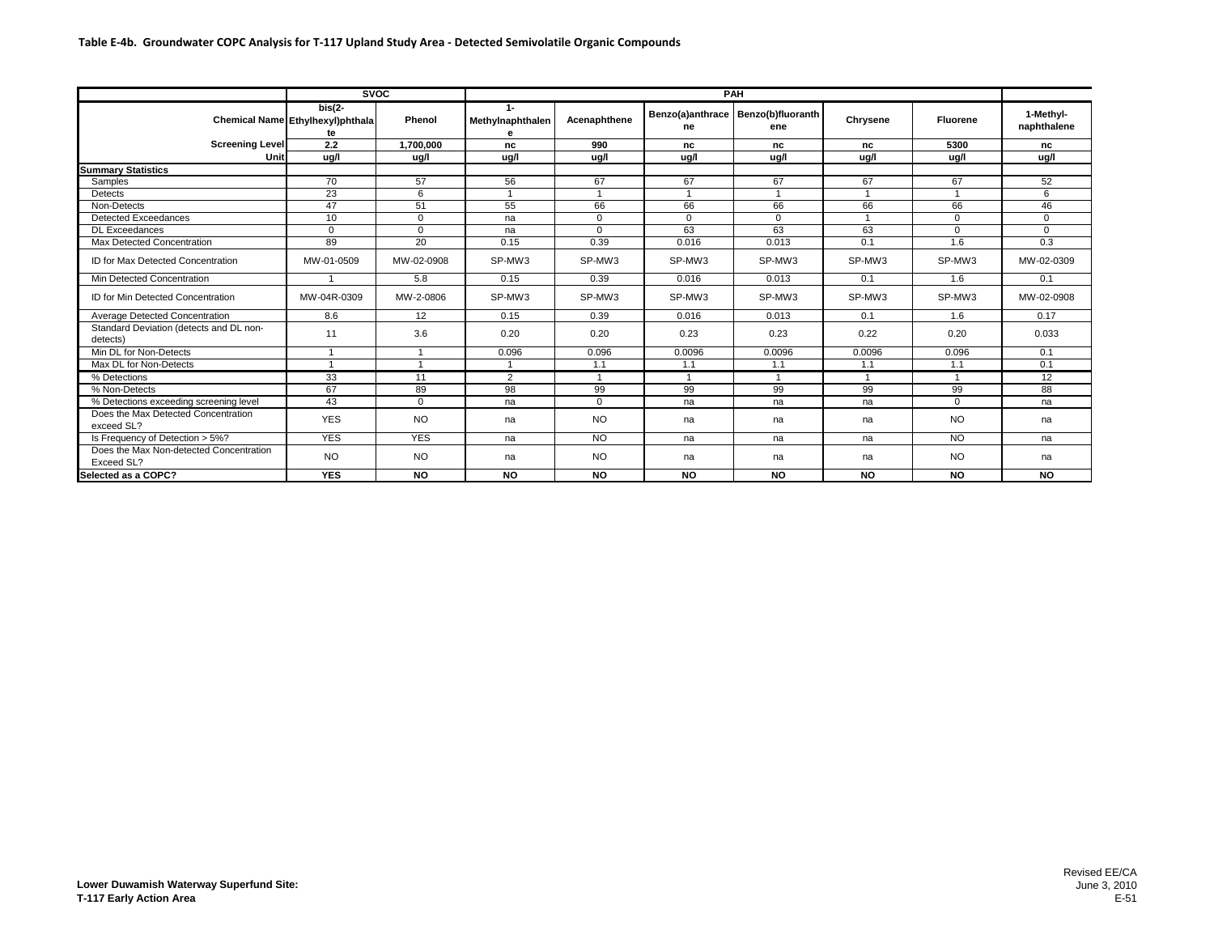**Table E-4b. Groundwater COPC Analysis for T-117 Upland Study Area - Detected Semivolatile Organic Compounds**

| | SVOC | | PAH | | | | | | |
|---|---|---|---|---|---|---|---|---|---|
| Chemical Name | bis(2-Ethylhexyl)phthalate | Phenol | 1-Methylnaphthalene | Acenaphthene | Benzo(a)anthracene | Benzo(b)fluoranthene | Chrysene | Fluorene | 1-Methyl-naphthalene |
| Screening Level | 2.2 | 1,700,000 | nc | 990 | nc | nc | nc | 5300 | nc |
| Unit | ug/l | ug/l | ug/l | ug/l | ug/l | ug/l | ug/l | ug/l | ug/l |
| **Summary Statistics** | | | | | | | | | |
| Samples | 70 | 57 | 56 | 67 | 67 | 67 | 67 | 67 | 52 |
| Detects | 23 | 6 | 1 | 1 | 1 | 1 | 1 | 1 | 6 |
| Non-Detects | 47 | 51 | 55 | 66 | 66 | 66 | 66 | 66 | 46 |
| Detected Exceedances | 10 | 0 | na | 0 | 0 | 0 | 1 | 0 | 0 |
| DL Exceedances | 0 | 0 | na | 0 | 63 | 63 | 63 | 0 | 0 |
| Max Detected Concentration | 89 | 20 | 0.15 | 0.39 | 0.016 | 0.013 | 0.1 | 1.6 | 0.3 |
| ID for Max Detected Concentration | MW-01-0509 | MW-02-0908 | SP-MW3 | SP-MW3 | SP-MW3 | SP-MW3 | SP-MW3 | SP-MW3 | MW-02-0309 |
| Min Detected Concentration | 1 | 5.8 | 0.15 | 0.39 | 0.016 | 0.013 | 0.1 | 1.6 | 0.1 |
| ID for Min Detected Concentration | MW-04R-0309 | MW-2-0806 | SP-MW3 | SP-MW3 | SP-MW3 | SP-MW3 | SP-MW3 | SP-MW3 | MW-02-0908 |
| Average Detected Concentration | 8.6 | 12 | 0.15 | 0.39 | 0.016 | 0.013 | 0.1 | 1.6 | 0.17 |
| Standard Deviation (detects and DL non-detects) | 11 | 3.6 | 0.20 | 0.20 | 0.23 | 0.23 | 0.22 | 0.20 | 0.033 |
| Min DL for Non-Detects | 1 | 1 | 0.096 | 0.096 | 0.0096 | 0.0096 | 0.0096 | 0.096 | 0.1 |
| Max DL for Non-Detects | 1 | 1 | 1 | 1.1 | 1.1 | 1.1 | 1.1 | 1.1 | 0.1 |
| % Detections | 33 | 11 | 2 | 1 | 1 | 1 | 1 | 1 | 12 |
| % Non-Detects | 67 | 89 | 98 | 99 | 99 | 99 | 99 | 99 | 88 |
| % Detections exceeding screening level | 43 | 0 | na | 0 | na | na | na | 0 | na |
| Does the Max Detected Concentration exceed SL? | YES | NO | na | NO | na | na | na | NO | na |
| Is Frequency of Detection > 5%? | YES | YES | na | NO | na | na | na | NO | na |
| Does the Max Non-detected Concentration Exceed SL? | NO | NO | na | NO | na | na | na | NO | na |
| **Selected as a COPC?** | **YES** | **NO** | **NO** | **NO** | **NO** | **NO** | **NO** | **NO** | **NO** |

**Lower Duwamish Waterway Superfund Site:**
**T-117 Early Action Area**

Revised EE/CA
June 3, 2010
E-51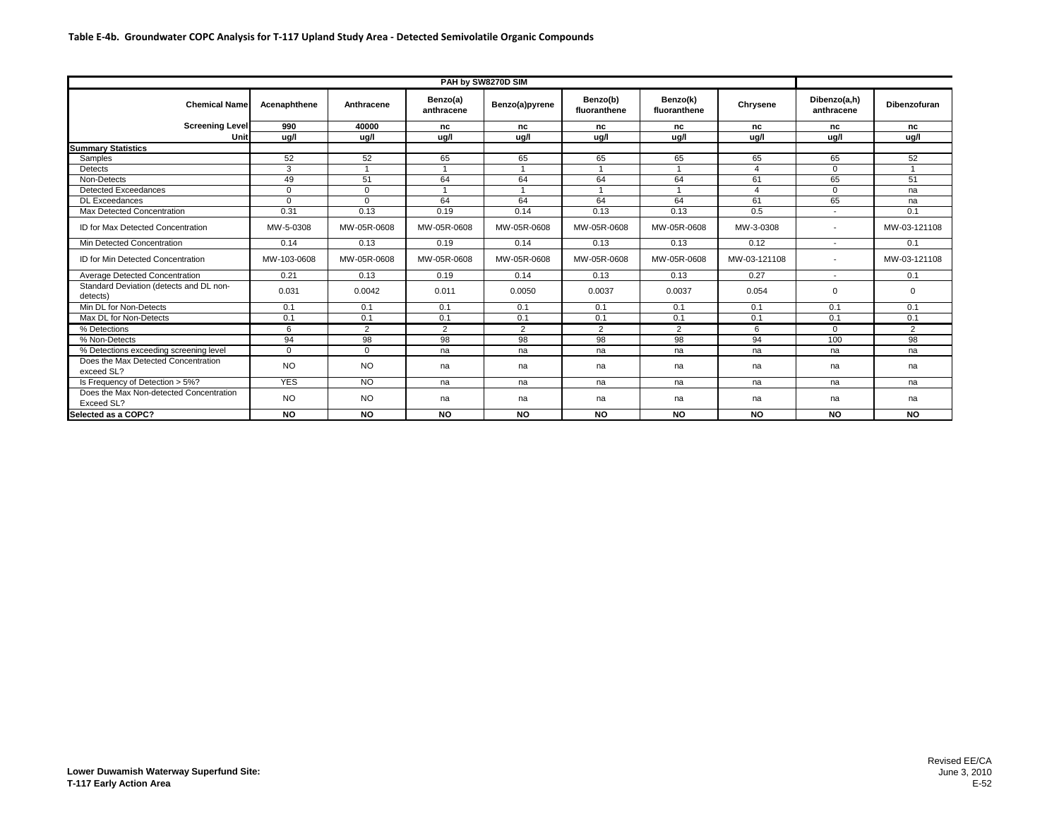**Table E-4b. Groundwater COPC Analysis for T-117 Upland Study Area - Detected Semivolatile Organic Compounds**

| | PAH by SW8270D SIM | | | | | | | | |
|---|---|---|---|---|---|---|---|---|---|
| **Chemical Name** | **Acenaphthene** | **Anthracene** | **Benzo(a) anthracene** | **Benzo(a)pyrene** | **Benzo(b) fluoranthene** | **Benzo(k) fluoranthene** | **Chrysene** | **Dibenzo(a,h) anthracene** | **Dibenzofuran** |
| **Screening Level** | **990** | **40000** | **nc** | **nc** | **nc** | **nc** | **nc** | **nc** | **nc** |
| **Unit** | **ug/l** | **ug/l** | **ug/l** | **ug/l** | **ug/l** | **ug/l** | **ug/l** | **ug/l** | **ug/l** |
| **Summary Statistics** | | | | | | | | | |
| Samples | 52 | 52 | 65 | 65 | 65 | 65 | 65 | 65 | 52 |
| Detects | 3 | 1 | 1 | 1 | 1 | 1 | 4 | 0 | 1 |
| Non-Detects | 49 | 51 | 64 | 64 | 64 | 64 | 61 | 65 | 51 |
| Detected Exceedances | 0 | 0 | 1 | 1 | 1 | 1 | 4 | 0 | na |
| DL Exceedances | 0 | 0 | 64 | 64 | 64 | 64 | 61 | 65 | na |
| Max Detected Concentration | 0.31 | 0.13 | 0.19 | 0.14 | 0.13 | 0.13 | 0.5 | - | 0.1 |
| ID for Max Detected Concentration | MW-5-0308 | MW-05R-0608 | MW-05R-0608 | MW-05R-0608 | MW-05R-0608 | MW-05R-0608 | MW-3-0308 | - | MW-03-121108 |
| Min Detected Concentration | 0.14 | 0.13 | 0.19 | 0.14 | 0.13 | 0.13 | 0.12 | - | 0.1 |
| ID for Min Detected Concentration | MW-103-0608 | MW-05R-0608 | MW-05R-0608 | MW-05R-0608 | MW-05R-0608 | MW-05R-0608 | MW-03-121108 | - | MW-03-121108 |
| Average Detected Concentration | 0.21 | 0.13 | 0.19 | 0.14 | 0.13 | 0.13 | 0.27 | - | 0.1 |
| Standard Deviation (detects and DL non-detects) | 0.031 | 0.0042 | 0.011 | 0.0050 | 0.0037 | 0.0037 | 0.054 | 0 | 0 |
| Min DL for Non-Detects | 0.1 | 0.1 | 0.1 | 0.1 | 0.1 | 0.1 | 0.1 | 0.1 | 0.1 |
| Max DL for Non-Detects | 0.1 | 0.1 | 0.1 | 0.1 | 0.1 | 0.1 | 0.1 | 0.1 | 0.1 |
| % Detections | 6 | 2 | 2 | 2 | 2 | 2 | 6 | 0 | 2 |
| % Non-Detects | 94 | 98 | 98 | 98 | 98 | 98 | 94 | 100 | 98 |
| % Detections exceeding screening level | 0 | 0 | na | na | na | na | na | na | na |
| Does the Max Detected Concentration exceed SL? | NO | NO | na | na | na | na | na | na | na |
| Is Frequency of Detection > 5%? | YES | NO | na | na | na | na | na | na | na |
| Does the Max Non-detected Concentration Exceed SL? | NO | NO | na | na | na | na | na | na | na |
| **Selected as a COPC?** | **NO** | **NO** | **NO** | **NO** | **NO** | **NO** | **NO** | **NO** | **NO** |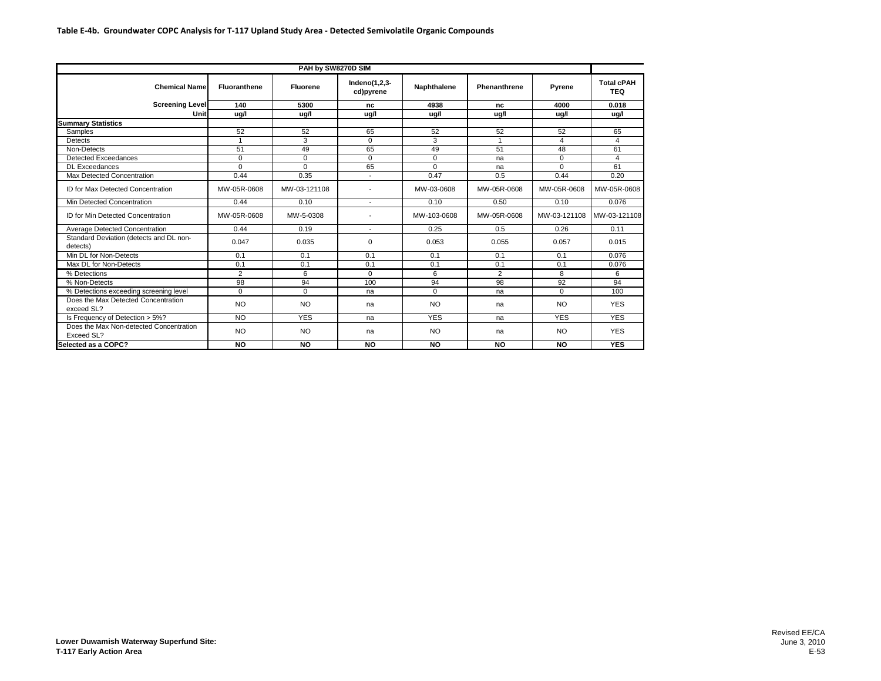**Table E-4b. Groundwater COPC Analysis for T-117 Upland Study Area - Detected Semivolatile Organic Compounds**

| | PAH by SW8270D SIM | | | | | | |
|---|---|---|---|---|---|---|---|
| **Chemical Name** | **Fluoranthene** | **Fluorene** | **Indeno(1,2,3-cd)pyrene** | **Naphthalene** | **Phenanthrene** | **Pyrene** | **Total cPAH TEQ** |
| **Screening Level** | **140** | **5300** | **nc** | **4938** | **nc** | **4000** | **0.018** |
| **Unit** | **ug/l** | **ug/l** | **ug/l** | **ug/l** | **ug/l** | **ug/l** | **ug/l** |
| **Summary Statistics** | | | | | | | |
| Samples | 52 | 52 | 65 | 52 | 52 | 52 | 65 |
| Detects | 1 | 3 | 0 | 3 | 1 | 4 | 4 |
| Non-Detects | 51 | 49 | 65 | 49 | 51 | 48 | 61 |
| Detected Exceedances | 0 | 0 | 0 | 0 | na | 0 | 4 |
| DL Exceedances | 0 | 0 | 65 | 0 | na | 0 | 61 |
| Max Detected Concentration | 0.44 | 0.35 | - | 0.47 | 0.5 | 0.44 | 0.20 |
| ID for Max Detected Concentration | MW-05R-0608 | MW-03-121108 | - | MW-03-0608 | MW-05R-0608 | MW-05R-0608 | MW-05R-0608 |
| Min Detected Concentration | 0.44 | 0.10 | - | 0.10 | 0.50 | 0.10 | 0.076 |
| ID for Min Detected Concentration | MW-05R-0608 | MW-5-0308 | - | MW-103-0608 | MW-05R-0608 | MW-03-121108 | MW-03-121108 |
| Average Detected Concentration | 0.44 | 0.19 | - | 0.25 | 0.5 | 0.26 | 0.11 |
| Standard Deviation (detects and DL non-detects) | 0.047 | 0.035 | 0 | 0.053 | 0.055 | 0.057 | 0.015 |
| Min DL for Non-Detects | 0.1 | 0.1 | 0.1 | 0.1 | 0.1 | 0.1 | 0.076 |
| Max DL for Non-Detects | 0.1 | 0.1 | 0.1 | 0.1 | 0.1 | 0.1 | 0.076 |
| % Detections | 2 | 6 | 0 | 6 | 2 | 8 | 6 |
| % Non-Detects | 98 | 94 | 100 | 94 | 98 | 92 | 94 |
| % Detections exceeding screening level | 0 | 0 | na | 0 | na | 0 | 100 |
| Does the Max Detected Concentration exceed SL? | NO | NO | na | NO | na | NO | YES |
| Is Frequency of Detection > 5%? | NO | YES | na | YES | na | YES | YES |
| Does the Max Non-detected Concentration Exceed SL? | NO | NO | na | NO | na | NO | YES |
| **Selected as a COPC?** | **NO** | **NO** | **NO** | **NO** | **NO** | **NO** | **YES** |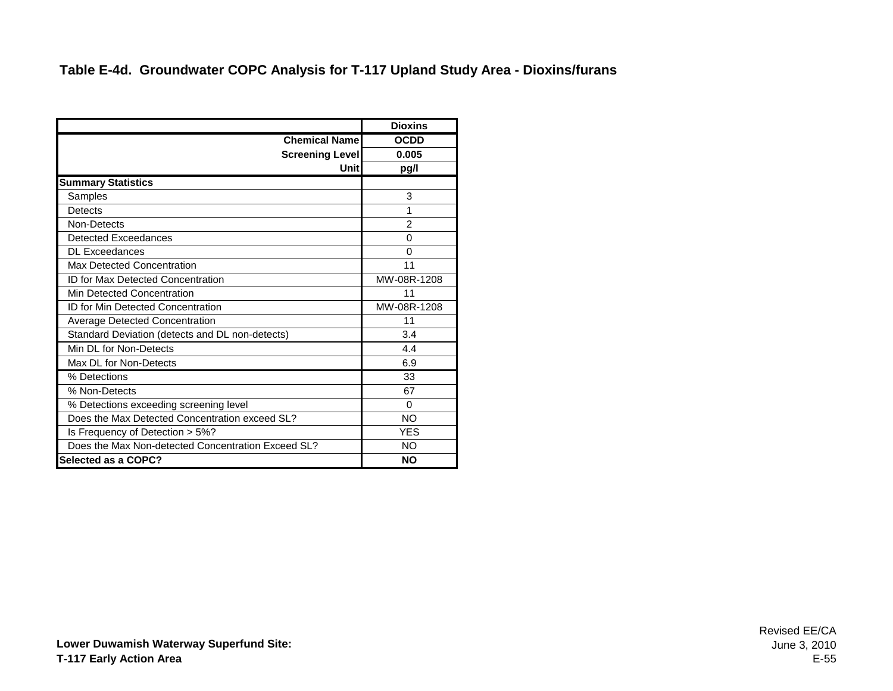# Table E-4d. Groundwater COPC Analysis for T-117 Upland Study Area - Dioxins/furans

| | Dioxins |
|---|---|
| **Chemical Name** | **OCDD** |
| **Screening Level** | **0.005** |
| **Unit** | **pg/l** |
| **Summary Statistics** | |
| Samples | 3 |
| Detects | 1 |
| Non-Detects | 2 |
| Detected Exceedances | 0 |
| DL Exceedances | 0 |
| Max Detected Concentration | 11 |
| ID for Max Detected Concentration | MW-08R-1208 |
| Min Detected Concentration | 11 |
| ID for Min Detected Concentration | MW-08R-1208 |
| Average Detected Concentration | 11 |
| Standard Deviation (detects and DL non-detects) | 3.4 |
| Min DL for Non-Detects | 4.4 |
| Max DL for Non-Detects | 6.9 |
| % Detections | 33 |
| % Non-Detects | 67 |
| % Detections exceeding screening level | 0 |
| Does the Max Detected Concentration exceed SL? | NO |
| Is Frequency of Detection > 5%? | YES |
| Does the Max Non-detected Concentration Exceed SL? | NO |
| **Selected as a COPC?** | **NO** |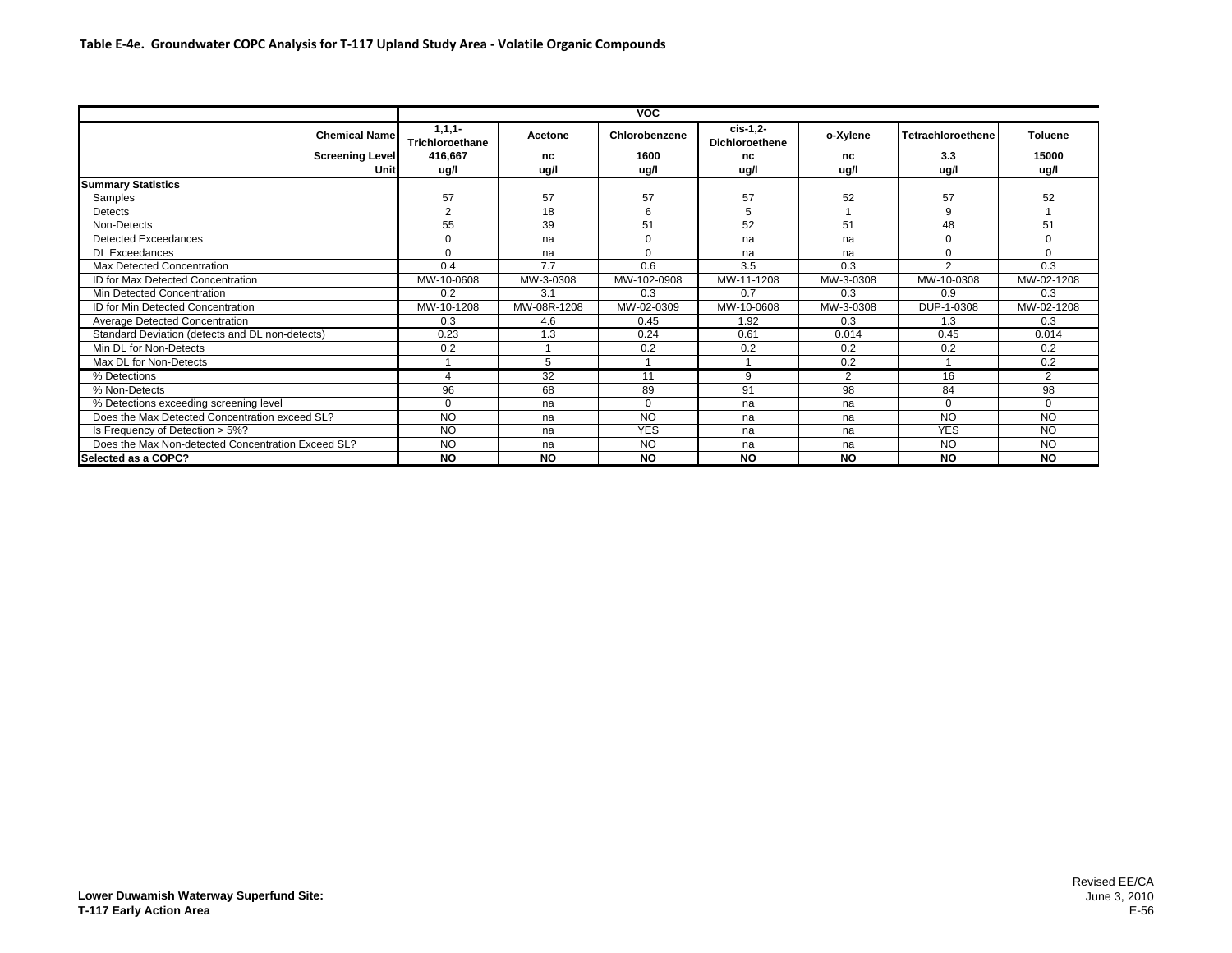**Table E-4e. Groundwater COPC Analysis for T-117 Upland Study Area - Volatile Organic Compounds**

| | VOC | | | | | | |
|---|---|---|---|---|---|---|---|
| **Chemical Name** | **1,1,1-Trichloroethane** | **Acetone** | **Chlorobenzene** | **cis-1,2-Dichloroethene** | **o-Xylene** | **Tetrachloroethene** | **Toluene** |
| **Screening Level** | **416,667** | **nc** | **1600** | **nc** | **nc** | **3.3** | **15000** |
| **Unit** | **ug/l** | **ug/l** | **ug/l** | **ug/l** | **ug/l** | **ug/l** | **ug/l** |
| **Summary Statistics** | | | | | | | |
| Samples | 57 | 57 | 57 | 57 | 52 | 57 | 52 |
| Detects | 2 | 18 | 6 | 5 | 1 | 9 | 1 |
| Non-Detects | 55 | 39 | 51 | 52 | 51 | 48 | 51 |
| Detected Exceedances | 0 | na | 0 | na | na | 0 | 0 |
| DL Exceedances | 0 | na | 0 | na | na | 0 | 0 |
| Max Detected Concentration | 0.4 | 7.7 | 0.6 | 3.5 | 0.3 | 2 | 0.3 |
| ID for Max Detected Concentration | MW-10-0608 | MW-3-0308 | MW-102-0908 | MW-11-1208 | MW-3-0308 | MW-10-0308 | MW-02-1208 |
| Min Detected Concentration | 0.2 | 3.1 | 0.3 | 0.7 | 0.3 | 0.9 | 0.3 |
| ID for Min Detected Concentration | MW-10-1208 | MW-08R-1208 | MW-02-0309 | MW-10-0608 | MW-3-0308 | DUP-1-0308 | MW-02-1208 |
| Average Detected Concentration | 0.3 | 4.6 | 0.45 | 1.92 | 0.3 | 1.3 | 0.3 |
| Standard Deviation (detects and DL non-detects) | 0.23 | 1.3 | 0.24 | 0.61 | 0.014 | 0.45 | 0.014 |
| Min DL for Non-Detects | 0.2 | 1 | 0.2 | 0.2 | 0.2 | 0.2 | 0.2 |
| Max DL for Non-Detects | 1 | 5 | 1 | 1 | 0.2 | 1 | 0.2 |
| % Detections | 4 | 32 | 11 | 9 | 2 | 16 | 2 |
| % Non-Detects | 96 | 68 | 89 | 91 | 98 | 84 | 98 |
| % Detections exceeding screening level | 0 | na | 0 | na | na | 0 | 0 |
| Does the Max Detected Concentration exceed SL? | NO | na | NO | na | na | NO | NO |
| Is Frequency of Detection > 5%? | NO | na | YES | na | na | YES | NO |
| Does the Max Non-detected Concentration Exceed SL? | NO | na | NO | na | na | NO | NO |
| **Selected as a COPC?** | **NO** | **NO** | **NO** | **NO** | **NO** | **NO** | **NO** |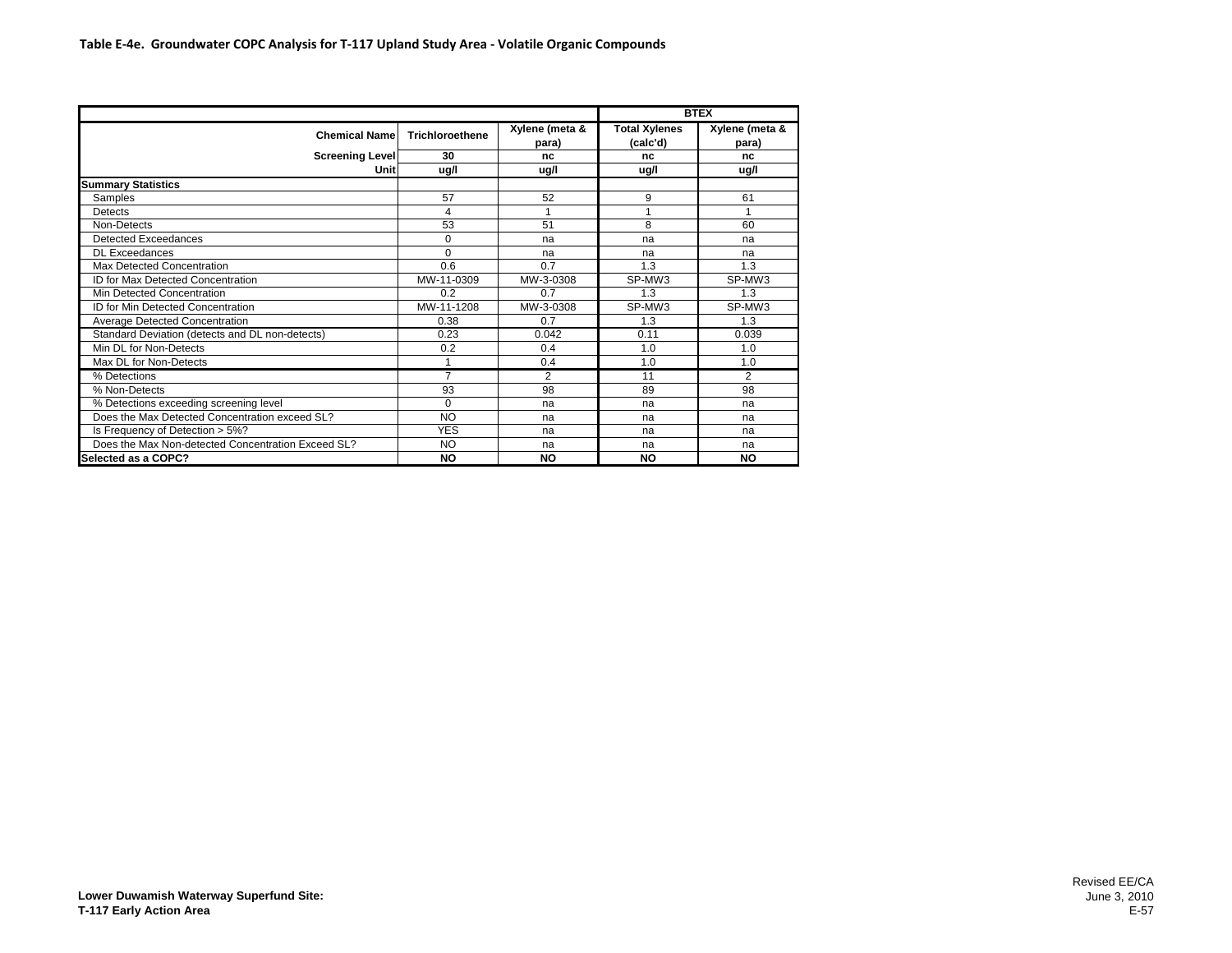**Table E-4e. Groundwater COPC Analysis for T-117 Upland Study Area - Volatile Organic Compounds**

| | | | BTEX | |
|---|---|---|---|---|
| **Chemical Name** | **Trichloroethene** | **Xylene (meta & para)** | **Total Xylenes (calc'd)** | **Xylene (meta & para)** |
| **Screening Level** | **30** | **nc** | **nc** | **nc** |
| **Unit** | **ug/l** | **ug/l** | **ug/l** | **ug/l** |
| **Summary Statistics** | | | | |
| Samples | 57 | 52 | 9 | 61 |
| Detects | 4 | 1 | 1 | 1 |
| Non-Detects | 53 | 51 | 8 | 60 |
| Detected Exceedances | 0 | na | na | na |
| DL Exceedances | 0 | na | na | na |
| Max Detected Concentration | 0.6 | 0.7 | 1.3 | 1.3 |
| ID for Max Detected Concentration | MW-11-0309 | MW-3-0308 | SP-MW3 | SP-MW3 |
| Min Detected Concentration | 0.2 | 0.7 | 1.3 | 1.3 |
| ID for Min Detected Concentration | MW-11-1208 | MW-3-0308 | SP-MW3 | SP-MW3 |
| Average Detected Concentration | 0.38 | 0.7 | 1.3 | 1.3 |
| Standard Deviation (detects and DL non-detects) | 0.23 | 0.042 | 0.11 | 0.039 |
| Min DL for Non-Detects | 0.2 | 0.4 | 1.0 | 1.0 |
| Max DL for Non-Detects | 1 | 0.4 | 1.0 | 1.0 |
| % Detections | 7 | 2 | 11 | 2 |
| % Non-Detects | 93 | 98 | 89 | 98 |
| % Detections exceeding screening level | 0 | na | na | na |
| Does the Max Detected Concentration exceed SL? | NO | na | na | na |
| Is Frequency of Detection > 5%? | YES | na | na | na |
| Does the Max Non-detected Concentration Exceed SL? | NO | na | na | na |
| **Selected as a COPC?** | **NO** | **NO** | **NO** | **NO** |

**Lower Duwamish Waterway Superfund Site:**
**T-117 Early Action Area**

Revised EE/CA
June 3, 2010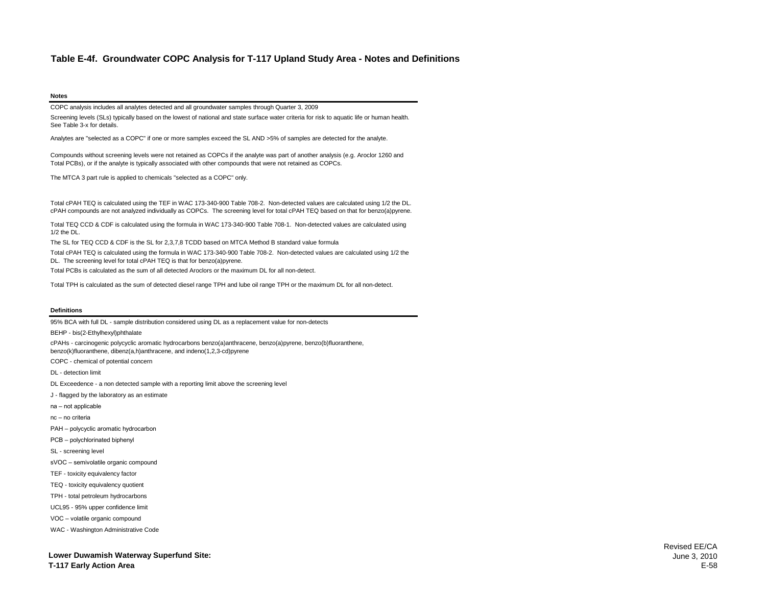## Table E-4f. Groundwater COPC Analysis for T-117 Upland Study Area - Notes and Definitions

**Notes**

COPC analysis includes all analytes detected and all groundwater samples through Quarter 3, 2009

Screening levels (SLs) typically based on the lowest of national and state surface water criteria for risk to aquatic life or human health. See Table 3-x for details.

Analytes are "selected as a COPC" if one or more samples exceed the SL AND >5% of samples are detected for the analyte.

Compounds without screening levels were not retained as COPCs if the analyte was part of another analysis (e.g. Aroclor 1260 and Total PCBs), or if the analyte is typically associated with other compounds that were not retained as COPCs.

The MTCA 3 part rule is applied to chemicals "selected as a COPC" only.

Total cPAH TEQ is calculated using the TEF in WAC 173-340-900 Table 708-2. Non-detected values are calculated using 1/2 the DL. cPAH compounds are not analyzed individually as COPCs. The screening level for total cPAH TEQ based on that for benzo(a)pyrene.

Total TEQ CCD & CDF is calculated using the formula in WAC 173-340-900 Table 708-1. Non-detected values are calculated using 1/2 the DL.

The SL for TEQ CCD & CDF is the SL for 2,3,7,8 TCDD based on MTCA Method B standard value formula

Total cPAH TEQ is calculated using the formula in WAC 173-340-900 Table 708-2. Non-detected values are calculated using 1/2 the DL. The screening level for total cPAH TEQ is that for benzo(a)pyrene.

Total PCBs is calculated as the sum of all detected Aroclors or the maximum DL for all non-detect.

Total TPH is calculated as the sum of detected diesel range TPH and lube oil range TPH or the maximum DL for all non-detect.

**Definitions**

95% BCA with full DL - sample distribution considered using DL as a replacement value for non-detects

BEHP - bis(2-Ethylhexyl)phthalate

cPAHs - carcinogenic polycyclic aromatic hydrocarbons benzo(a)anthracene, benzo(a)pyrene, benzo(b)fluoranthene, benzo(k)fluoranthene, dibenz(a,h)anthracene, and indeno(1,2,3-cd)pyrene

COPC - chemical of potential concern

DL - detection limit

DL Exceedence - a non detected sample with a reporting limit above the screening level

J - flagged by the laboratory as an estimate

na – not applicable

nc – no criteria

PAH – polycyclic aromatic hydrocarbon

PCB – polychlorinated biphenyl

SL - screening level

sVOC – semivolatile organic compound

TEF - toxicity equivalency factor

TEQ - toxicity equivalency quotient

TPH - total petroleum hydrocarbons

UCL95 - 95% upper confidence limit

VOC – volatile organic compound

WAC - Washington Administrative Code